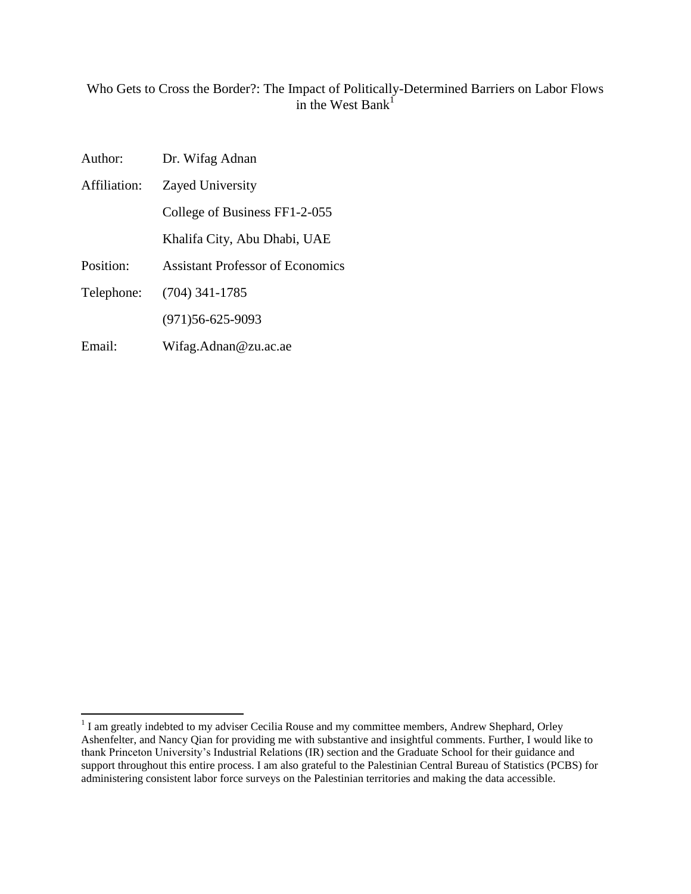# Who Gets to Cross the Border?: The Impact of Politically-Determined Barriers on Labor Flows in the West Bank[1]

| | |
|---|---|
| Author: | Dr. Wifag Adnan |
| Affiliation: | Zayed University |
| | College of Business FF1-2-055 |
| | Khalifa City, Abu Dhabi, UAE |
| Position: | Assistant Professor of Economics |
| Telephone: | (704) 341-1785 |
| | (971)56-625-9093 |
| Email: | Wifag.Adnan@zu.ac.ae |

[1] I am greatly indebted to my adviser Cecilia Rouse and my committee members, Andrew Shephard, Orley Ashenfelter, and Nancy Qian for providing me with substantive and insightful comments. Further, I would like to thank Princeton University's Industrial Relations (IR) section and the Graduate School for their guidance and support throughout this entire process. I am also grateful to the Palestinian Central Bureau of Statistics (PCBS) for administering consistent labor force surveys on the Palestinian territories and making the data accessible.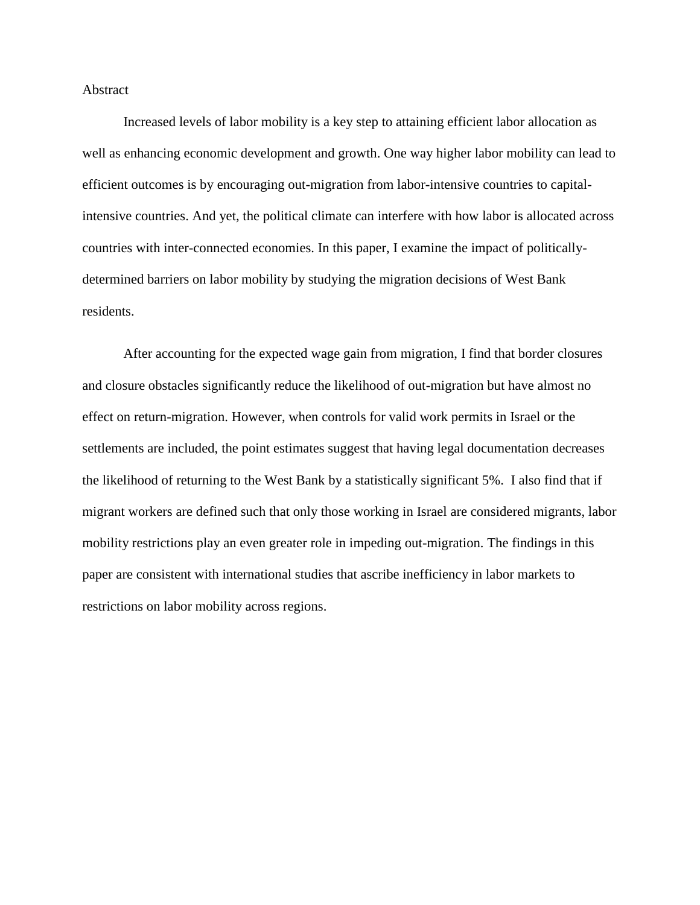# Abstract

Increased levels of labor mobility is a key step to attaining efficient labor allocation as well as enhancing economic development and growth. One way higher labor mobility can lead to efficient outcomes is by encouraging out-migration from labor-intensive countries to capital-intensive countries. And yet, the political climate can interfere with how labor is allocated across countries with inter-connected economies. In this paper, I examine the impact of politically-determined barriers on labor mobility by studying the migration decisions of West Bank residents.

After accounting for the expected wage gain from migration, I find that border closures and closure obstacles significantly reduce the likelihood of out-migration but have almost no effect on return-migration. However, when controls for valid work permits in Israel or the settlements are included, the point estimates suggest that having legal documentation decreases the likelihood of returning to the West Bank by a statistically significant 5%. I also find that if migrant workers are defined such that only those working in Israel are considered migrants, labor mobility restrictions play an even greater role in impeding out-migration. The findings in this paper are consistent with international studies that ascribe inefficiency in labor markets to restrictions on labor mobility across regions.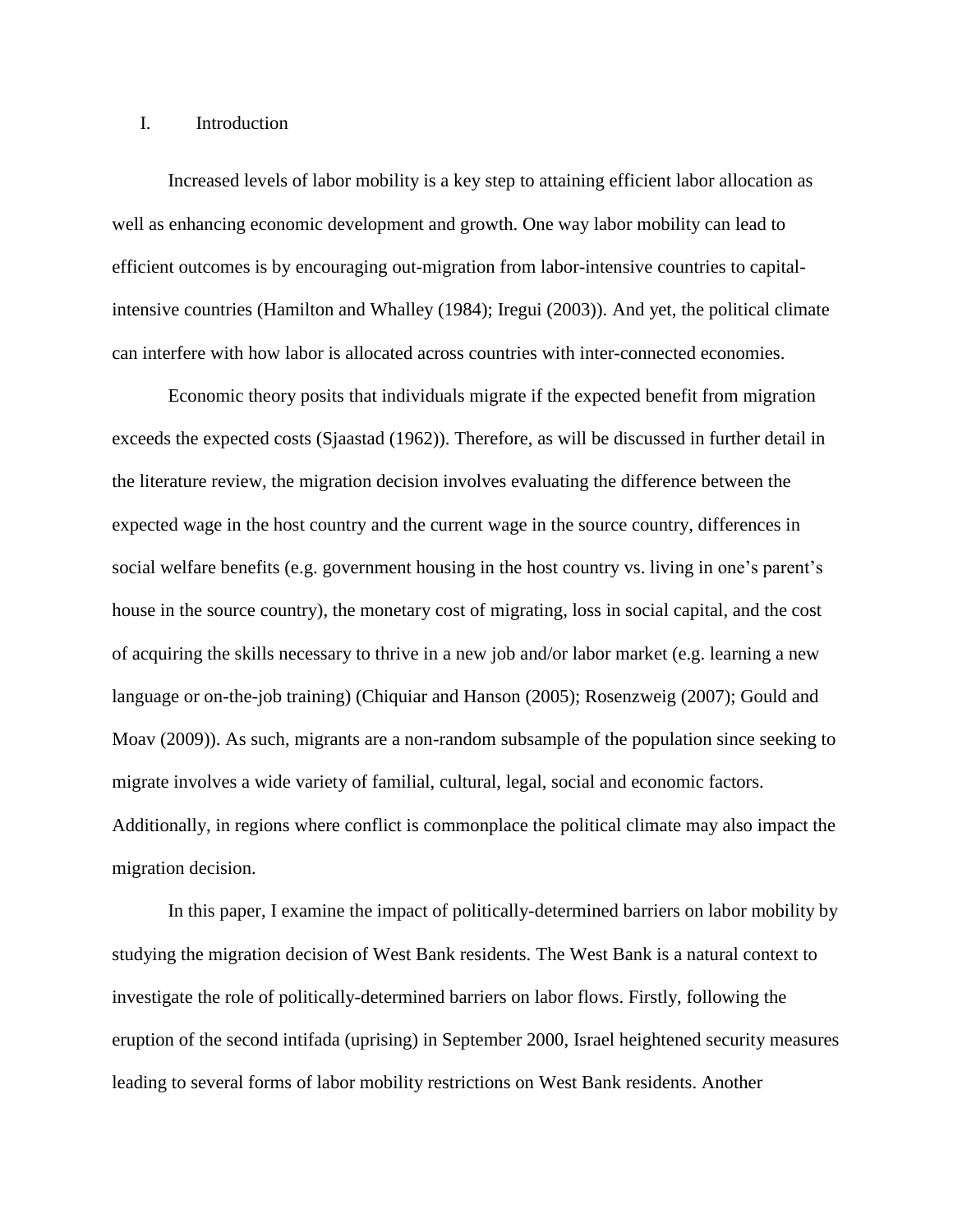# I. Introduction

Increased levels of labor mobility is a key step to attaining efficient labor allocation as well as enhancing economic development and growth. One way labor mobility can lead to efficient outcomes is by encouraging out-migration from labor-intensive countries to capital-intensive countries (Hamilton and Whalley (1984); Iregui (2003)). And yet, the political climate can interfere with how labor is allocated across countries with inter-connected economies.

Economic theory posits that individuals migrate if the expected benefit from migration exceeds the expected costs (Sjaastad (1962)). Therefore, as will be discussed in further detail in the literature review, the migration decision involves evaluating the difference between the expected wage in the host country and the current wage in the source country, differences in social welfare benefits (e.g. government housing in the host country vs. living in one's parent's house in the source country), the monetary cost of migrating, loss in social capital, and the cost of acquiring the skills necessary to thrive in a new job and/or labor market (e.g. learning a new language or on-the-job training) (Chiquiar and Hanson (2005); Rosenzweig (2007); Gould and Moav (2009)). As such, migrants are a non-random subsample of the population since seeking to migrate involves a wide variety of familial, cultural, legal, social and economic factors. Additionally, in regions where conflict is commonplace the political climate may also impact the migration decision.

In this paper, I examine the impact of politically-determined barriers on labor mobility by studying the migration decision of West Bank residents. The West Bank is a natural context to investigate the role of politically-determined barriers on labor flows. Firstly, following the eruption of the second intifada (uprising) in September 2000, Israel heightened security measures leading to several forms of labor mobility restrictions on West Bank residents. Another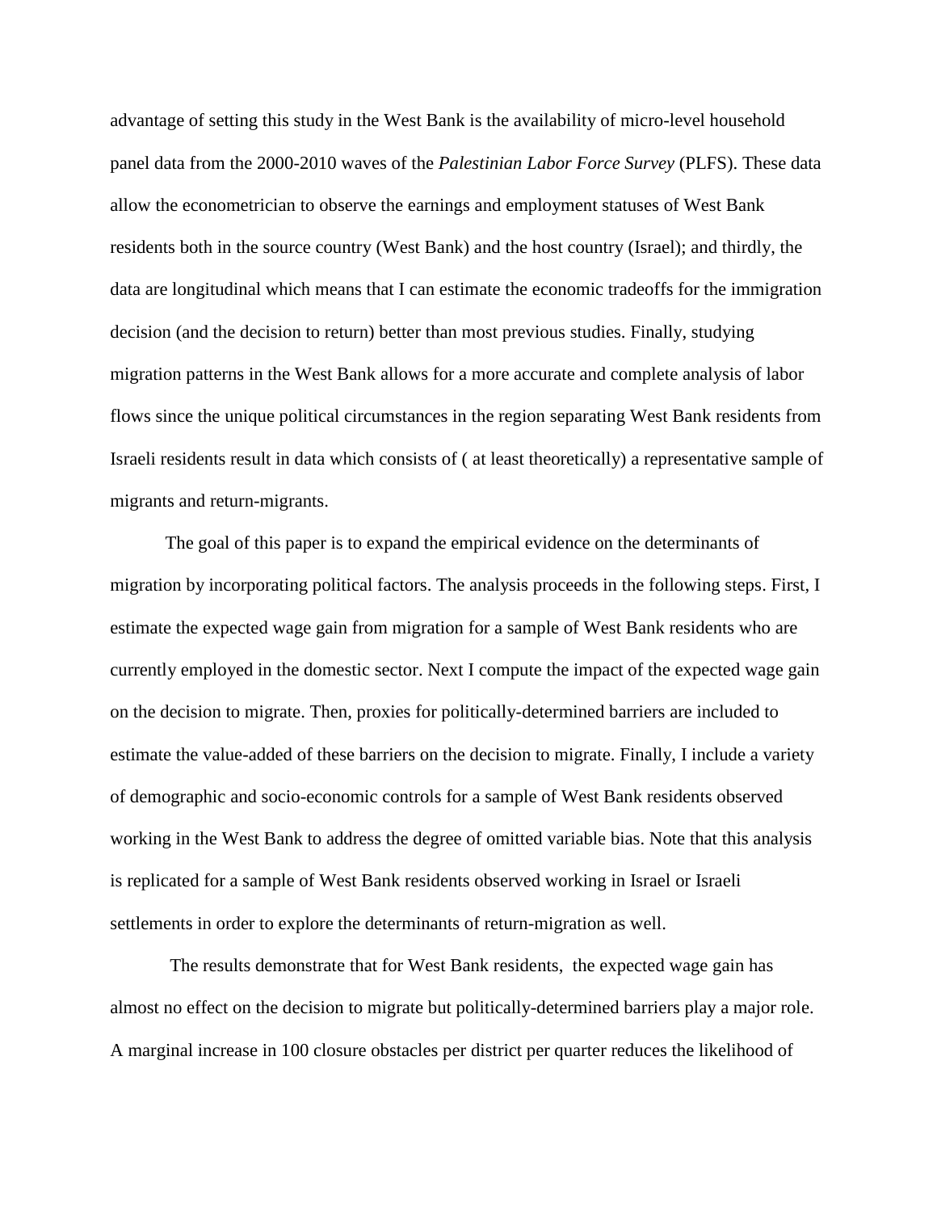advantage of setting this study in the West Bank is the availability of micro-level household panel data from the 2000-2010 waves of the *Palestinian Labor Force Survey* (PLFS). These data allow the econometrician to observe the earnings and employment statuses of West Bank residents both in the source country (West Bank) and the host country (Israel); and thirdly, the data are longitudinal which means that I can estimate the economic tradeoffs for the immigration decision (and the decision to return) better than most previous studies. Finally, studying migration patterns in the West Bank allows for a more accurate and complete analysis of labor flows since the unique political circumstances in the region separating West Bank residents from Israeli residents result in data which consists of ( at least theoretically) a representative sample of migrants and return-migrants.

The goal of this paper is to expand the empirical evidence on the determinants of migration by incorporating political factors. The analysis proceeds in the following steps. First, I estimate the expected wage gain from migration for a sample of West Bank residents who are currently employed in the domestic sector. Next I compute the impact of the expected wage gain on the decision to migrate. Then, proxies for politically-determined barriers are included to estimate the value-added of these barriers on the decision to migrate. Finally, I include a variety of demographic and socio-economic controls for a sample of West Bank residents observed working in the West Bank to address the degree of omitted variable bias. Note that this analysis is replicated for a sample of West Bank residents observed working in Israel or Israeli settlements in order to explore the determinants of return-migration as well.

The results demonstrate that for West Bank residents, the expected wage gain has almost no effect on the decision to migrate but politically-determined barriers play a major role. A marginal increase in 100 closure obstacles per district per quarter reduces the likelihood of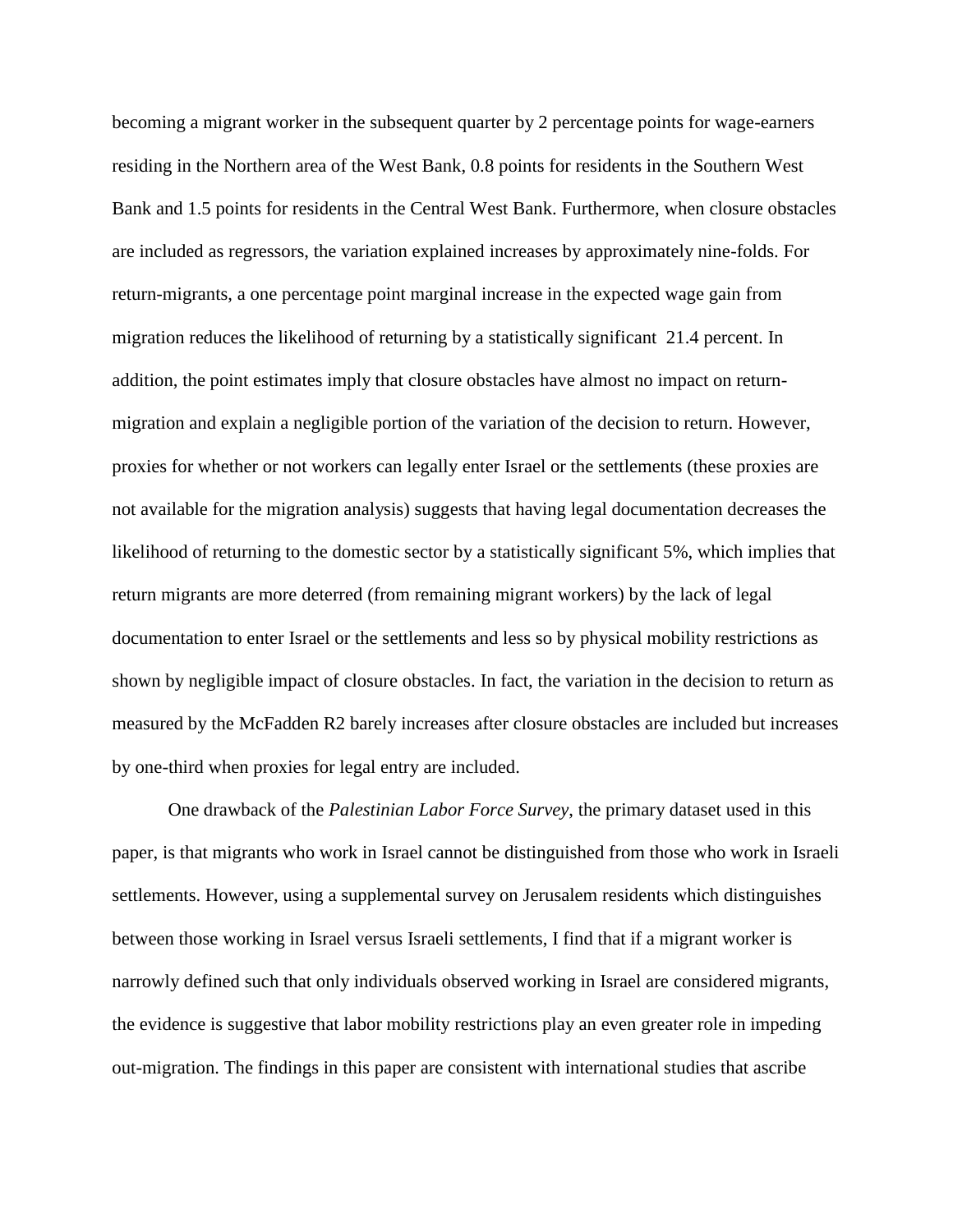becoming a migrant worker in the subsequent quarter by 2 percentage points for wage-earners residing in the Northern area of the West Bank, 0.8 points for residents in the Southern West Bank and 1.5 points for residents in the Central West Bank. Furthermore, when closure obstacles are included as regressors, the variation explained increases by approximately nine-folds. For return-migrants, a one percentage point marginal increase in the expected wage gain from migration reduces the likelihood of returning by a statistically significant 21.4 percent. In addition, the point estimates imply that closure obstacles have almost no impact on return-migration and explain a negligible portion of the variation of the decision to return. However, proxies for whether or not workers can legally enter Israel or the settlements (these proxies are not available for the migration analysis) suggests that having legal documentation decreases the likelihood of returning to the domestic sector by a statistically significant 5%, which implies that return migrants are more deterred (from remaining migrant workers) by the lack of legal documentation to enter Israel or the settlements and less so by physical mobility restrictions as shown by negligible impact of closure obstacles. In fact, the variation in the decision to return as measured by the McFadden R2 barely increases after closure obstacles are included but increases by one-third when proxies for legal entry are included.

One drawback of the *Palestinian Labor Force Survey*, the primary dataset used in this paper, is that migrants who work in Israel cannot be distinguished from those who work in Israeli settlements. However, using a supplemental survey on Jerusalem residents which distinguishes between those working in Israel versus Israeli settlements, I find that if a migrant worker is narrowly defined such that only individuals observed working in Israel are considered migrants, the evidence is suggestive that labor mobility restrictions play an even greater role in impeding out-migration. The findings in this paper are consistent with international studies that ascribe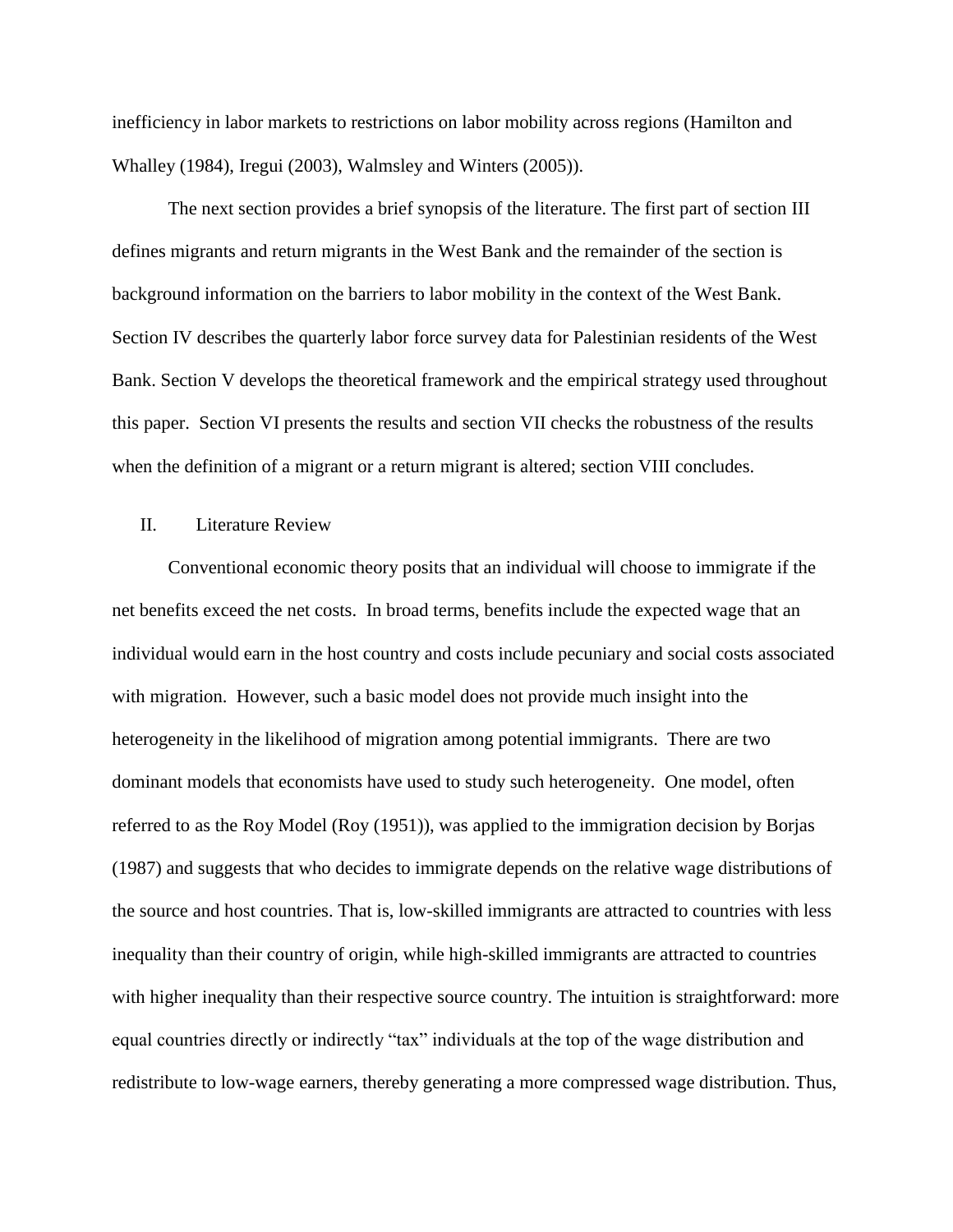inefficiency in labor markets to restrictions on labor mobility across regions (Hamilton and Whalley (1984), Iregui (2003), Walmsley and Winters (2005)).

The next section provides a brief synopsis of the literature. The first part of section III defines migrants and return migrants in the West Bank and the remainder of the section is background information on the barriers to labor mobility in the context of the West Bank. Section IV describes the quarterly labor force survey data for Palestinian residents of the West Bank. Section V develops the theoretical framework and the empirical strategy used throughout this paper. Section VI presents the results and section VII checks the robustness of the results when the definition of a migrant or a return migrant is altered; section VIII concludes.

## II. Literature Review

Conventional economic theory posits that an individual will choose to immigrate if the net benefits exceed the net costs. In broad terms, benefits include the expected wage that an individual would earn in the host country and costs include pecuniary and social costs associated with migration. However, such a basic model does not provide much insight into the heterogeneity in the likelihood of migration among potential immigrants. There are two dominant models that economists have used to study such heterogeneity. One model, often referred to as the Roy Model (Roy (1951)), was applied to the immigration decision by Borjas (1987) and suggests that who decides to immigrate depends on the relative wage distributions of the source and host countries. That is, low-skilled immigrants are attracted to countries with less inequality than their country of origin, while high-skilled immigrants are attracted to countries with higher inequality than their respective source country. The intuition is straightforward: more equal countries directly or indirectly "tax" individuals at the top of the wage distribution and redistribute to low-wage earners, thereby generating a more compressed wage distribution. Thus,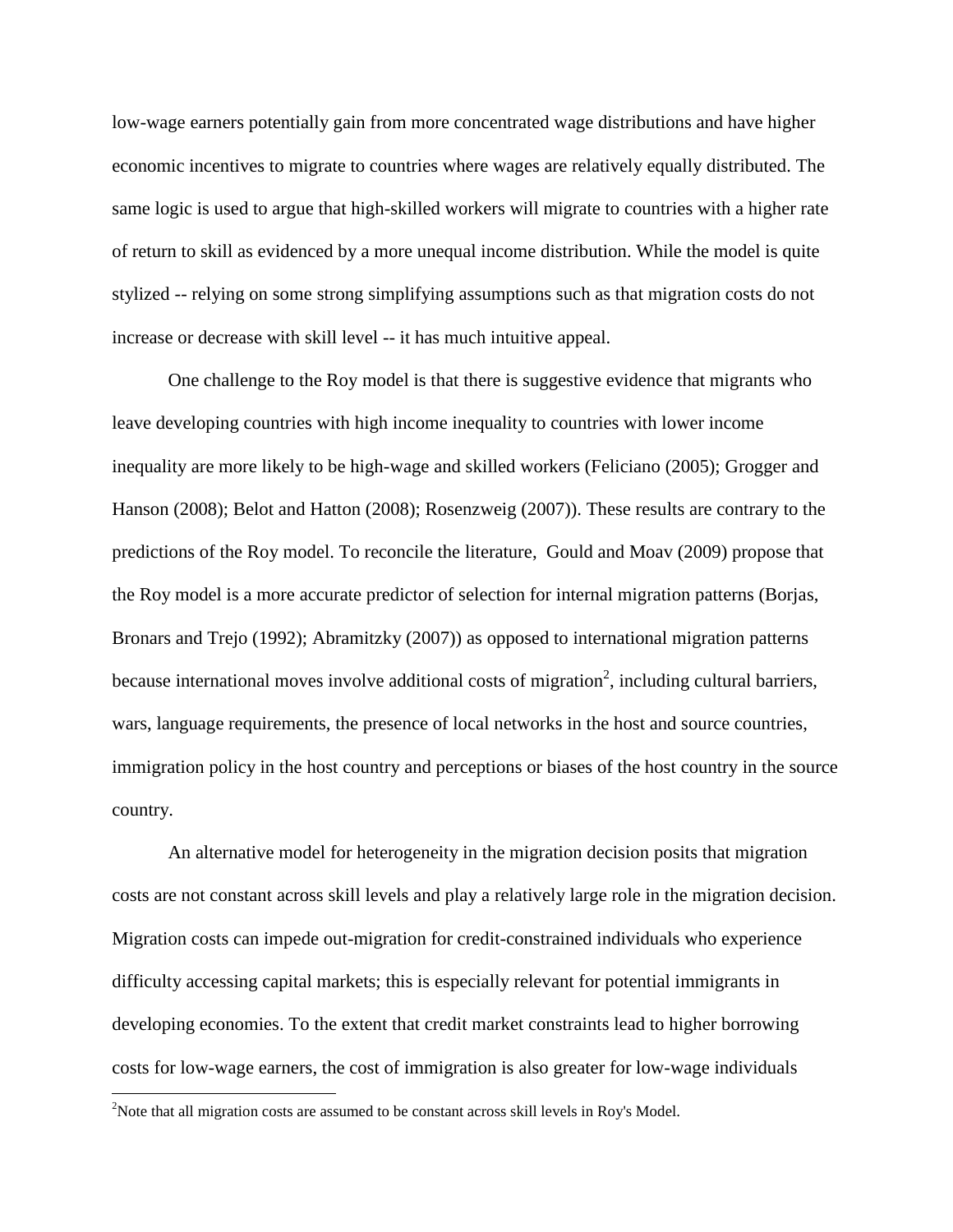low-wage earners potentially gain from more concentrated wage distributions and have higher economic incentives to migrate to countries where wages are relatively equally distributed. The same logic is used to argue that high-skilled workers will migrate to countries with a higher rate of return to skill as evidenced by a more unequal income distribution. While the model is quite stylized -- relying on some strong simplifying assumptions such as that migration costs do not increase or decrease with skill level -- it has much intuitive appeal.

One challenge to the Roy model is that there is suggestive evidence that migrants who leave developing countries with high income inequality to countries with lower income inequality are more likely to be high-wage and skilled workers (Feliciano (2005); Grogger and Hanson (2008); Belot and Hatton (2008); Rosenzweig (2007)). These results are contrary to the predictions of the Roy model. To reconcile the literature, Gould and Moav (2009) propose that the Roy model is a more accurate predictor of selection for internal migration patterns (Borjas, Bronars and Trejo (1992); Abramitzky (2007)) as opposed to international migration patterns because international moves involve additional costs of migration[2], including cultural barriers, wars, language requirements, the presence of local networks in the host and source countries, immigration policy in the host country and perceptions or biases of the host country in the source country.

An alternative model for heterogeneity in the migration decision posits that migration costs are not constant across skill levels and play a relatively large role in the migration decision. Migration costs can impede out-migration for credit-constrained individuals who experience difficulty accessing capital markets; this is especially relevant for potential immigrants in developing economies. To the extent that credit market constraints lead to higher borrowing costs for low-wage earners, the cost of immigration is also greater for low-wage individuals

[2]Note that all migration costs are assumed to be constant across skill levels in Roy's Model.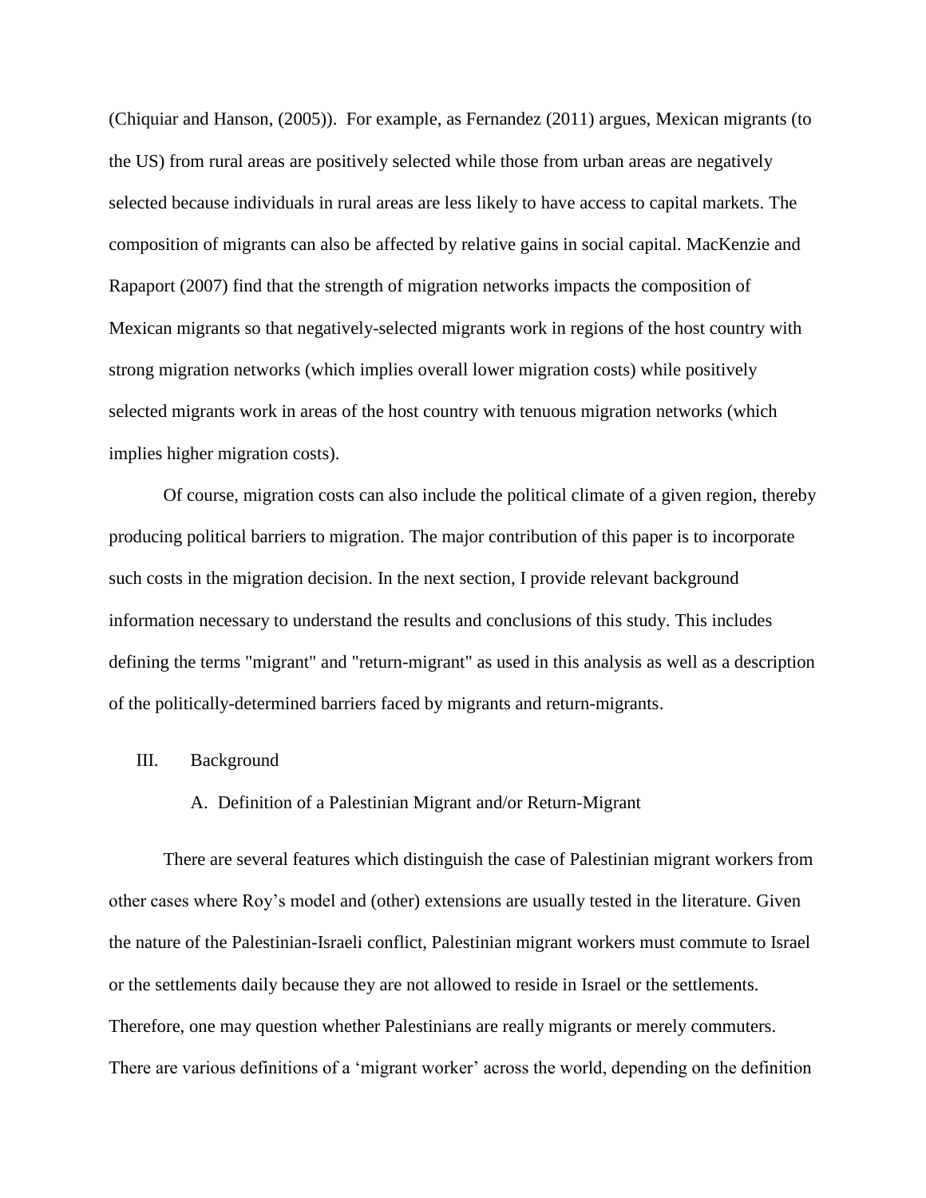(Chiquiar and Hanson, (2005)). For example, as Fernandez (2011) argues, Mexican migrants (to the US) from rural areas are positively selected while those from urban areas are negatively selected because individuals in rural areas are less likely to have access to capital markets. The composition of migrants can also be affected by relative gains in social capital. MacKenzie and Rapaport (2007) find that the strength of migration networks impacts the composition of Mexican migrants so that negatively-selected migrants work in regions of the host country with strong migration networks (which implies overall lower migration costs) while positively selected migrants work in areas of the host country with tenuous migration networks (which implies higher migration costs).

Of course, migration costs can also include the political climate of a given region, thereby producing political barriers to migration. The major contribution of this paper is to incorporate such costs in the migration decision. In the next section, I provide relevant background information necessary to understand the results and conclusions of this study. This includes defining the terms "migrant" and "return-migrant" as used in this analysis as well as a description of the politically-determined barriers faced by migrants and return-migrants.

## III. Background

### A. Definition of a Palestinian Migrant and/or Return-Migrant

There are several features which distinguish the case of Palestinian migrant workers from other cases where Roy's model and (other) extensions are usually tested in the literature. Given the nature of the Palestinian-Israeli conflict, Palestinian migrant workers must commute to Israel or the settlements daily because they are not allowed to reside in Israel or the settlements. Therefore, one may question whether Palestinians are really migrants or merely commuters. There are various definitions of a 'migrant worker' across the world, depending on the definition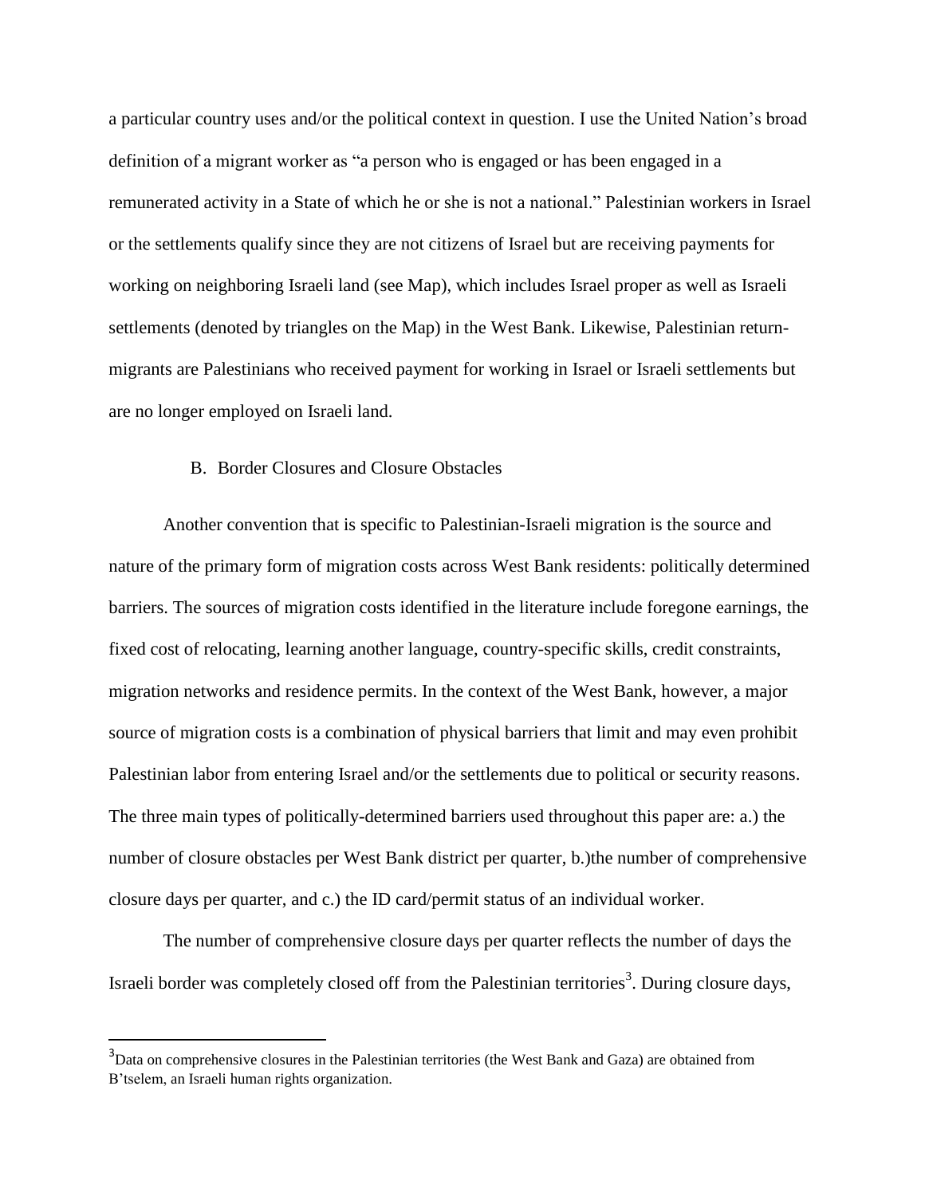a particular country uses and/or the political context in question. I use the United Nation's broad definition of a migrant worker as "a person who is engaged or has been engaged in a remunerated activity in a State of which he or she is not a national." Palestinian workers in Israel or the settlements qualify since they are not citizens of Israel but are receiving payments for working on neighboring Israeli land (see Map), which includes Israel proper as well as Israeli settlements (denoted by triangles on the Map) in the West Bank. Likewise, Palestinian return-migrants are Palestinians who received payment for working in Israel or Israeli settlements but are no longer employed on Israeli land.

### B. Border Closures and Closure Obstacles

Another convention that is specific to Palestinian-Israeli migration is the source and nature of the primary form of migration costs across West Bank residents: politically determined barriers. The sources of migration costs identified in the literature include foregone earnings, the fixed cost of relocating, learning another language, country-specific skills, credit constraints, migration networks and residence permits. In the context of the West Bank, however, a major source of migration costs is a combination of physical barriers that limit and may even prohibit Palestinian labor from entering Israel and/or the settlements due to political or security reasons. The three main types of politically-determined barriers used throughout this paper are: a.) the number of closure obstacles per West Bank district per quarter, b.)the number of comprehensive closure days per quarter, and c.) the ID card/permit status of an individual worker.

The number of comprehensive closure days per quarter reflects the number of days the Israeli border was completely closed off from the Palestinian territories[3]. During closure days,

[3] Data on comprehensive closures in the Palestinian territories (the West Bank and Gaza) are obtained from B'tselem, an Israeli human rights organization.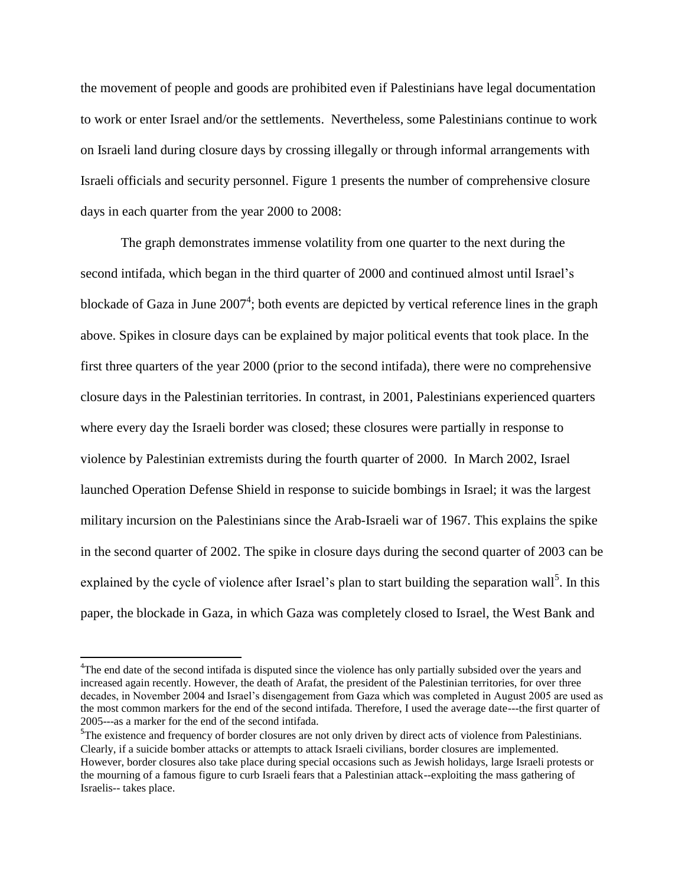the movement of people and goods are prohibited even if Palestinians have legal documentation to work or enter Israel and/or the settlements. Nevertheless, some Palestinians continue to work on Israeli land during closure days by crossing illegally or through informal arrangements with Israeli officials and security personnel. Figure 1 presents the number of comprehensive closure days in each quarter from the year 2000 to 2008:

The graph demonstrates immense volatility from one quarter to the next during the second intifada, which began in the third quarter of 2000 and continued almost until Israel's blockade of Gaza in June 2007[4]; both events are depicted by vertical reference lines in the graph above. Spikes in closure days can be explained by major political events that took place. In the first three quarters of the year 2000 (prior to the second intifada), there were no comprehensive closure days in the Palestinian territories. In contrast, in 2001, Palestinians experienced quarters where every day the Israeli border was closed; these closures were partially in response to violence by Palestinian extremists during the fourth quarter of 2000. In March 2002, Israel launched Operation Defense Shield in response to suicide bombings in Israel; it was the largest military incursion on the Palestinians since the Arab-Israeli war of 1967. This explains the spike in the second quarter of 2002. The spike in closure days during the second quarter of 2003 can be explained by the cycle of violence after Israel's plan to start building the separation wall[5]. In this paper, the blockade in Gaza, in which Gaza was completely closed to Israel, the West Bank and

[4]The end date of the second intifada is disputed since the violence has only partially subsided over the years and increased again recently. However, the death of Arafat, the president of the Palestinian territories, for over three decades, in November 2004 and Israel's disengagement from Gaza which was completed in August 2005 are used as the most common markers for the end of the second intifada. Therefore, I used the average date---the first quarter of 2005---as a marker for the end of the second intifada.

[5]The existence and frequency of border closures are not only driven by direct acts of violence from Palestinians. Clearly, if a suicide bomber attacks or attempts to attack Israeli civilians, border closures are implemented. However, border closures also take place during special occasions such as Jewish holidays, large Israeli protests or the mourning of a famous figure to curb Israeli fears that a Palestinian attack--exploiting the mass gathering of Israelis-- takes place.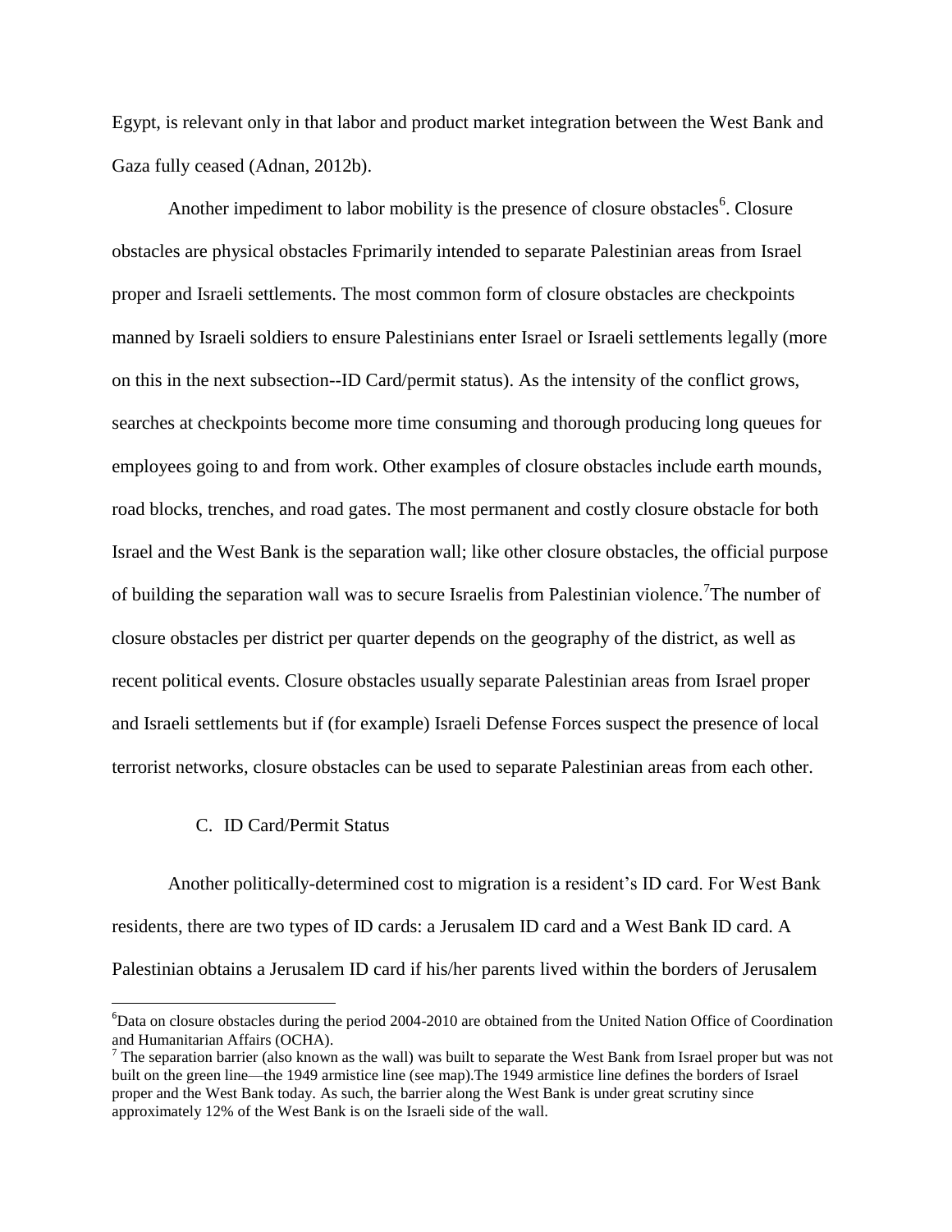Egypt, is relevant only in that labor and product market integration between the West Bank and Gaza fully ceased (Adnan, 2012b).

Another impediment to labor mobility is the presence of closure obstacles[6]. Closure obstacles are physical obstacles Fprimarily intended to separate Palestinian areas from Israel proper and Israeli settlements. The most common form of closure obstacles are checkpoints manned by Israeli soldiers to ensure Palestinians enter Israel or Israeli settlements legally (more on this in the next subsection--ID Card/permit status). As the intensity of the conflict grows, searches at checkpoints become more time consuming and thorough producing long queues for employees going to and from work. Other examples of closure obstacles include earth mounds, road blocks, trenches, and road gates. The most permanent and costly closure obstacle for both Israel and the West Bank is the separation wall; like other closure obstacles, the official purpose of building the separation wall was to secure Israelis from Palestinian violence.[7]The number of closure obstacles per district per quarter depends on the geography of the district, as well as recent political events. Closure obstacles usually separate Palestinian areas from Israel proper and Israeli settlements but if (for example) Israeli Defense Forces suspect the presence of local terrorist networks, closure obstacles can be used to separate Palestinian areas from each other.

### C. ID Card/Permit Status

Another politically-determined cost to migration is a resident's ID card. For West Bank residents, there are two types of ID cards: a Jerusalem ID card and a West Bank ID card. A Palestinian obtains a Jerusalem ID card if his/her parents lived within the borders of Jerusalem

---

[6]Data on closure obstacles during the period 2004-2010 are obtained from the United Nation Office of Coordination and Humanitarian Affairs (OCHA).

[7] The separation barrier (also known as the wall) was built to separate the West Bank from Israel proper but was not built on the green line—the 1949 armistice line (see map).The 1949 armistice line defines the borders of Israel proper and the West Bank today. As such, the barrier along the West Bank is under great scrutiny since approximately 12% of the West Bank is on the Israeli side of the wall.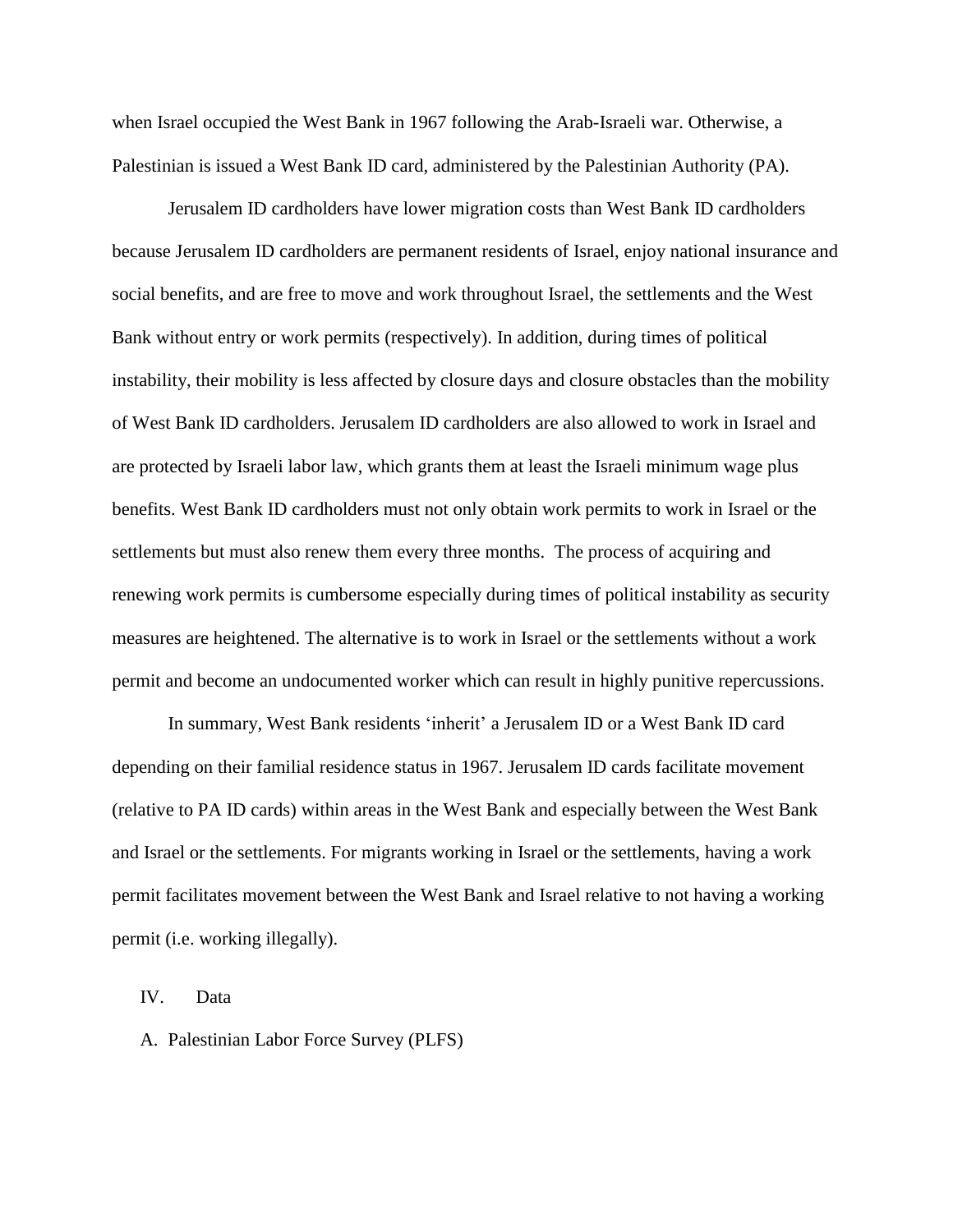when Israel occupied the West Bank in 1967 following the Arab-Israeli war. Otherwise, a Palestinian is issued a West Bank ID card, administered by the Palestinian Authority (PA).

Jerusalem ID cardholders have lower migration costs than West Bank ID cardholders because Jerusalem ID cardholders are permanent residents of Israel, enjoy national insurance and social benefits, and are free to move and work throughout Israel, the settlements and the West Bank without entry or work permits (respectively). In addition, during times of political instability, their mobility is less affected by closure days and closure obstacles than the mobility of West Bank ID cardholders. Jerusalem ID cardholders are also allowed to work in Israel and are protected by Israeli labor law, which grants them at least the Israeli minimum wage plus benefits. West Bank ID cardholders must not only obtain work permits to work in Israel or the settlements but must also renew them every three months. The process of acquiring and renewing work permits is cumbersome especially during times of political instability as security measures are heightened. The alternative is to work in Israel or the settlements without a work permit and become an undocumented worker which can result in highly punitive repercussions.

In summary, West Bank residents 'inherit' a Jerusalem ID or a West Bank ID card depending on their familial residence status in 1967. Jerusalem ID cards facilitate movement (relative to PA ID cards) within areas in the West Bank and especially between the West Bank and Israel or the settlements. For migrants working in Israel or the settlements, having a work permit facilitates movement between the West Bank and Israel relative to not having a working permit (i.e. working illegally).

## IV. Data

### A. Palestinian Labor Force Survey (PLFS)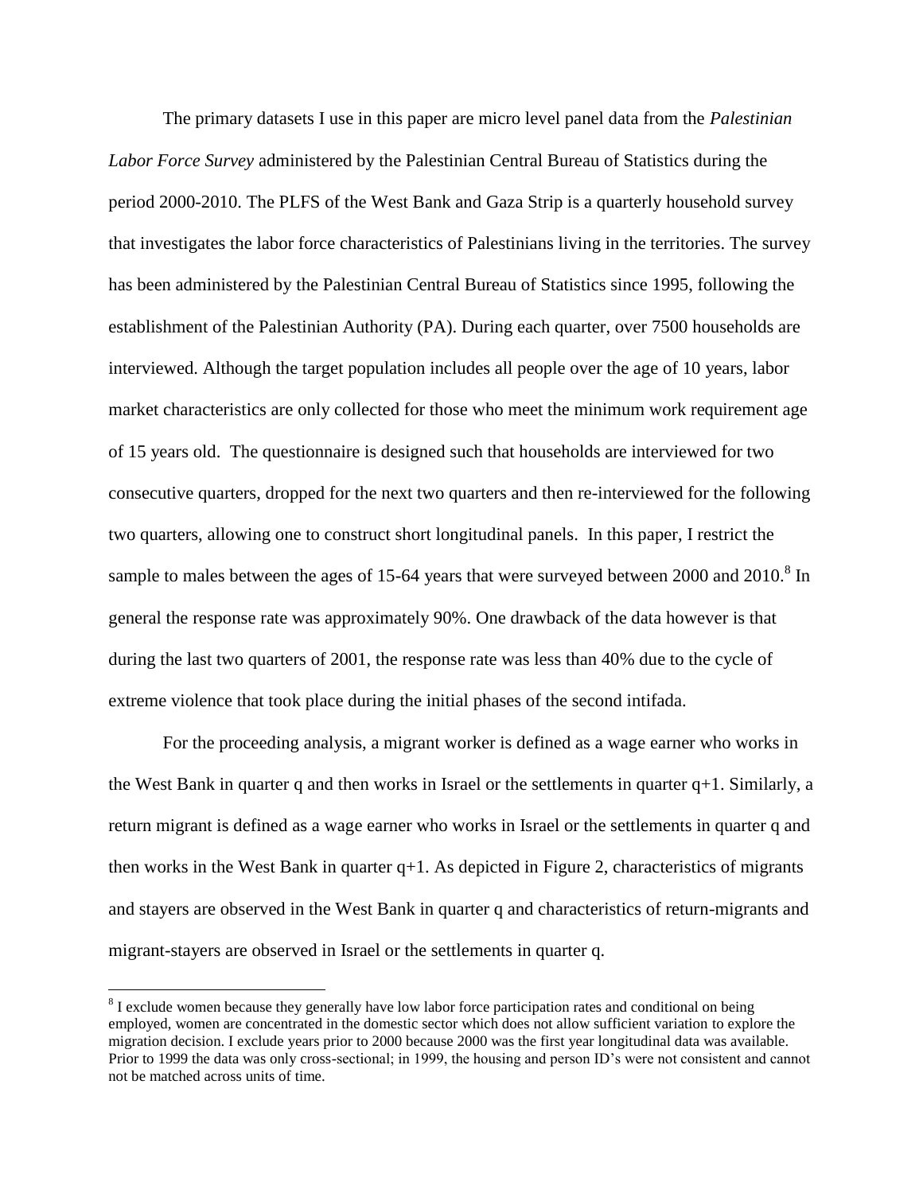The primary datasets I use in this paper are micro level panel data from the *Palestinian Labor Force Survey* administered by the Palestinian Central Bureau of Statistics during the period 2000-2010. The PLFS of the West Bank and Gaza Strip is a quarterly household survey that investigates the labor force characteristics of Palestinians living in the territories. The survey has been administered by the Palestinian Central Bureau of Statistics since 1995, following the establishment of the Palestinian Authority (PA). During each quarter, over 7500 households are interviewed. Although the target population includes all people over the age of 10 years, labor market characteristics are only collected for those who meet the minimum work requirement age of 15 years old. The questionnaire is designed such that households are interviewed for two consecutive quarters, dropped for the next two quarters and then re-interviewed for the following two quarters, allowing one to construct short longitudinal panels. In this paper, I restrict the sample to males between the ages of 15-64 years that were surveyed between 2000 and 2010.[8] In general the response rate was approximately 90%. One drawback of the data however is that during the last two quarters of 2001, the response rate was less than 40% due to the cycle of extreme violence that took place during the initial phases of the second intifada.

For the proceeding analysis, a migrant worker is defined as a wage earner who works in the West Bank in quarter q and then works in Israel or the settlements in quarter q+1. Similarly, a return migrant is defined as a wage earner who works in Israel or the settlements in quarter q and then works in the West Bank in quarter q+1. As depicted in Figure 2, characteristics of migrants and stayers are observed in the West Bank in quarter q and characteristics of return-migrants and migrant-stayers are observed in Israel or the settlements in quarter q.

[8] I exclude women because they generally have low labor force participation rates and conditional on being employed, women are concentrated in the domestic sector which does not allow sufficient variation to explore the migration decision. I exclude years prior to 2000 because 2000 was the first year longitudinal data was available. Prior to 1999 the data was only cross-sectional; in 1999, the housing and person ID's were not consistent and cannot not be matched across units of time.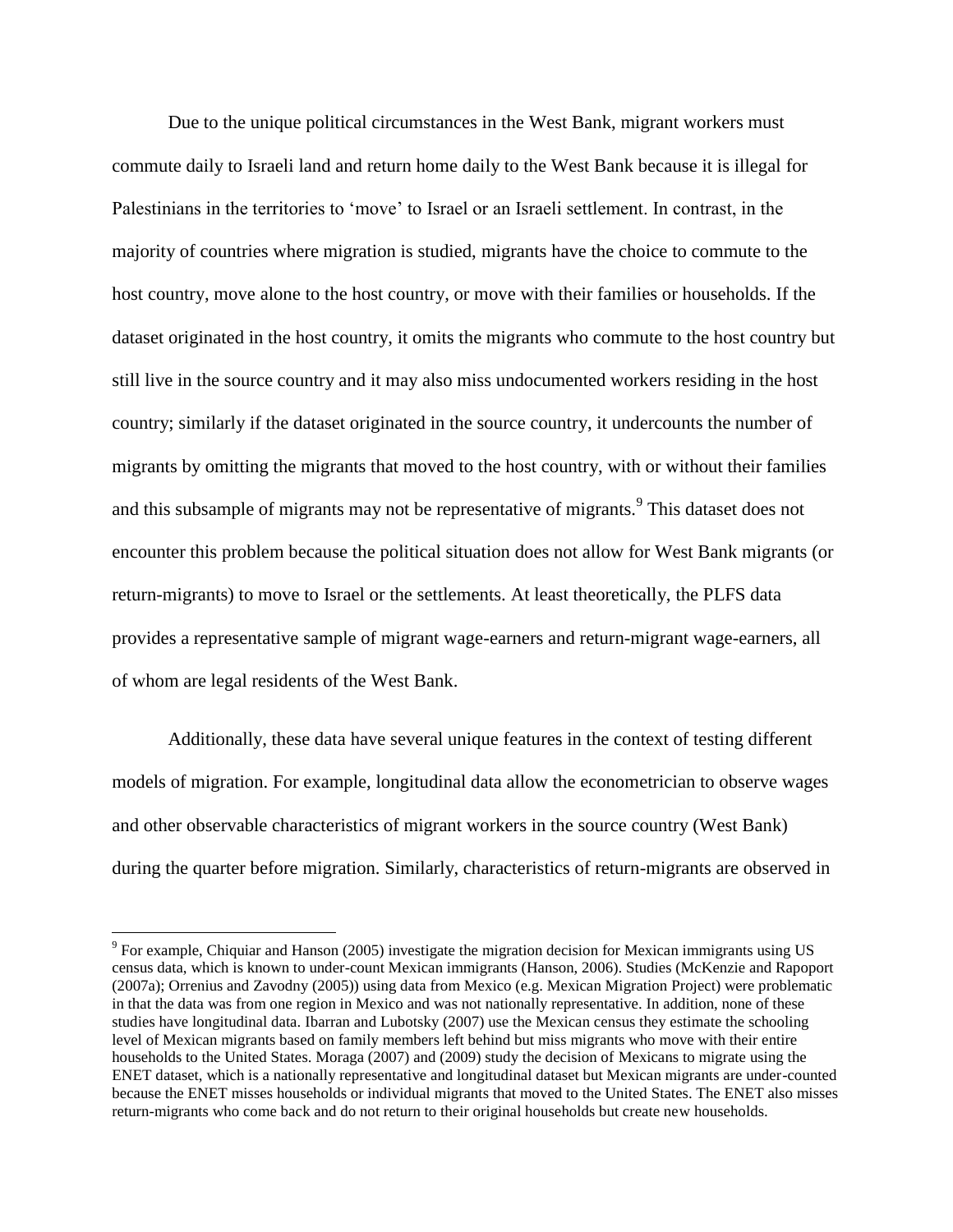Due to the unique political circumstances in the West Bank, migrant workers must commute daily to Israeli land and return home daily to the West Bank because it is illegal for Palestinians in the territories to 'move' to Israel or an Israeli settlement. In contrast, in the majority of countries where migration is studied, migrants have the choice to commute to the host country, move alone to the host country, or move with their families or households. If the dataset originated in the host country, it omits the migrants who commute to the host country but still live in the source country and it may also miss undocumented workers residing in the host country; similarly if the dataset originated in the source country, it undercounts the number of migrants by omitting the migrants that moved to the host country, with or without their families and this subsample of migrants may not be representative of migrants.[9] This dataset does not encounter this problem because the political situation does not allow for West Bank migrants (or return-migrants) to move to Israel or the settlements. At least theoretically, the PLFS data provides a representative sample of migrant wage-earners and return-migrant wage-earners, all of whom are legal residents of the West Bank.

Additionally, these data have several unique features in the context of testing different models of migration. For example, longitudinal data allow the econometrician to observe wages and other observable characteristics of migrant workers in the source country (West Bank) during the quarter before migration. Similarly, characteristics of return-migrants are observed in

[9] For example, Chiquiar and Hanson (2005) investigate the migration decision for Mexican immigrants using US census data, which is known to under-count Mexican immigrants (Hanson, 2006). Studies (McKenzie and Rapoport (2007a); Orrenius and Zavodny (2005)) using data from Mexico (e.g. Mexican Migration Project) were problematic in that the data was from one region in Mexico and was not nationally representative. In addition, none of these studies have longitudinal data. Ibarran and Lubotsky (2007) use the Mexican census they estimate the schooling level of Mexican migrants based on family members left behind but miss migrants who move with their entire households to the United States. Moraga (2007) and (2009) study the decision of Mexicans to migrate using the ENET dataset, which is a nationally representative and longitudinal dataset but Mexican migrants are under-counted because the ENET misses households or individual migrants that moved to the United States. The ENET also misses return-migrants who come back and do not return to their original households but create new households.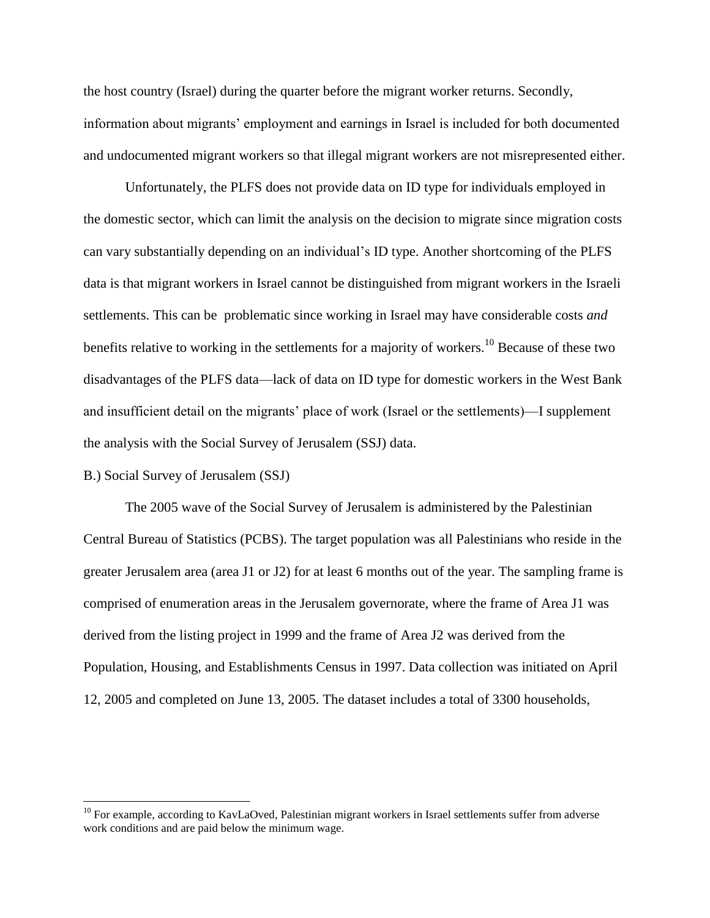the host country (Israel) during the quarter before the migrant worker returns. Secondly, information about migrants' employment and earnings in Israel is included for both documented and undocumented migrant workers so that illegal migrant workers are not misrepresented either.

Unfortunately, the PLFS does not provide data on ID type for individuals employed in the domestic sector, which can limit the analysis on the decision to migrate since migration costs can vary substantially depending on an individual's ID type. Another shortcoming of the PLFS data is that migrant workers in Israel cannot be distinguished from migrant workers in the Israeli settlements. This can be problematic since working in Israel may have considerable costs *and* benefits relative to working in the settlements for a majority of workers.[10] Because of these two disadvantages of the PLFS data—lack of data on ID type for domestic workers in the West Bank and insufficient detail on the migrants' place of work (Israel or the settlements)—I supplement the analysis with the Social Survey of Jerusalem (SSJ) data.

B.) Social Survey of Jerusalem (SSJ)

The 2005 wave of the Social Survey of Jerusalem is administered by the Palestinian Central Bureau of Statistics (PCBS). The target population was all Palestinians who reside in the greater Jerusalem area (area J1 or J2) for at least 6 months out of the year. The sampling frame is comprised of enumeration areas in the Jerusalem governorate, where the frame of Area J1 was derived from the listing project in 1999 and the frame of Area J2 was derived from the Population, Housing, and Establishments Census in 1997. Data collection was initiated on April 12, 2005 and completed on June 13, 2005. The dataset includes a total of 3300 households,

[10] For example, according to KavLaOved, Palestinian migrant workers in Israel settlements suffer from adverse work conditions and are paid below the minimum wage.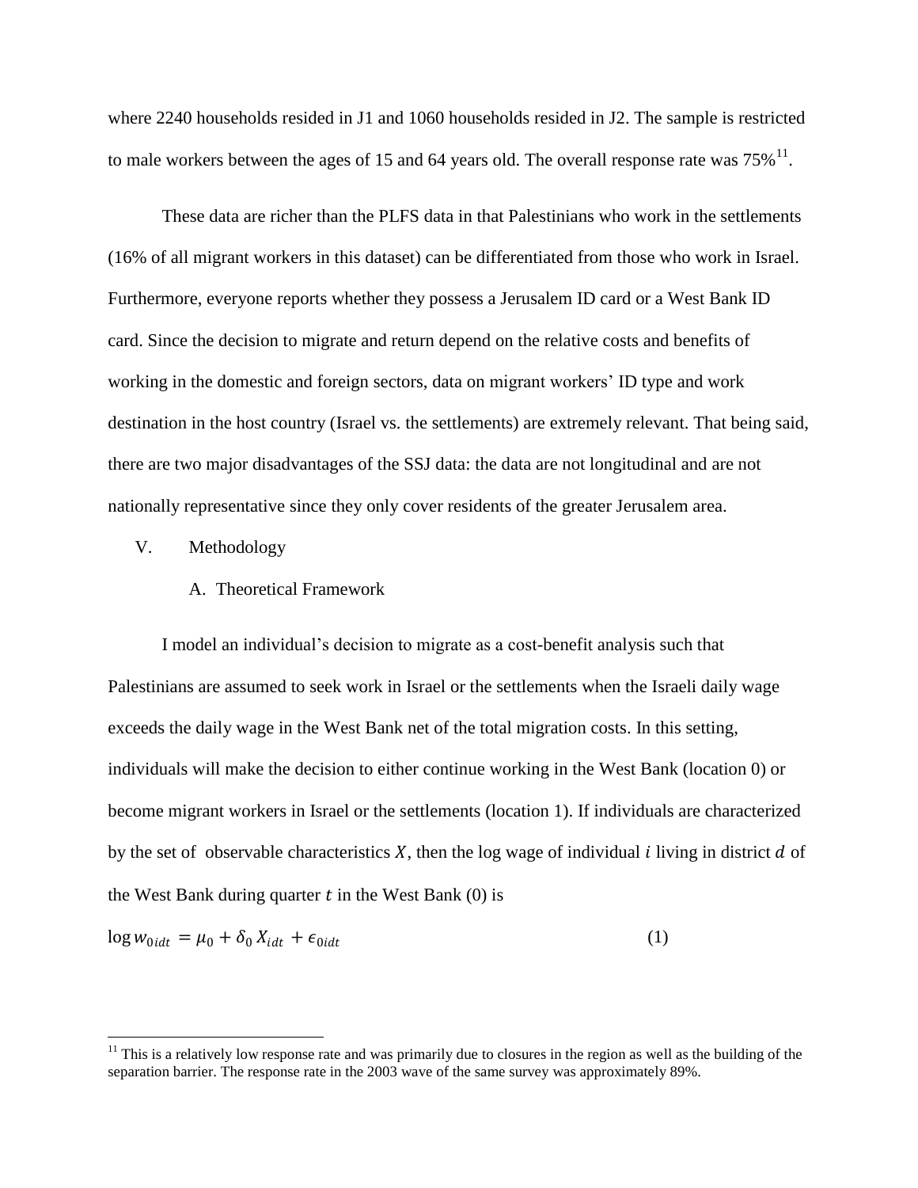where 2240 households resided in J1 and 1060 households resided in J2. The sample is restricted to male workers between the ages of 15 and 64 years old. The overall response rate was 75%[11].

These data are richer than the PLFS data in that Palestinians who work in the settlements (16% of all migrant workers in this dataset) can be differentiated from those who work in Israel. Furthermore, everyone reports whether they possess a Jerusalem ID card or a West Bank ID card. Since the decision to migrate and return depend on the relative costs and benefits of working in the domestic and foreign sectors, data on migrant workers' ID type and work destination in the host country (Israel vs. the settlements) are extremely relevant. That being said, there are two major disadvantages of the SSJ data: the data are not longitudinal and are not nationally representative since they only cover residents of the greater Jerusalem area.

## V. Methodology

### A. Theoretical Framework

I model an individual's decision to migrate as a cost-benefit analysis such that Palestinians are assumed to seek work in Israel or the settlements when the Israeli daily wage exceeds the daily wage in the West Bank net of the total migration costs. In this setting, individuals will make the decision to either continue working in the West Bank (location 0) or become migrant workers in Israel or the settlements (location 1). If individuals are characterized by the set of observable characteristics $X$, then the log wage of individual $i$ living in district $d$ of the West Bank during quarter $t$ in the West Bank (0) is

$$\log w_{0idt} = \mu_0 + \delta_0 X_{idt} + \epsilon_{0idt} \tag{1}$$

[11] This is a relatively low response rate and was primarily due to closures in the region as well as the building of the separation barrier. The response rate in the 2003 wave of the same survey was approximately 89%.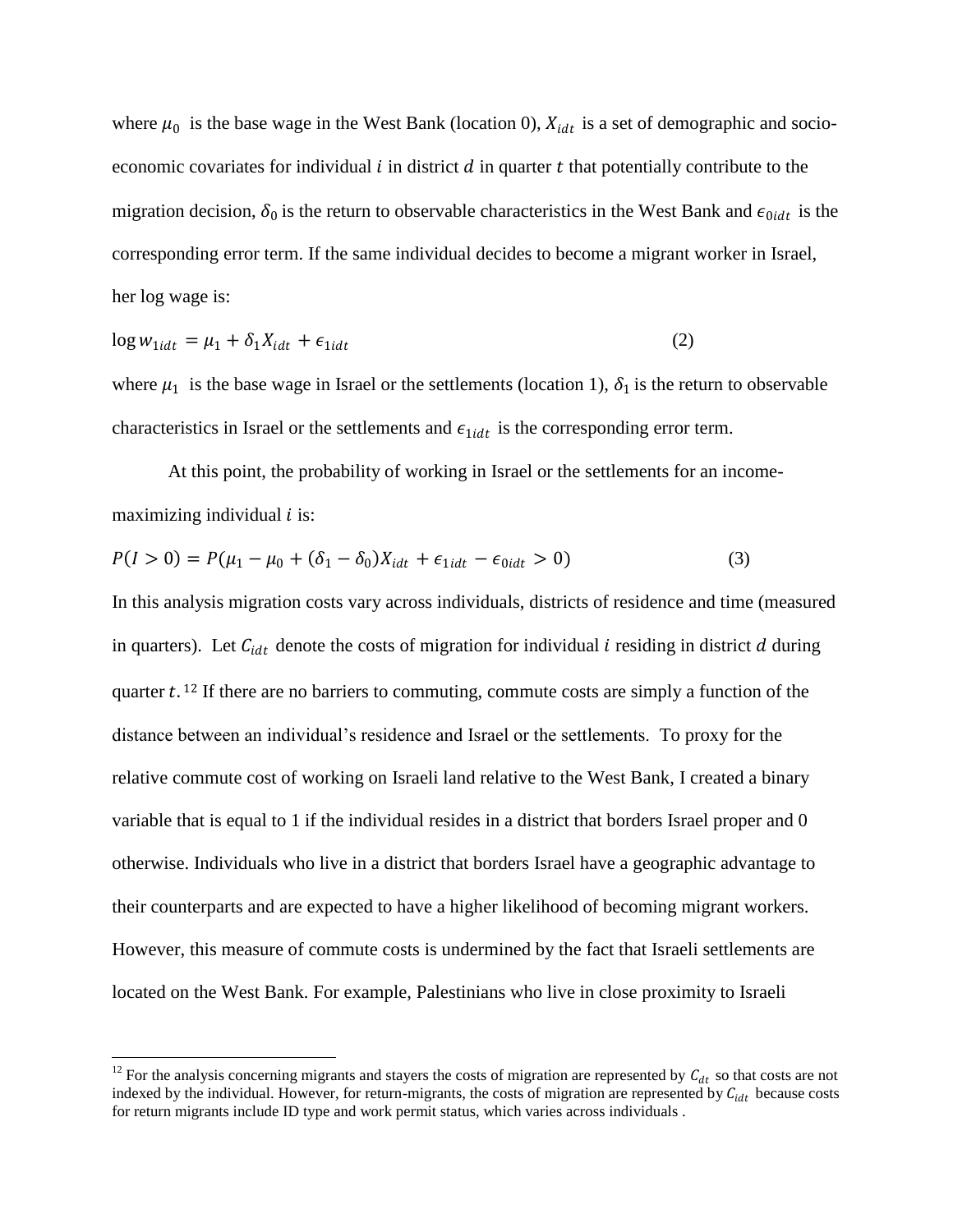where $\mu_0$ is the base wage in the West Bank (location 0), $X_{idt}$ is a set of demographic and socio-economic covariates for individual $i$ in district $d$ in quarter $t$ that potentially contribute to the migration decision, $\delta_0$ is the return to observable characteristics in the West Bank and $\epsilon_{0idt}$ is the corresponding error term. If the same individual decides to become a migrant worker in Israel, her log wage is:

$$\log w_{1idt} = \mu_1 + \delta_1 X_{idt} + \epsilon_{1idt} \tag{2}$$

where $\mu_1$ is the base wage in Israel or the settlements (location 1), $\delta_1$ is the return to observable characteristics in Israel or the settlements and $\epsilon_{1idt}$ is the corresponding error term.

At this point, the probability of working in Israel or the settlements for an income-maximizing individual $i$ is:

$$P(I > 0) = P(\mu_1 - \mu_0 + (\delta_1 - \delta_0)X_{idt} + \epsilon_{1idt} - \epsilon_{0idt} > 0) \tag{3}$$

In this analysis migration costs vary across individuals, districts of residence and time (measured in quarters). Let $C_{idt}$ denote the costs of migration for individual $i$ residing in district $d$ during quarter $t$.[12] If there are no barriers to commuting, commute costs are simply a function of the distance between an individual's residence and Israel or the settlements. To proxy for the relative commute cost of working on Israeli land relative to the West Bank, I created a binary variable that is equal to 1 if the individual resides in a district that borders Israel proper and 0 otherwise. Individuals who live in a district that borders Israel have a geographic advantage to their counterparts and are expected to have a higher likelihood of becoming migrant workers. However, this measure of commute costs is undermined by the fact that Israeli settlements are located on the West Bank. For example, Palestinians who live in close proximity to Israeli

[12] For the analysis concerning migrants and stayers the costs of migration are represented by $C_{dt}$ so that costs are not indexed by the individual. However, for return-migrants, the costs of migration are represented by $C_{idt}$ because costs for return migrants include ID type and work permit status, which varies across individuals .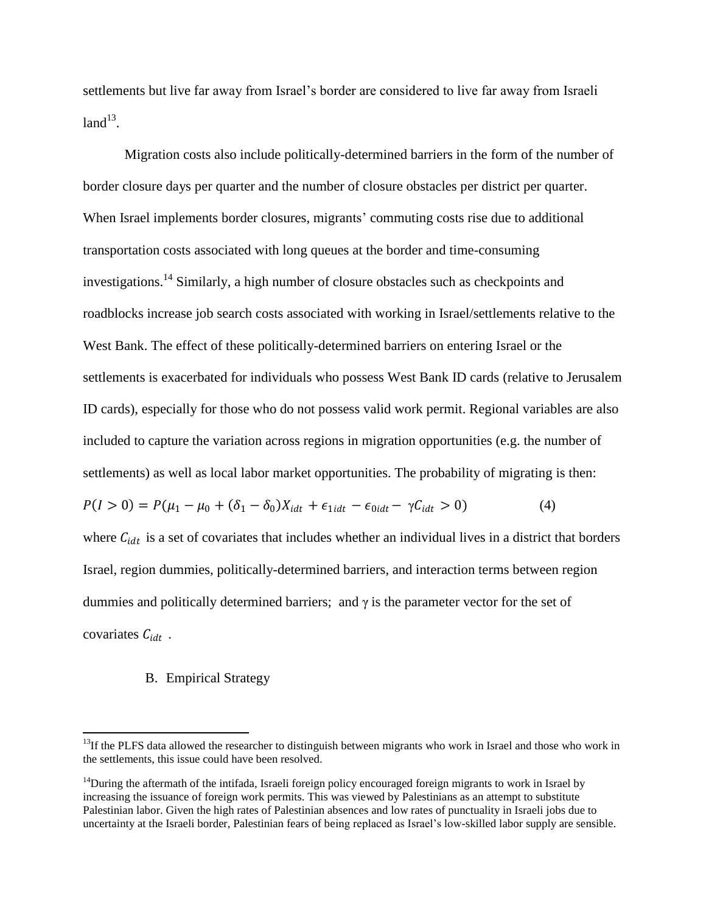settlements but live far away from Israel's border are considered to live far away from Israeli land[13].

Migration costs also include politically-determined barriers in the form of the number of border closure days per quarter and the number of closure obstacles per district per quarter. When Israel implements border closures, migrants' commuting costs rise due to additional transportation costs associated with long queues at the border and time-consuming investigations.[14] Similarly, a high number of closure obstacles such as checkpoints and roadblocks increase job search costs associated with working in Israel/settlements relative to the West Bank. The effect of these politically-determined barriers on entering Israel or the settlements is exacerbated for individuals who possess West Bank ID cards (relative to Jerusalem ID cards), especially for those who do not possess valid work permit. Regional variables are also included to capture the variation across regions in migration opportunities (e.g. the number of settlements) as well as local labor market opportunities. The probability of migrating is then:

$$P(I > 0) = P(\mu_1 - \mu_0 + (\delta_1 - \delta_0)X_{idt} + \epsilon_{1idt} - \epsilon_{0idt} - \gamma C_{idt} > 0) \quad (4)$$

where $C_{idt}$ is a set of covariates that includes whether an individual lives in a district that borders Israel, region dummies, politically-determined barriers, and interaction terms between region dummies and politically determined barriers; and $\gamma$ is the parameter vector for the set of covariates $C_{idt}$.

### B. Empirical Strategy

[13] If the PLFS data allowed the researcher to distinguish between migrants who work in Israel and those who work in the settlements, this issue could have been resolved.

[14] During the aftermath of the intifada, Israeli foreign policy encouraged foreign migrants to work in Israel by increasing the issuance of foreign work permits. This was viewed by Palestinians as an attempt to substitute Palestinian labor. Given the high rates of Palestinian absences and low rates of punctuality in Israeli jobs due to uncertainty at the Israeli border, Palestinian fears of being replaced as Israel's low-skilled labor supply are sensible.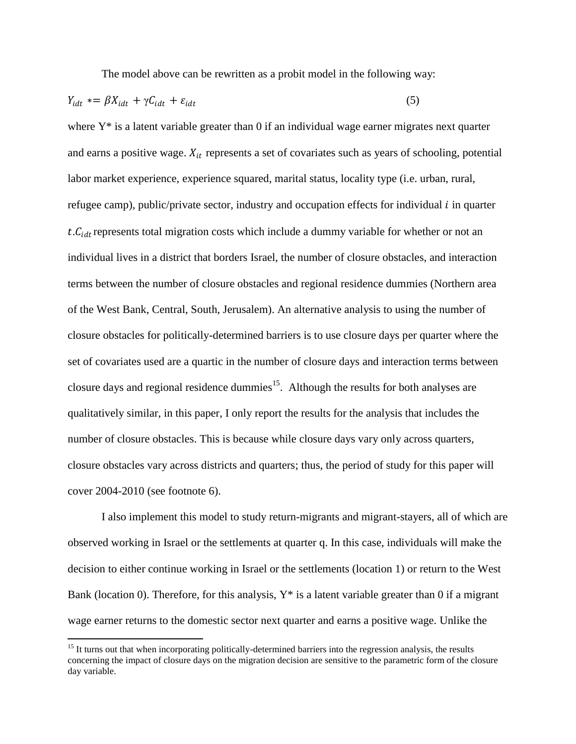The model above can be rewritten as a probit model in the following way:

$$Y_{idt} *= \beta X_{idt} + \gamma C_{idt} + \varepsilon_{idt} \tag{5}$$

where Y* is a latent variable greater than 0 if an individual wage earner migrates next quarter and earns a positive wage. $X_{it}$ represents a set of covariates such as years of schooling, potential labor market experience, experience squared, marital status, locality type (i.e. urban, rural, refugee camp), public/private sector, industry and occupation effects for individual $i$ in quarter $t$. $C_{idt}$ represents total migration costs which include a dummy variable for whether or not an individual lives in a district that borders Israel, the number of closure obstacles, and interaction terms between the number of closure obstacles and regional residence dummies (Northern area of the West Bank, Central, South, Jerusalem). An alternative analysis to using the number of closure obstacles for politically-determined barriers is to use closure days per quarter where the set of covariates used are a quartic in the number of closure days and interaction terms between closure days and regional residence dummies[15]. Although the results for both analyses are qualitatively similar, in this paper, I only report the results for the analysis that includes the number of closure obstacles. This is because while closure days vary only across quarters, closure obstacles vary across districts and quarters; thus, the period of study for this paper will cover 2004-2010 (see footnote 6).

I also implement this model to study return-migrants and migrant-stayers, all of which are observed working in Israel or the settlements at quarter q. In this case, individuals will make the decision to either continue working in Israel or the settlements (location 1) or return to the West Bank (location 0). Therefore, for this analysis, Y* is a latent variable greater than 0 if a migrant wage earner returns to the domestic sector next quarter and earns a positive wage. Unlike the

[15] It turns out that when incorporating politically-determined barriers into the regression analysis, the results concerning the impact of closure days on the migration decision are sensitive to the parametric form of the closure day variable.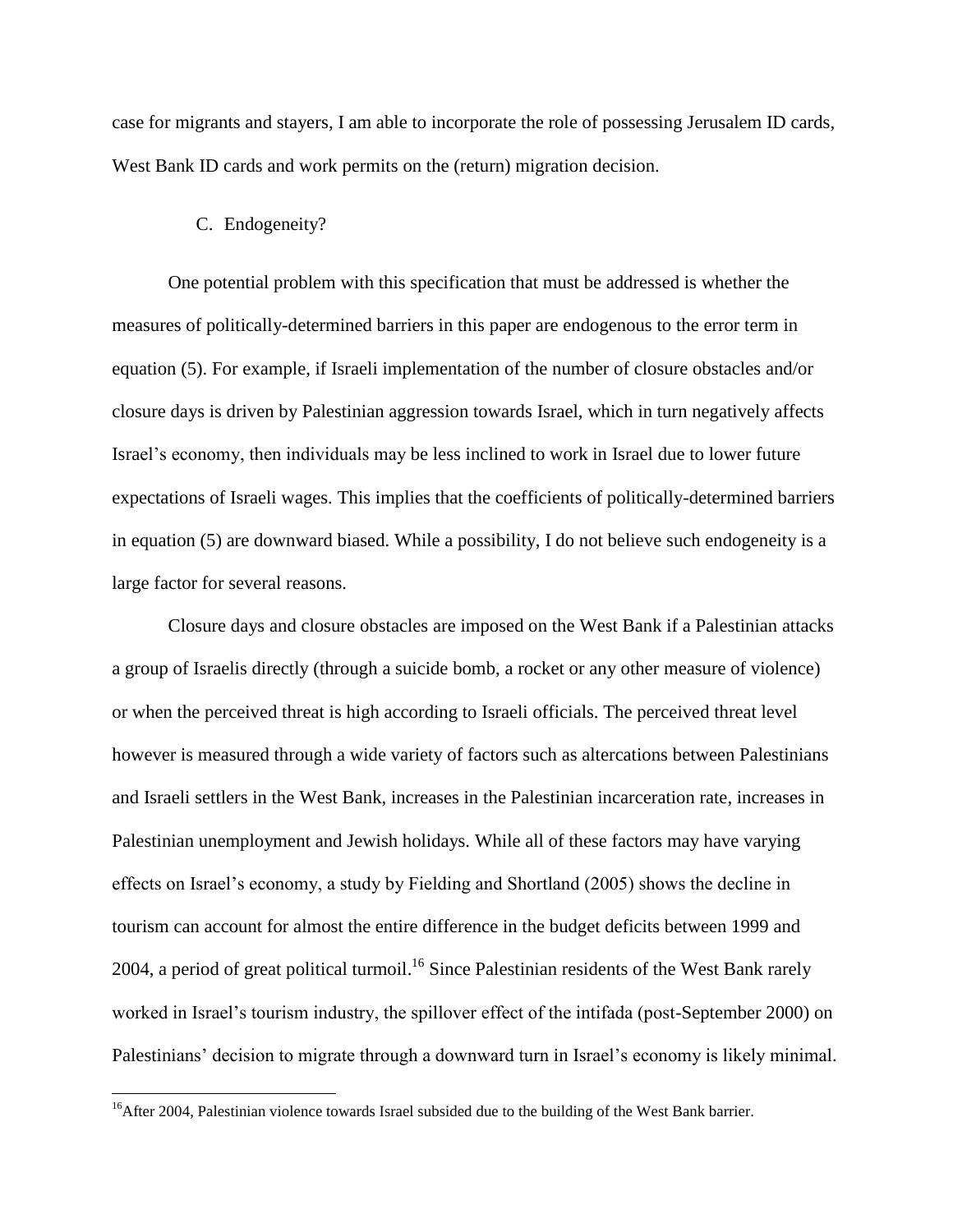case for migrants and stayers, I am able to incorporate the role of possessing Jerusalem ID cards, West Bank ID cards and work permits on the (return) migration decision.

### C. Endogeneity?

One potential problem with this specification that must be addressed is whether the measures of politically-determined barriers in this paper are endogenous to the error term in equation (5). For example, if Israeli implementation of the number of closure obstacles and/or closure days is driven by Palestinian aggression towards Israel, which in turn negatively affects Israel's economy, then individuals may be less inclined to work in Israel due to lower future expectations of Israeli wages. This implies that the coefficients of politically-determined barriers in equation (5) are downward biased. While a possibility, I do not believe such endogeneity is a large factor for several reasons.

Closure days and closure obstacles are imposed on the West Bank if a Palestinian attacks a group of Israelis directly (through a suicide bomb, a rocket or any other measure of violence) or when the perceived threat is high according to Israeli officials. The perceived threat level however is measured through a wide variety of factors such as altercations between Palestinians and Israeli settlers in the West Bank, increases in the Palestinian incarceration rate, increases in Palestinian unemployment and Jewish holidays. While all of these factors may have varying effects on Israel's economy, a study by Fielding and Shortland (2005) shows the decline in tourism can account for almost the entire difference in the budget deficits between 1999 and 2004, a period of great political turmoil.[16] Since Palestinian residents of the West Bank rarely worked in Israel's tourism industry, the spillover effect of the intifada (post-September 2000) on Palestinians' decision to migrate through a downward turn in Israel's economy is likely minimal.

[16] After 2004, Palestinian violence towards Israel subsided due to the building of the West Bank barrier.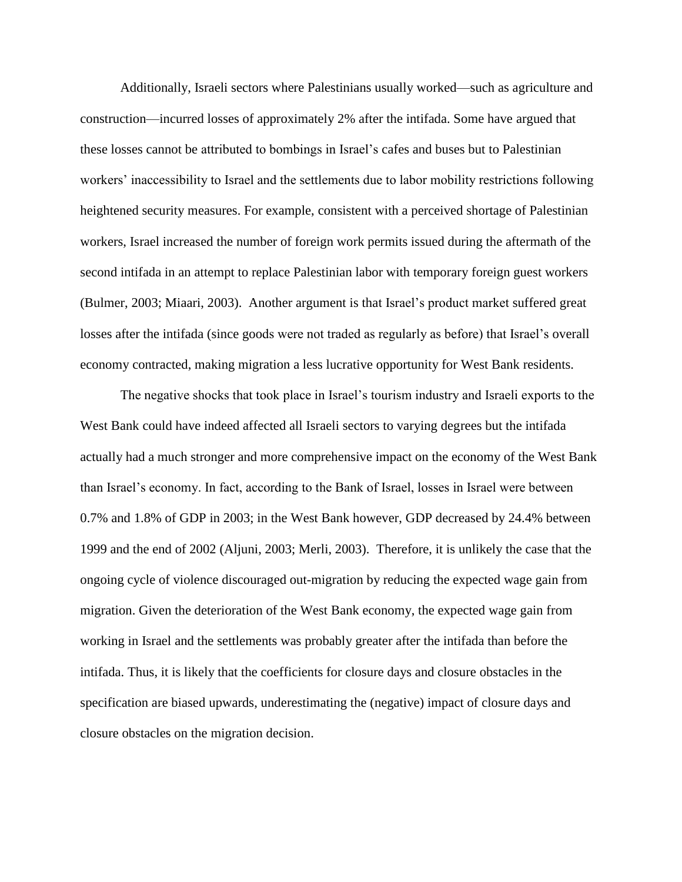Additionally, Israeli sectors where Palestinians usually worked—such as agriculture and construction—incurred losses of approximately 2% after the intifada. Some have argued that these losses cannot be attributed to bombings in Israel's cafes and buses but to Palestinian workers' inaccessibility to Israel and the settlements due to labor mobility restrictions following heightened security measures. For example, consistent with a perceived shortage of Palestinian workers, Israel increased the number of foreign work permits issued during the aftermath of the second intifada in an attempt to replace Palestinian labor with temporary foreign guest workers (Bulmer, 2003; Miaari, 2003). Another argument is that Israel's product market suffered great losses after the intifada (since goods were not traded as regularly as before) that Israel's overall economy contracted, making migration a less lucrative opportunity for West Bank residents.

The negative shocks that took place in Israel's tourism industry and Israeli exports to the West Bank could have indeed affected all Israeli sectors to varying degrees but the intifada actually had a much stronger and more comprehensive impact on the economy of the West Bank than Israel's economy. In fact, according to the Bank of Israel, losses in Israel were between 0.7% and 1.8% of GDP in 2003; in the West Bank however, GDP decreased by 24.4% between 1999 and the end of 2002 (Aljuni, 2003; Merli, 2003). Therefore, it is unlikely the case that the ongoing cycle of violence discouraged out-migration by reducing the expected wage gain from migration. Given the deterioration of the West Bank economy, the expected wage gain from working in Israel and the settlements was probably greater after the intifada than before the intifada. Thus, it is likely that the coefficients for closure days and closure obstacles in the specification are biased upwards, underestimating the (negative) impact of closure days and closure obstacles on the migration decision.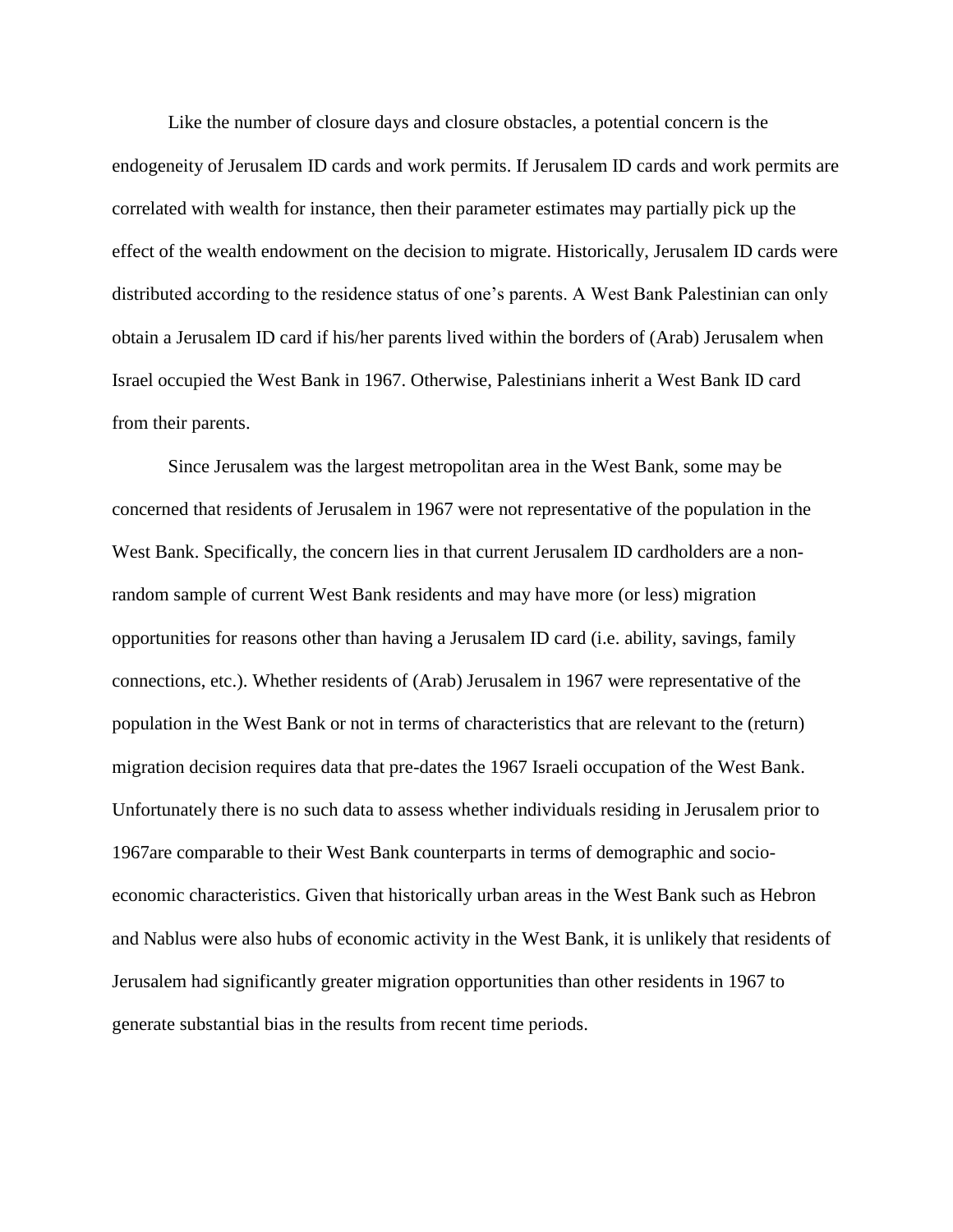Like the number of closure days and closure obstacles, a potential concern is the endogeneity of Jerusalem ID cards and work permits. If Jerusalem ID cards and work permits are correlated with wealth for instance, then their parameter estimates may partially pick up the effect of the wealth endowment on the decision to migrate. Historically, Jerusalem ID cards were distributed according to the residence status of one's parents. A West Bank Palestinian can only obtain a Jerusalem ID card if his/her parents lived within the borders of (Arab) Jerusalem when Israel occupied the West Bank in 1967. Otherwise, Palestinians inherit a West Bank ID card from their parents.

Since Jerusalem was the largest metropolitan area in the West Bank, some may be concerned that residents of Jerusalem in 1967 were not representative of the population in the West Bank. Specifically, the concern lies in that current Jerusalem ID cardholders are a non-random sample of current West Bank residents and may have more (or less) migration opportunities for reasons other than having a Jerusalem ID card (i.e. ability, savings, family connections, etc.). Whether residents of (Arab) Jerusalem in 1967 were representative of the population in the West Bank or not in terms of characteristics that are relevant to the (return) migration decision requires data that pre-dates the 1967 Israeli occupation of the West Bank. Unfortunately there is no such data to assess whether individuals residing in Jerusalem prior to 1967are comparable to their West Bank counterparts in terms of demographic and socio-economic characteristics. Given that historically urban areas in the West Bank such as Hebron and Nablus were also hubs of economic activity in the West Bank, it is unlikely that residents of Jerusalem had significantly greater migration opportunities than other residents in 1967 to generate substantial bias in the results from recent time periods.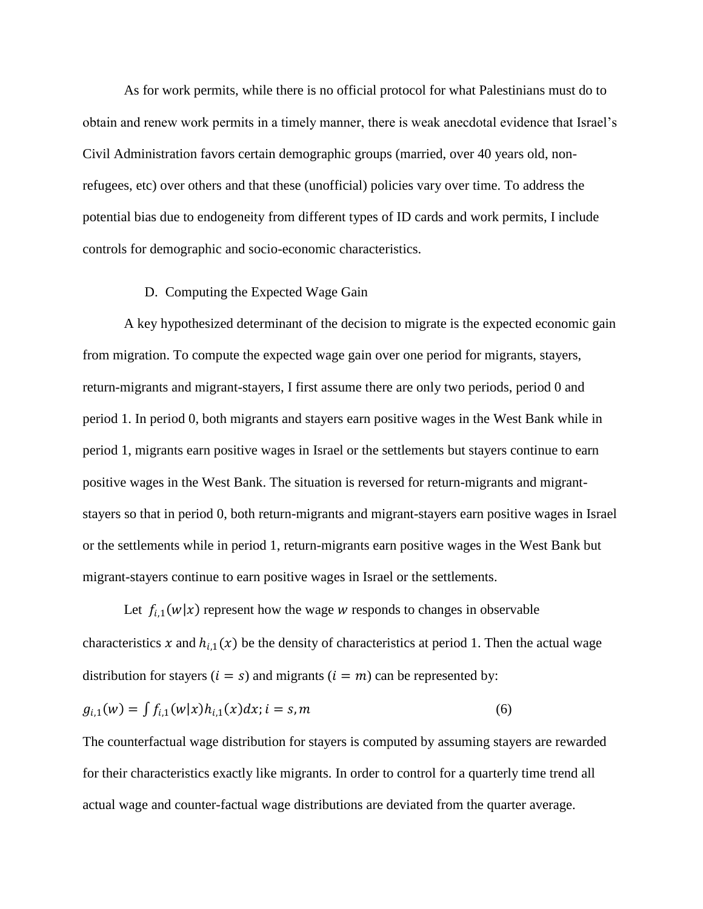As for work permits, while there is no official protocol for what Palestinians must do to obtain and renew work permits in a timely manner, there is weak anecdotal evidence that Israel's Civil Administration favors certain demographic groups (married, over 40 years old, non-refugees, etc) over others and that these (unofficial) policies vary over time. To address the potential bias due to endogeneity from different types of ID cards and work permits, I include controls for demographic and socio-economic characteristics.

### D. Computing the Expected Wage Gain

A key hypothesized determinant of the decision to migrate is the expected economic gain from migration. To compute the expected wage gain over one period for migrants, stayers, return-migrants and migrant-stayers, I first assume there are only two periods, period 0 and period 1. In period 0, both migrants and stayers earn positive wages in the West Bank while in period 1, migrants earn positive wages in Israel or the settlements but stayers continue to earn positive wages in the West Bank. The situation is reversed for return-migrants and migrant-stayers so that in period 0, both return-migrants and migrant-stayers earn positive wages in Israel or the settlements while in period 1, return-migrants earn positive wages in the West Bank but migrant-stayers continue to earn positive wages in Israel or the settlements.

Let $f_{i,1}(w|x)$ represent how the wage $w$ responds to changes in observable characteristics $x$ and $h_{i,1}(x)$ be the density of characteristics at period 1. Then the actual wage distribution for stayers ($i = s$) and migrants ($i = m$) can be represented by:

$$g_{i,1}(w) = \int f_{i,1}(w|x)h_{i,1}(x)dx; i = s, m \tag{6}$$

The counterfactual wage distribution for stayers is computed by assuming stayers are rewarded for their characteristics exactly like migrants. In order to control for a quarterly time trend all actual wage and counter-factual wage distributions are deviated from the quarter average.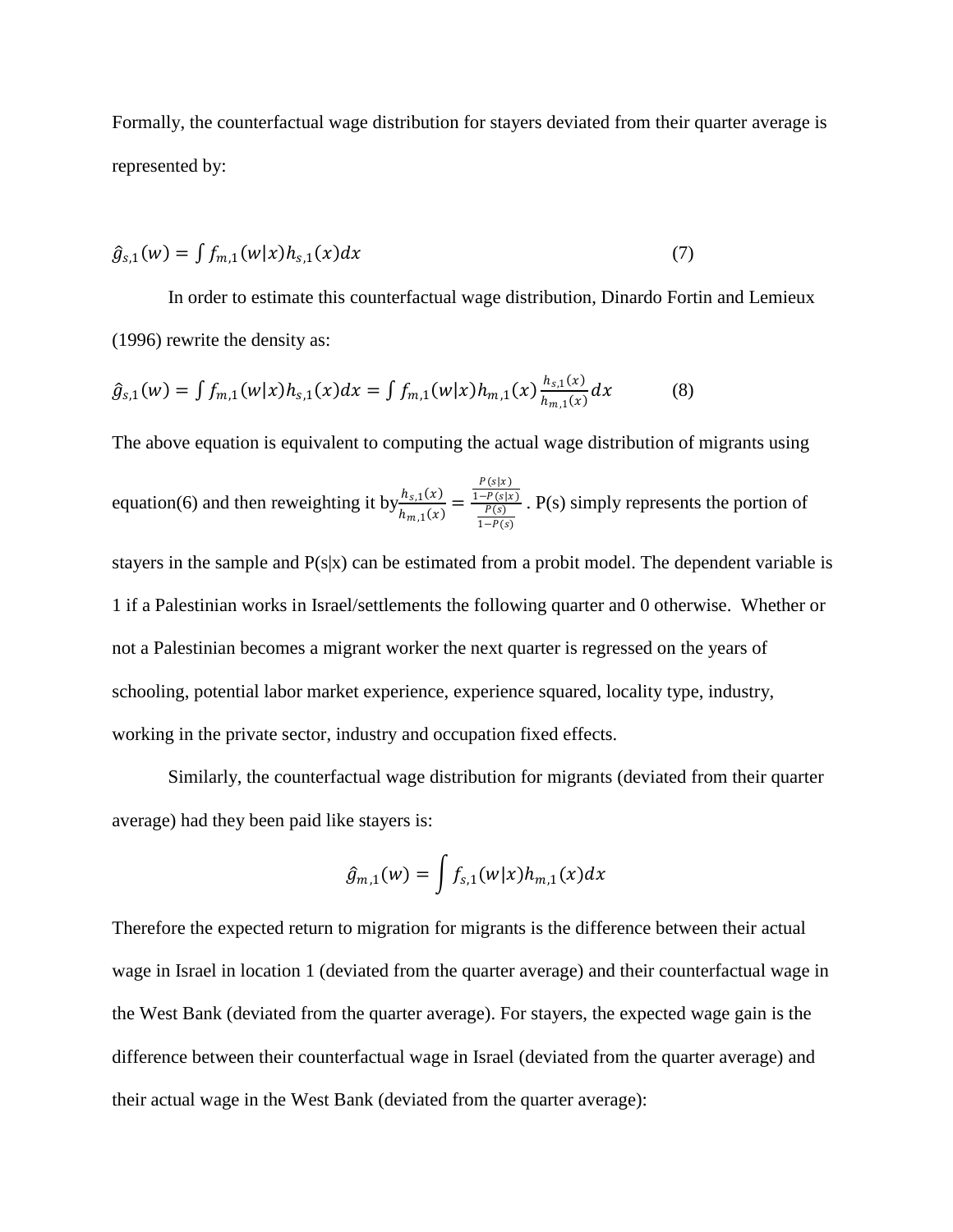Formally, the counterfactual wage distribution for stayers deviated from their quarter average is represented by:

$$\hat{g}_{s,1}(w) = \int f_{m,1}(w|x)h_{s,1}(x)dx \tag{7}$$

In order to estimate this counterfactual wage distribution, Dinardo Fortin and Lemieux (1996) rewrite the density as:

$$\hat{g}_{s,1}(w) = \int f_{m,1}(w|x)h_{s,1}(x)dx = \int f_{m,1}(w|x)h_{m,1}(x)\frac{h_{s,1}(x)}{h_{m,1}(x)}dx \tag{8}$$

The above equation is equivalent to computing the actual wage distribution of migrants using equation(6) and then reweighting it by $\frac{h_{s,1}(x)}{h_{m,1}(x)} = \frac{\frac{P(s|x)}{1-P(s|x)}}{\frac{P(s)}{1-P(s)}}$ . P(s) simply represents the portion of stayers in the sample and P(s|x) can be estimated from a probit model. The dependent variable is 1 if a Palestinian works in Israel/settlements the following quarter and 0 otherwise. Whether or not a Palestinian becomes a migrant worker the next quarter is regressed on the years of schooling, potential labor market experience, experience squared, locality type, industry, working in the private sector, industry and occupation fixed effects.

Similarly, the counterfactual wage distribution for migrants (deviated from their quarter average) had they been paid like stayers is:

$$\hat{g}_{m,1}(w) = \int f_{s,1}(w|x)h_{m,1}(x)dx$$

Therefore the expected return to migration for migrants is the difference between their actual wage in Israel in location 1 (deviated from the quarter average) and their counterfactual wage in the West Bank (deviated from the quarter average). For stayers, the expected wage gain is the difference between their counterfactual wage in Israel (deviated from the quarter average) and their actual wage in the West Bank (deviated from the quarter average):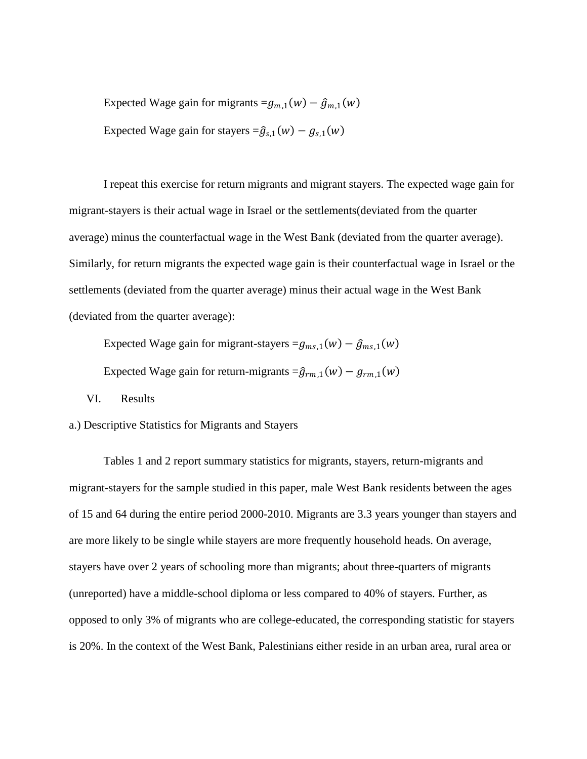Expected Wage gain for migrants $= g_{m,1}(w) - \hat{g}_{m,1}(w)$

Expected Wage gain for stayers $= \hat{g}_{s,1}(w) - g_{s,1}(w)$

I repeat this exercise for return migrants and migrant stayers. The expected wage gain for migrant-stayers is their actual wage in Israel or the settlements(deviated from the quarter average) minus the counterfactual wage in the West Bank (deviated from the quarter average). Similarly, for return migrants the expected wage gain is their counterfactual wage in Israel or the settlements (deviated from the quarter average) minus their actual wage in the West Bank (deviated from the quarter average):

Expected Wage gain for migrant-stayers $= g_{ms,1}(w) - \hat{g}_{ms,1}(w)$

Expected Wage gain for return-migrants $= \hat{g}_{rm,1}(w) - g_{rm,1}(w)$

## VI. Results

### a.) Descriptive Statistics for Migrants and Stayers

Tables 1 and 2 report summary statistics for migrants, stayers, return-migrants and migrant-stayers for the sample studied in this paper, male West Bank residents between the ages of 15 and 64 during the entire period 2000-2010. Migrants are 3.3 years younger than stayers and are more likely to be single while stayers are more frequently household heads. On average, stayers have over 2 years of schooling more than migrants; about three-quarters of migrants (unreported) have a middle-school diploma or less compared to 40% of stayers. Further, as opposed to only 3% of migrants who are college-educated, the corresponding statistic for stayers is 20%. In the context of the West Bank, Palestinians either reside in an urban area, rural area or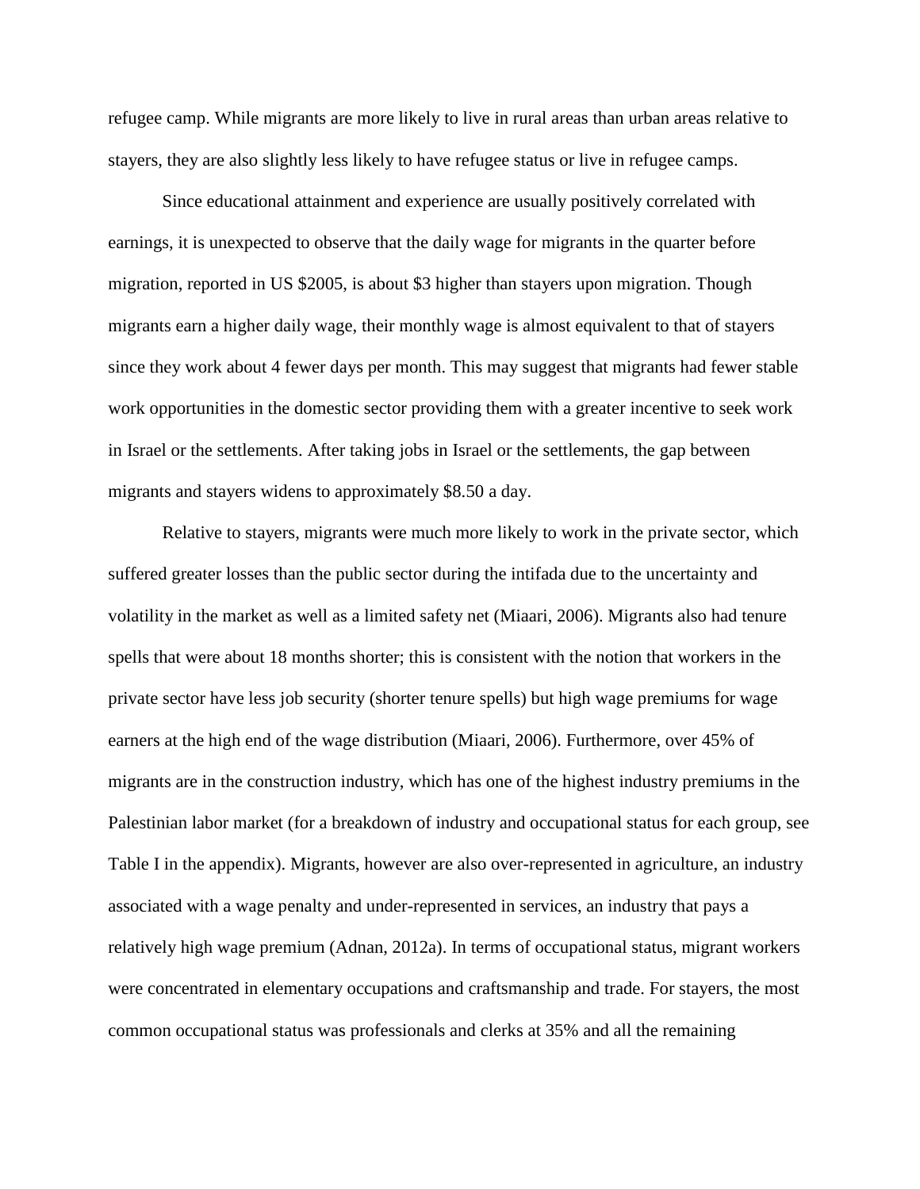refugee camp. While migrants are more likely to live in rural areas than urban areas relative to stayers, they are also slightly less likely to have refugee status or live in refugee camps.

Since educational attainment and experience are usually positively correlated with earnings, it is unexpected to observe that the daily wage for migrants in the quarter before migration, reported in US $2005, is about $3 higher than stayers upon migration. Though migrants earn a higher daily wage, their monthly wage is almost equivalent to that of stayers since they work about 4 fewer days per month. This may suggest that migrants had fewer stable work opportunities in the domestic sector providing them with a greater incentive to seek work in Israel or the settlements. After taking jobs in Israel or the settlements, the gap between migrants and stayers widens to approximately $8.50 a day.

Relative to stayers, migrants were much more likely to work in the private sector, which suffered greater losses than the public sector during the intifada due to the uncertainty and volatility in the market as well as a limited safety net (Miaari, 2006). Migrants also had tenure spells that were about 18 months shorter; this is consistent with the notion that workers in the private sector have less job security (shorter tenure spells) but high wage premiums for wage earners at the high end of the wage distribution (Miaari, 2006). Furthermore, over 45% of migrants are in the construction industry, which has one of the highest industry premiums in the Palestinian labor market (for a breakdown of industry and occupational status for each group, see Table I in the appendix). Migrants, however are also over-represented in agriculture, an industry associated with a wage penalty and under-represented in services, an industry that pays a relatively high wage premium (Adnan, 2012a). In terms of occupational status, migrant workers were concentrated in elementary occupations and craftsmanship and trade. For stayers, the most common occupational status was professionals and clerks at 35% and all the remaining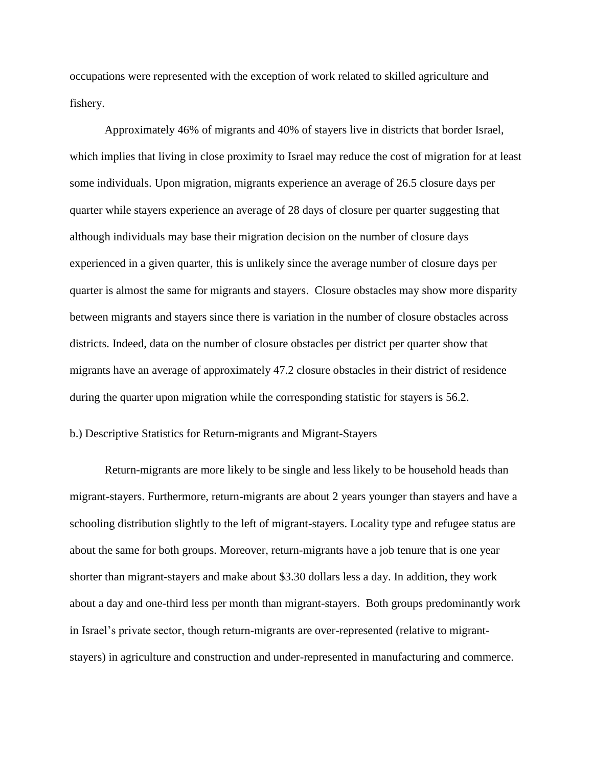occupations were represented with the exception of work related to skilled agriculture and fishery.

Approximately 46% of migrants and 40% of stayers live in districts that border Israel, which implies that living in close proximity to Israel may reduce the cost of migration for at least some individuals. Upon migration, migrants experience an average of 26.5 closure days per quarter while stayers experience an average of 28 days of closure per quarter suggesting that although individuals may base their migration decision on the number of closure days experienced in a given quarter, this is unlikely since the average number of closure days per quarter is almost the same for migrants and stayers. Closure obstacles may show more disparity between migrants and stayers since there is variation in the number of closure obstacles across districts. Indeed, data on the number of closure obstacles per district per quarter show that migrants have an average of approximately 47.2 closure obstacles in their district of residence during the quarter upon migration while the corresponding statistic for stayers is 56.2.

b.) Descriptive Statistics for Return-migrants and Migrant-Stayers

Return-migrants are more likely to be single and less likely to be household heads than migrant-stayers. Furthermore, return-migrants are about 2 years younger than stayers and have a schooling distribution slightly to the left of migrant-stayers. Locality type and refugee status are about the same for both groups. Moreover, return-migrants have a job tenure that is one year shorter than migrant-stayers and make about $3.30 dollars less a day. In addition, they work about a day and one-third less per month than migrant-stayers. Both groups predominantly work in Israel's private sector, though return-migrants are over-represented (relative to migrant-stayers) in agriculture and construction and under-represented in manufacturing and commerce.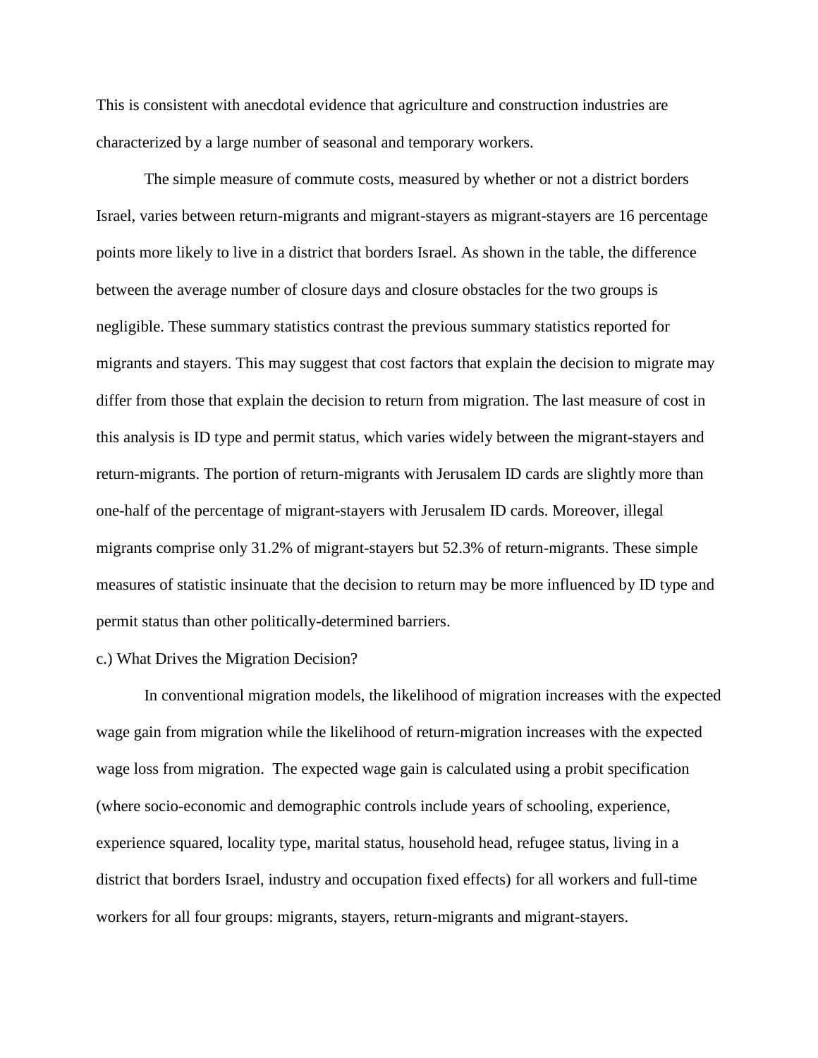This is consistent with anecdotal evidence that agriculture and construction industries are characterized by a large number of seasonal and temporary workers.

The simple measure of commute costs, measured by whether or not a district borders Israel, varies between return-migrants and migrant-stayers as migrant-stayers are 16 percentage points more likely to live in a district that borders Israel. As shown in the table, the difference between the average number of closure days and closure obstacles for the two groups is negligible. These summary statistics contrast the previous summary statistics reported for migrants and stayers. This may suggest that cost factors that explain the decision to migrate may differ from those that explain the decision to return from migration. The last measure of cost in this analysis is ID type and permit status, which varies widely between the migrant-stayers and return-migrants. The portion of return-migrants with Jerusalem ID cards are slightly more than one-half of the percentage of migrant-stayers with Jerusalem ID cards. Moreover, illegal migrants comprise only 31.2% of migrant-stayers but 52.3% of return-migrants. These simple measures of statistic insinuate that the decision to return may be more influenced by ID type and permit status than other politically-determined barriers.

c.) What Drives the Migration Decision?

In conventional migration models, the likelihood of migration increases with the expected wage gain from migration while the likelihood of return-migration increases with the expected wage loss from migration. The expected wage gain is calculated using a probit specification (where socio-economic and demographic controls include years of schooling, experience, experience squared, locality type, marital status, household head, refugee status, living in a district that borders Israel, industry and occupation fixed effects) for all workers and full-time workers for all four groups: migrants, stayers, return-migrants and migrant-stayers.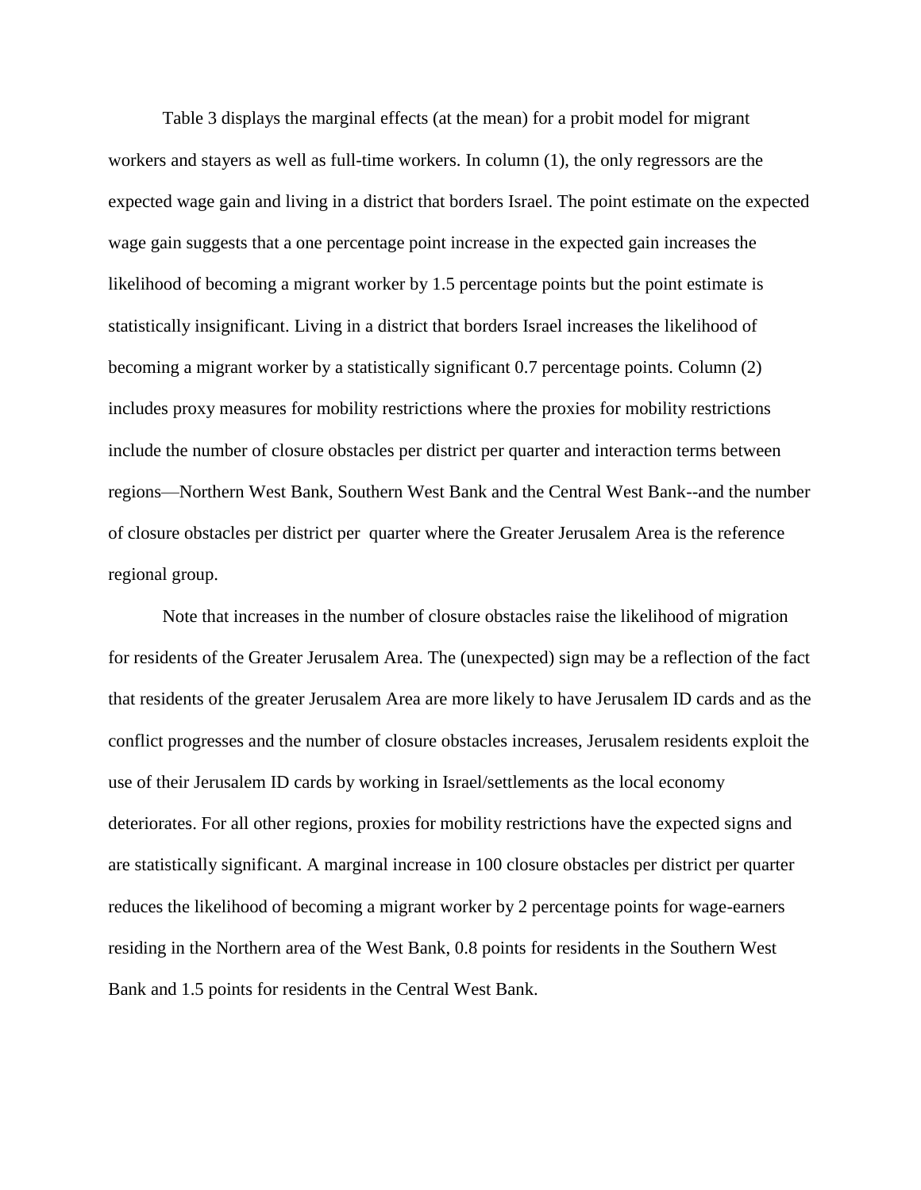Table 3 displays the marginal effects (at the mean) for a probit model for migrant workers and stayers as well as full-time workers. In column (1), the only regressors are the expected wage gain and living in a district that borders Israel. The point estimate on the expected wage gain suggests that a one percentage point increase in the expected gain increases the likelihood of becoming a migrant worker by 1.5 percentage points but the point estimate is statistically insignificant. Living in a district that borders Israel increases the likelihood of becoming a migrant worker by a statistically significant 0.7 percentage points. Column (2) includes proxy measures for mobility restrictions where the proxies for mobility restrictions include the number of closure obstacles per district per quarter and interaction terms between regions—Northern West Bank, Southern West Bank and the Central West Bank--and the number of closure obstacles per district per quarter where the Greater Jerusalem Area is the reference regional group.

Note that increases in the number of closure obstacles raise the likelihood of migration for residents of the Greater Jerusalem Area. The (unexpected) sign may be a reflection of the fact that residents of the greater Jerusalem Area are more likely to have Jerusalem ID cards and as the conflict progresses and the number of closure obstacles increases, Jerusalem residents exploit the use of their Jerusalem ID cards by working in Israel/settlements as the local economy deteriorates. For all other regions, proxies for mobility restrictions have the expected signs and are statistically significant. A marginal increase in 100 closure obstacles per district per quarter reduces the likelihood of becoming a migrant worker by 2 percentage points for wage-earners residing in the Northern area of the West Bank, 0.8 points for residents in the Southern West Bank and 1.5 points for residents in the Central West Bank.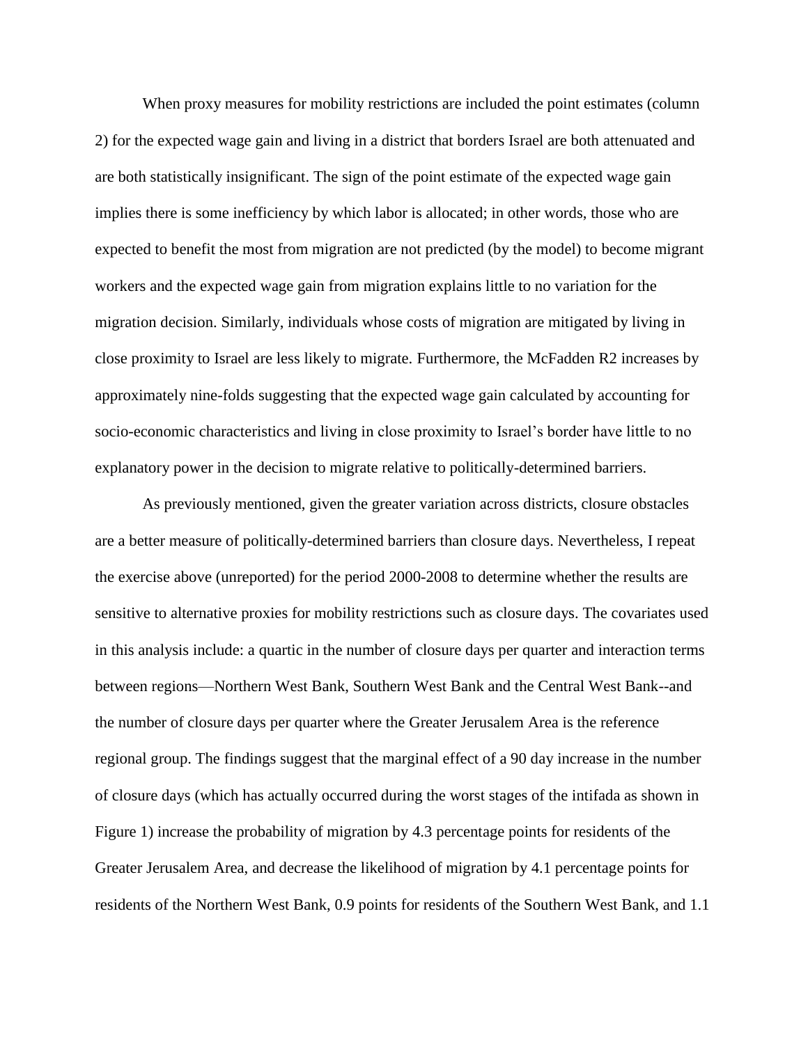When proxy measures for mobility restrictions are included the point estimates (column 2) for the expected wage gain and living in a district that borders Israel are both attenuated and are both statistically insignificant. The sign of the point estimate of the expected wage gain implies there is some inefficiency by which labor is allocated; in other words, those who are expected to benefit the most from migration are not predicted (by the model) to become migrant workers and the expected wage gain from migration explains little to no variation for the migration decision. Similarly, individuals whose costs of migration are mitigated by living in close proximity to Israel are less likely to migrate. Furthermore, the McFadden R2 increases by approximately nine-folds suggesting that the expected wage gain calculated by accounting for socio-economic characteristics and living in close proximity to Israel's border have little to no explanatory power in the decision to migrate relative to politically-determined barriers.

As previously mentioned, given the greater variation across districts, closure obstacles are a better measure of politically-determined barriers than closure days. Nevertheless, I repeat the exercise above (unreported) for the period 2000-2008 to determine whether the results are sensitive to alternative proxies for mobility restrictions such as closure days. The covariates used in this analysis include: a quartic in the number of closure days per quarter and interaction terms between regions—Northern West Bank, Southern West Bank and the Central West Bank--and the number of closure days per quarter where the Greater Jerusalem Area is the reference regional group. The findings suggest that the marginal effect of a 90 day increase in the number of closure days (which has actually occurred during the worst stages of the intifada as shown in Figure 1) increase the probability of migration by 4.3 percentage points for residents of the Greater Jerusalem Area, and decrease the likelihood of migration by 4.1 percentage points for residents of the Northern West Bank, 0.9 points for residents of the Southern West Bank, and 1.1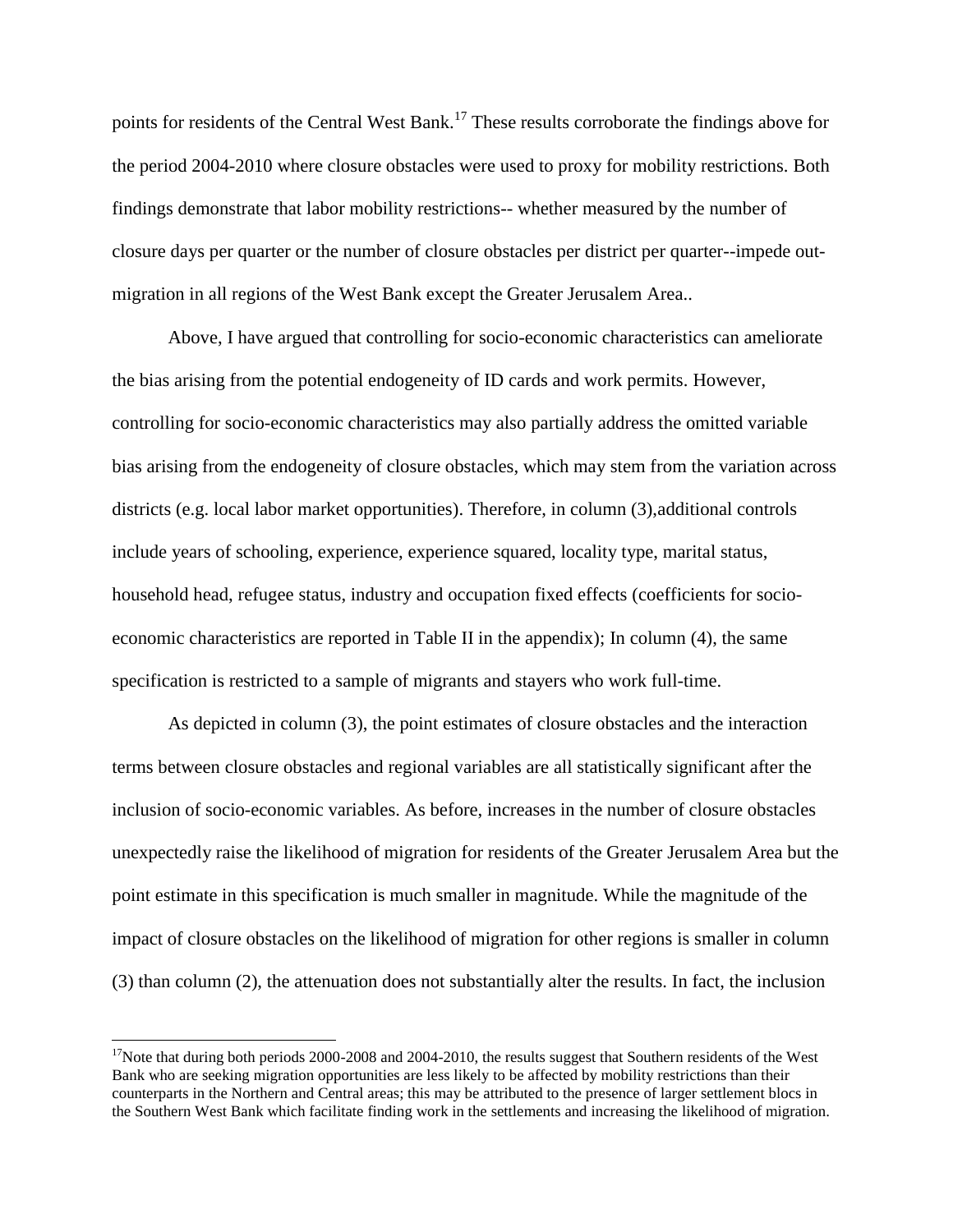points for residents of the Central West Bank.[17] These results corroborate the findings above for the period 2004-2010 where closure obstacles were used to proxy for mobility restrictions. Both findings demonstrate that labor mobility restrictions-- whether measured by the number of closure days per quarter or the number of closure obstacles per district per quarter--impede out-migration in all regions of the West Bank except the Greater Jerusalem Area..

Above, I have argued that controlling for socio-economic characteristics can ameliorate the bias arising from the potential endogeneity of ID cards and work permits. However, controlling for socio-economic characteristics may also partially address the omitted variable bias arising from the endogeneity of closure obstacles, which may stem from the variation across districts (e.g. local labor market opportunities). Therefore, in column (3),additional controls include years of schooling, experience, experience squared, locality type, marital status, household head, refugee status, industry and occupation fixed effects (coefficients for socio-economic characteristics are reported in Table II in the appendix); In column (4), the same specification is restricted to a sample of migrants and stayers who work full-time.

As depicted in column (3), the point estimates of closure obstacles and the interaction terms between closure obstacles and regional variables are all statistically significant after the inclusion of socio-economic variables. As before, increases in the number of closure obstacles unexpectedly raise the likelihood of migration for residents of the Greater Jerusalem Area but the point estimate in this specification is much smaller in magnitude. While the magnitude of the impact of closure obstacles on the likelihood of migration for other regions is smaller in column (3) than column (2), the attenuation does not substantially alter the results. In fact, the inclusion

[17] Note that during both periods 2000-2008 and 2004-2010, the results suggest that Southern residents of the West Bank who are seeking migration opportunities are less likely to be affected by mobility restrictions than their counterparts in the Northern and Central areas; this may be attributed to the presence of larger settlement blocs in the Southern West Bank which facilitate finding work in the settlements and increasing the likelihood of migration.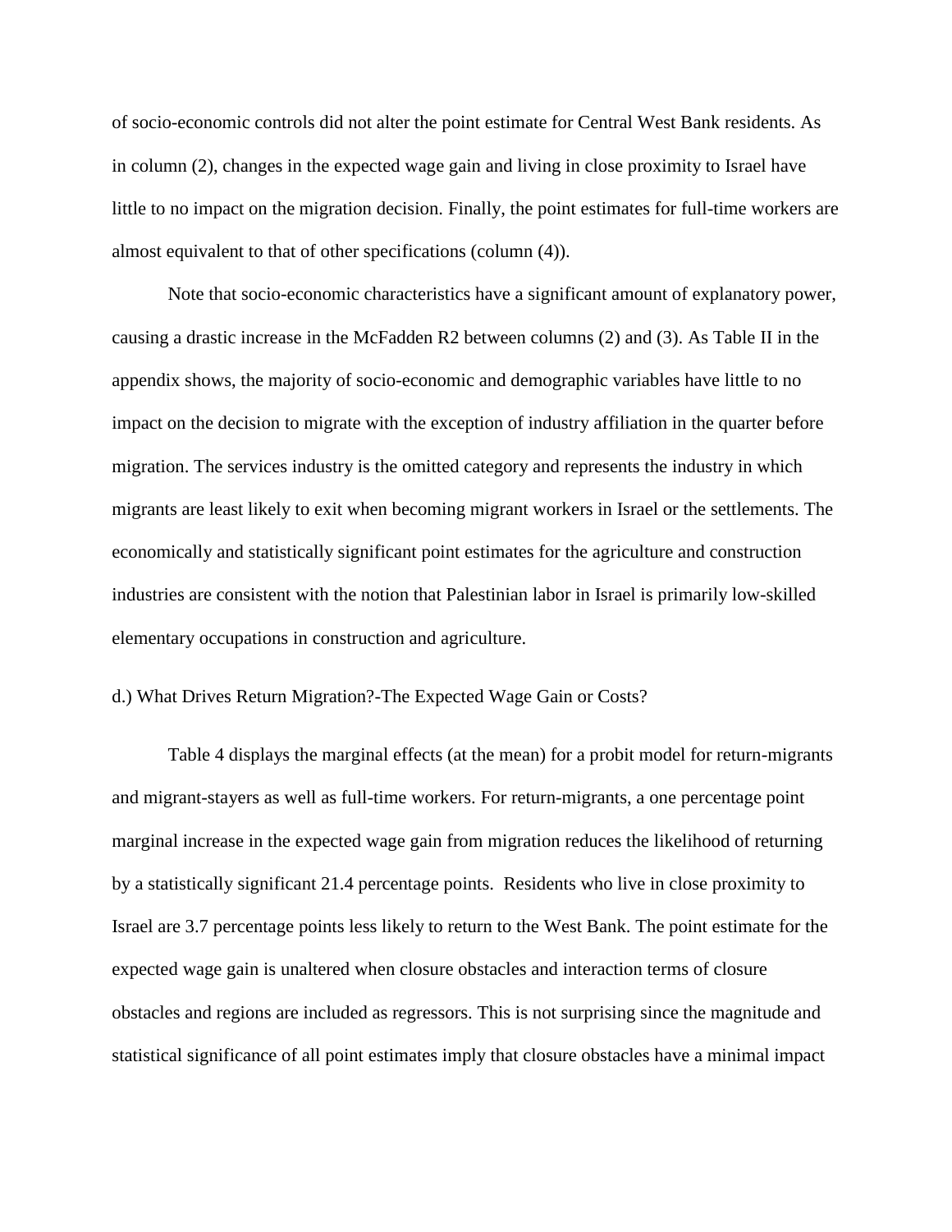of socio-economic controls did not alter the point estimate for Central West Bank residents. As in column (2), changes in the expected wage gain and living in close proximity to Israel have little to no impact on the migration decision. Finally, the point estimates for full-time workers are almost equivalent to that of other specifications (column (4)).

Note that socio-economic characteristics have a significant amount of explanatory power, causing a drastic increase in the McFadden R2 between columns (2) and (3). As Table II in the appendix shows, the majority of socio-economic and demographic variables have little to no impact on the decision to migrate with the exception of industry affiliation in the quarter before migration. The services industry is the omitted category and represents the industry in which migrants are least likely to exit when becoming migrant workers in Israel or the settlements. The economically and statistically significant point estimates for the agriculture and construction industries are consistent with the notion that Palestinian labor in Israel is primarily low-skilled elementary occupations in construction and agriculture.

d.) What Drives Return Migration?-The Expected Wage Gain or Costs?

Table 4 displays the marginal effects (at the mean) for a probit model for return-migrants and migrant-stayers as well as full-time workers. For return-migrants, a one percentage point marginal increase in the expected wage gain from migration reduces the likelihood of returning by a statistically significant 21.4 percentage points. Residents who live in close proximity to Israel are 3.7 percentage points less likely to return to the West Bank. The point estimate for the expected wage gain is unaltered when closure obstacles and interaction terms of closure obstacles and regions are included as regressors. This is not surprising since the magnitude and statistical significance of all point estimates imply that closure obstacles have a minimal impact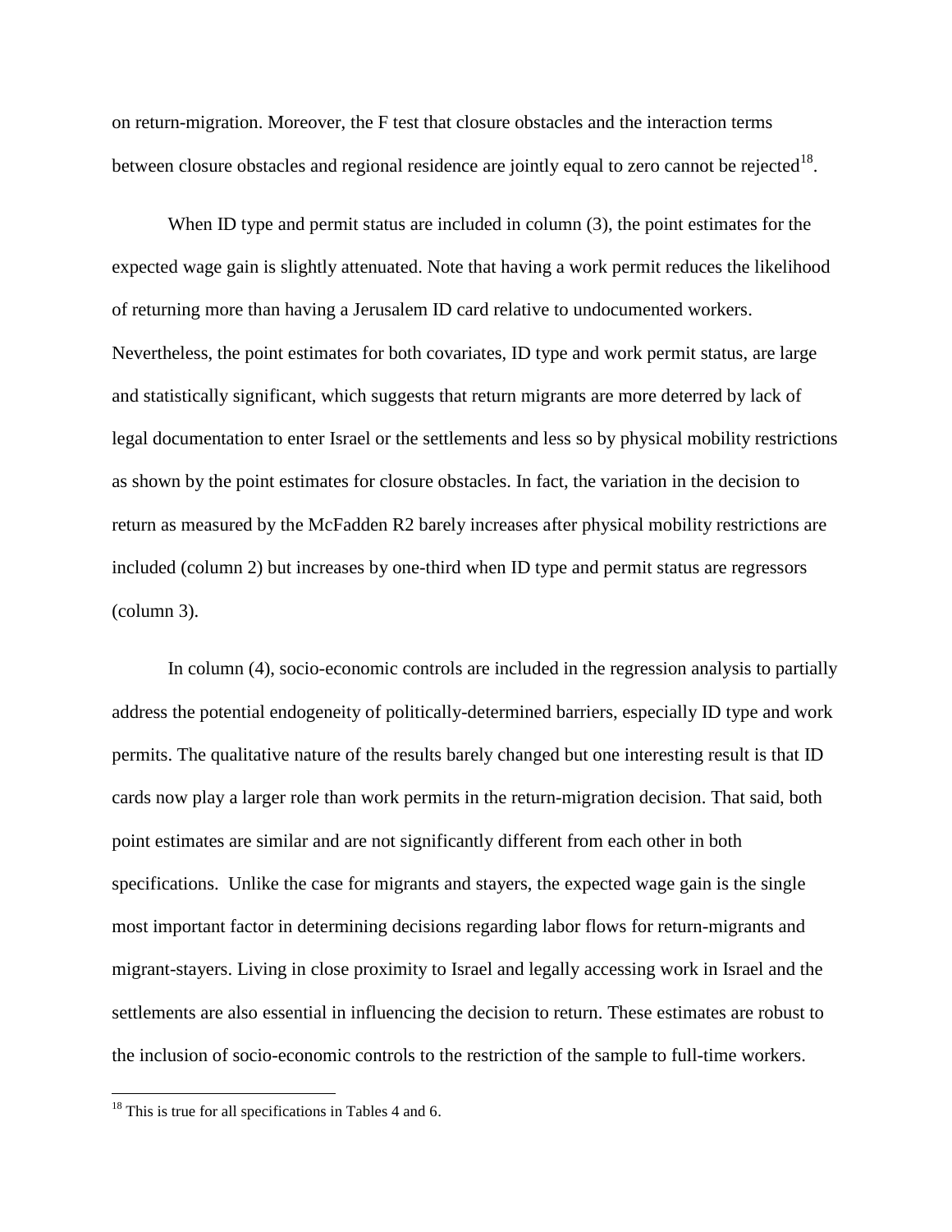on return-migration. Moreover, the F test that closure obstacles and the interaction terms between closure obstacles and regional residence are jointly equal to zero cannot be rejected[18].

When ID type and permit status are included in column (3), the point estimates for the expected wage gain is slightly attenuated. Note that having a work permit reduces the likelihood of returning more than having a Jerusalem ID card relative to undocumented workers. Nevertheless, the point estimates for both covariates, ID type and work permit status, are large and statistically significant, which suggests that return migrants are more deterred by lack of legal documentation to enter Israel or the settlements and less so by physical mobility restrictions as shown by the point estimates for closure obstacles. In fact, the variation in the decision to return as measured by the McFadden R2 barely increases after physical mobility restrictions are included (column 2) but increases by one-third when ID type and permit status are regressors (column 3).

In column (4), socio-economic controls are included in the regression analysis to partially address the potential endogeneity of politically-determined barriers, especially ID type and work permits. The qualitative nature of the results barely changed but one interesting result is that ID cards now play a larger role than work permits in the return-migration decision. That said, both point estimates are similar and are not significantly different from each other in both specifications. Unlike the case for migrants and stayers, the expected wage gain is the single most important factor in determining decisions regarding labor flows for return-migrants and migrant-stayers. Living in close proximity to Israel and legally accessing work in Israel and the settlements are also essential in influencing the decision to return. These estimates are robust to the inclusion of socio-economic controls to the restriction of the sample to full-time workers.

[18] This is true for all specifications in Tables 4 and 6.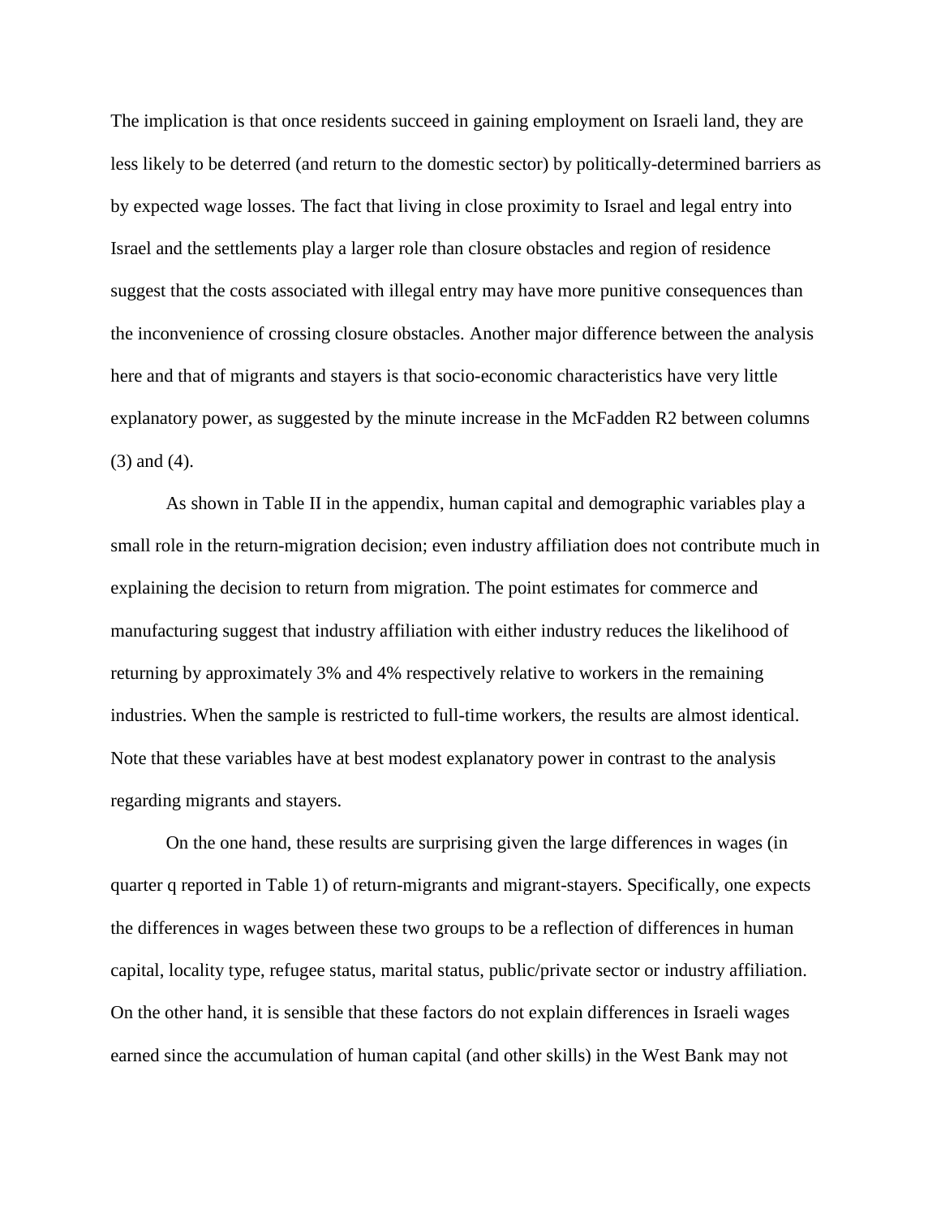The implication is that once residents succeed in gaining employment on Israeli land, they are less likely to be deterred (and return to the domestic sector) by politically-determined barriers as by expected wage losses. The fact that living in close proximity to Israel and legal entry into Israel and the settlements play a larger role than closure obstacles and region of residence suggest that the costs associated with illegal entry may have more punitive consequences than the inconvenience of crossing closure obstacles. Another major difference between the analysis here and that of migrants and stayers is that socio-economic characteristics have very little explanatory power, as suggested by the minute increase in the McFadden R2 between columns (3) and (4).

As shown in Table II in the appendix, human capital and demographic variables play a small role in the return-migration decision; even industry affiliation does not contribute much in explaining the decision to return from migration. The point estimates for commerce and manufacturing suggest that industry affiliation with either industry reduces the likelihood of returning by approximately 3% and 4% respectively relative to workers in the remaining industries. When the sample is restricted to full-time workers, the results are almost identical. Note that these variables have at best modest explanatory power in contrast to the analysis regarding migrants and stayers.

On the one hand, these results are surprising given the large differences in wages (in quarter q reported in Table 1) of return-migrants and migrant-stayers. Specifically, one expects the differences in wages between these two groups to be a reflection of differences in human capital, locality type, refugee status, marital status, public/private sector or industry affiliation. On the other hand, it is sensible that these factors do not explain differences in Israeli wages earned since the accumulation of human capital (and other skills) in the West Bank may not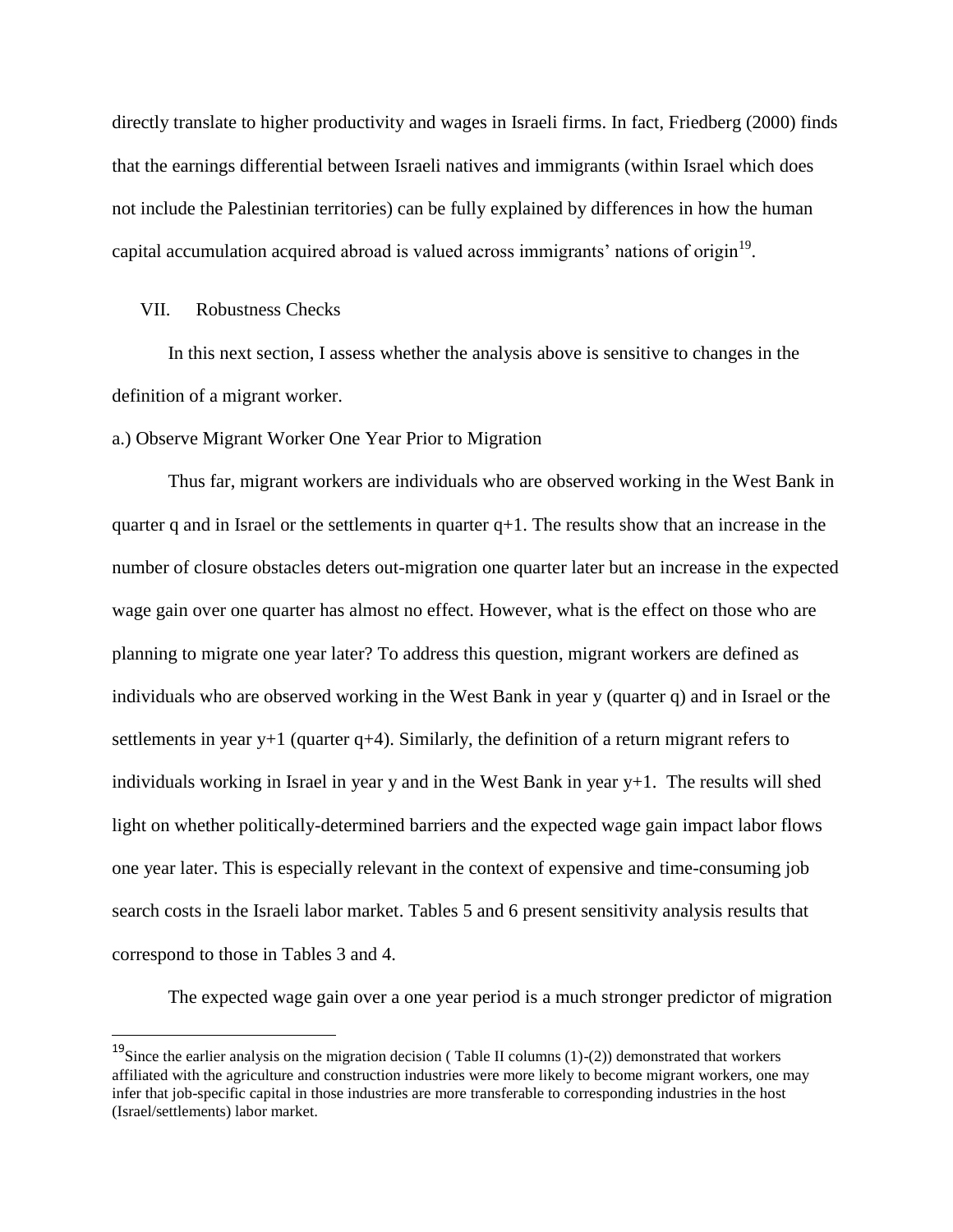directly translate to higher productivity and wages in Israeli firms. In fact, Friedberg (2000) finds that the earnings differential between Israeli natives and immigrants (within Israel which does not include the Palestinian territories) can be fully explained by differences in how the human capital accumulation acquired abroad is valued across immigrants' nations of origin[19].

## VII. Robustness Checks

In this next section, I assess whether the analysis above is sensitive to changes in the definition of a migrant worker.

### a.) Observe Migrant Worker One Year Prior to Migration

Thus far, migrant workers are individuals who are observed working in the West Bank in quarter q and in Israel or the settlements in quarter q+1. The results show that an increase in the number of closure obstacles deters out-migration one quarter later but an increase in the expected wage gain over one quarter has almost no effect. However, what is the effect on those who are planning to migrate one year later? To address this question, migrant workers are defined as individuals who are observed working in the West Bank in year y (quarter q) and in Israel or the settlements in year y+1 (quarter q+4). Similarly, the definition of a return migrant refers to individuals working in Israel in year y and in the West Bank in year y+1. The results will shed light on whether politically-determined barriers and the expected wage gain impact labor flows one year later. This is especially relevant in the context of expensive and time-consuming job search costs in the Israeli labor market. Tables 5 and 6 present sensitivity analysis results that correspond to those in Tables 3 and 4.

The expected wage gain over a one year period is a much stronger predictor of migration

[19] Since the earlier analysis on the migration decision ( Table II columns (1)-(2)) demonstrated that workers affiliated with the agriculture and construction industries were more likely to become migrant workers, one may infer that job-specific capital in those industries are more transferable to corresponding industries in the host (Israel/settlements) labor market.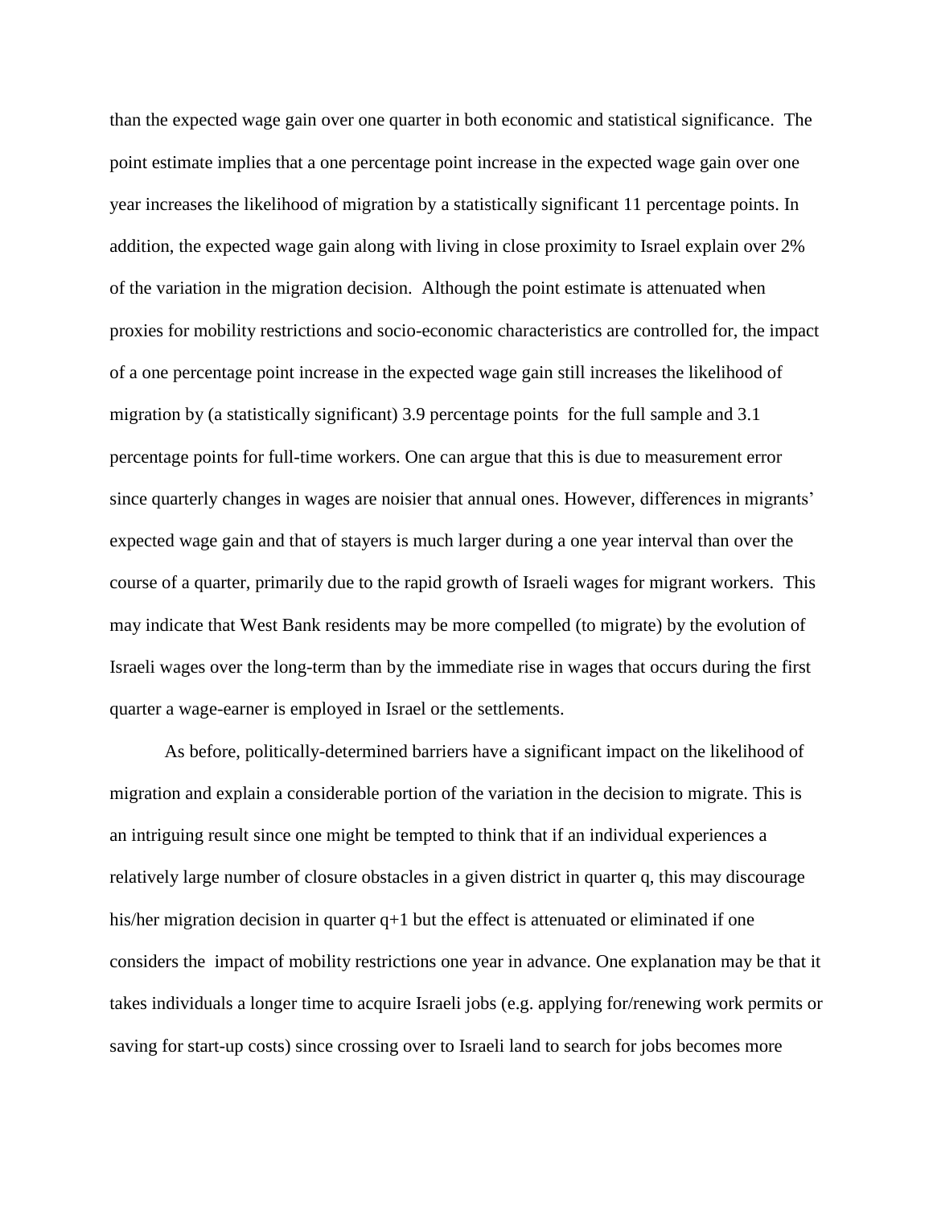than the expected wage gain over one quarter in both economic and statistical significance. The point estimate implies that a one percentage point increase in the expected wage gain over one year increases the likelihood of migration by a statistically significant 11 percentage points. In addition, the expected wage gain along with living in close proximity to Israel explain over 2% of the variation in the migration decision. Although the point estimate is attenuated when proxies for mobility restrictions and socio-economic characteristics are controlled for, the impact of a one percentage point increase in the expected wage gain still increases the likelihood of migration by (a statistically significant) 3.9 percentage points for the full sample and 3.1 percentage points for full-time workers. One can argue that this is due to measurement error since quarterly changes in wages are noisier that annual ones. However, differences in migrants' expected wage gain and that of stayers is much larger during a one year interval than over the course of a quarter, primarily due to the rapid growth of Israeli wages for migrant workers. This may indicate that West Bank residents may be more compelled (to migrate) by the evolution of Israeli wages over the long-term than by the immediate rise in wages that occurs during the first quarter a wage-earner is employed in Israel or the settlements.

As before, politically-determined barriers have a significant impact on the likelihood of migration and explain a considerable portion of the variation in the decision to migrate. This is an intriguing result since one might be tempted to think that if an individual experiences a relatively large number of closure obstacles in a given district in quarter q, this may discourage his/her migration decision in quarter q+1 but the effect is attenuated or eliminated if one considers the impact of mobility restrictions one year in advance. One explanation may be that it takes individuals a longer time to acquire Israeli jobs (e.g. applying for/renewing work permits or saving for start-up costs) since crossing over to Israeli land to search for jobs becomes more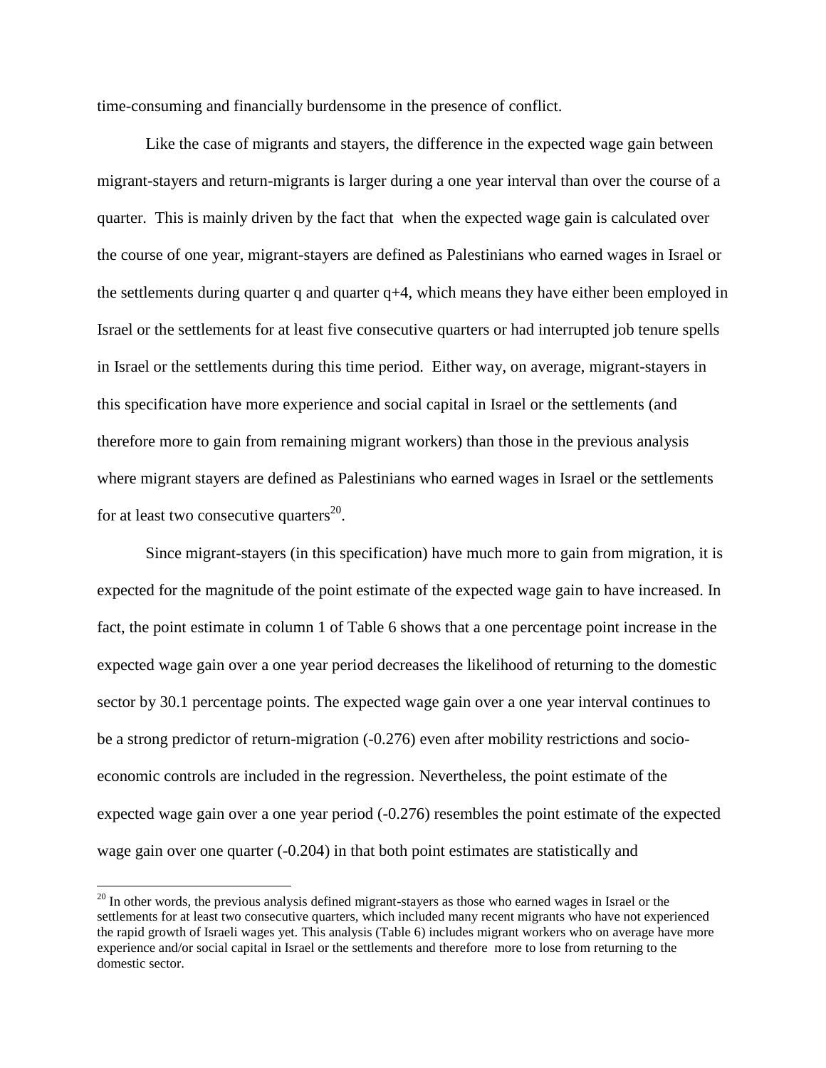time-consuming and financially burdensome in the presence of conflict.

Like the case of migrants and stayers, the difference in the expected wage gain between migrant-stayers and return-migrants is larger during a one year interval than over the course of a quarter. This is mainly driven by the fact that when the expected wage gain is calculated over the course of one year, migrant-stayers are defined as Palestinians who earned wages in Israel or the settlements during quarter q and quarter q+4, which means they have either been employed in Israel or the settlements for at least five consecutive quarters or had interrupted job tenure spells in Israel or the settlements during this time period. Either way, on average, migrant-stayers in this specification have more experience and social capital in Israel or the settlements (and therefore more to gain from remaining migrant workers) than those in the previous analysis where migrant stayers are defined as Palestinians who earned wages in Israel or the settlements for at least two consecutive quarters[20].

Since migrant-stayers (in this specification) have much more to gain from migration, it is expected for the magnitude of the point estimate of the expected wage gain to have increased. In fact, the point estimate in column 1 of Table 6 shows that a one percentage point increase in the expected wage gain over a one year period decreases the likelihood of returning to the domestic sector by 30.1 percentage points. The expected wage gain over a one year interval continues to be a strong predictor of return-migration (-0.276) even after mobility restrictions and socio-economic controls are included in the regression. Nevertheless, the point estimate of the expected wage gain over a one year period (-0.276) resembles the point estimate of the expected wage gain over one quarter (-0.204) in that both point estimates are statistically and

[20] In other words, the previous analysis defined migrant-stayers as those who earned wages in Israel or the settlements for at least two consecutive quarters, which included many recent migrants who have not experienced the rapid growth of Israeli wages yet. This analysis (Table 6) includes migrant workers who on average have more experience and/or social capital in Israel or the settlements and therefore more to lose from returning to the domestic sector.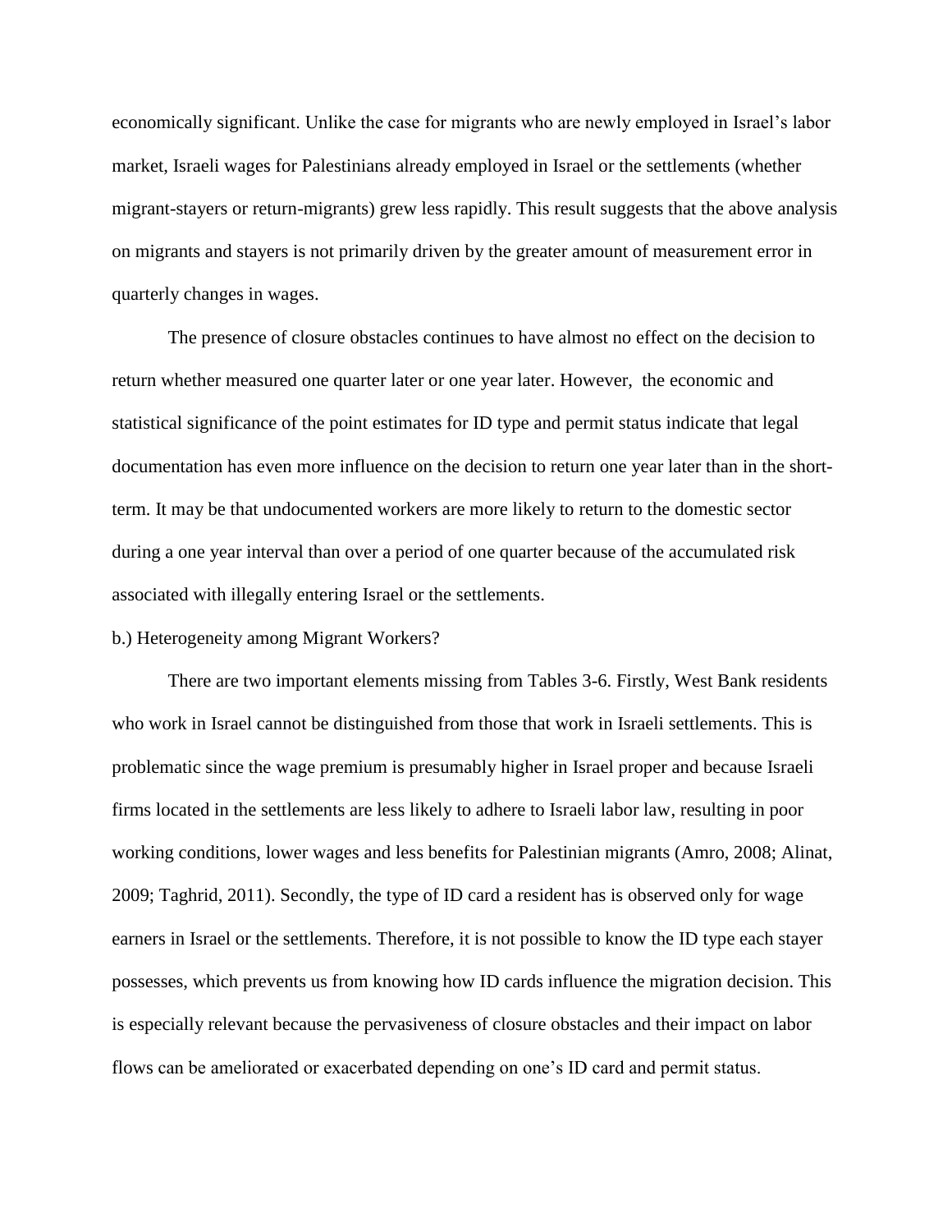economically significant. Unlike the case for migrants who are newly employed in Israel's labor market, Israeli wages for Palestinians already employed in Israel or the settlements (whether migrant-stayers or return-migrants) grew less rapidly. This result suggests that the above analysis on migrants and stayers is not primarily driven by the greater amount of measurement error in quarterly changes in wages.

The presence of closure obstacles continues to have almost no effect on the decision to return whether measured one quarter later or one year later. However, the economic and statistical significance of the point estimates for ID type and permit status indicate that legal documentation has even more influence on the decision to return one year later than in the short-term. It may be that undocumented workers are more likely to return to the domestic sector during a one year interval than over a period of one quarter because of the accumulated risk associated with illegally entering Israel or the settlements.

b.) Heterogeneity among Migrant Workers?

There are two important elements missing from Tables 3-6. Firstly, West Bank residents who work in Israel cannot be distinguished from those that work in Israeli settlements. This is problematic since the wage premium is presumably higher in Israel proper and because Israeli firms located in the settlements are less likely to adhere to Israeli labor law, resulting in poor working conditions, lower wages and less benefits for Palestinian migrants (Amro, 2008; Alinat, 2009; Taghrid, 2011). Secondly, the type of ID card a resident has is observed only for wage earners in Israel or the settlements. Therefore, it is not possible to know the ID type each stayer possesses, which prevents us from knowing how ID cards influence the migration decision. This is especially relevant because the pervasiveness of closure obstacles and their impact on labor flows can be ameliorated or exacerbated depending on one's ID card and permit status.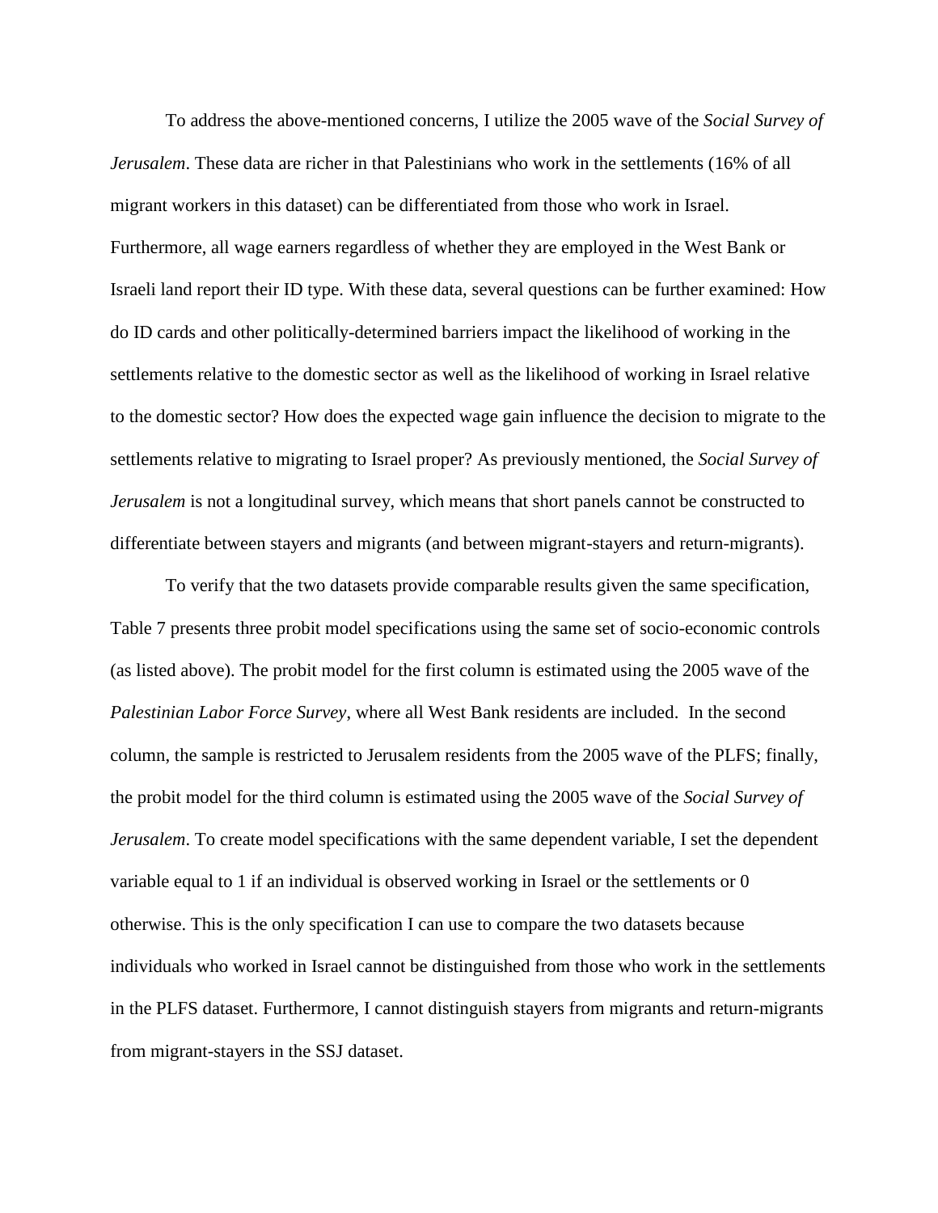To address the above-mentioned concerns, I utilize the 2005 wave of the *Social Survey of Jerusalem*. These data are richer in that Palestinians who work in the settlements (16% of all migrant workers in this dataset) can be differentiated from those who work in Israel. Furthermore, all wage earners regardless of whether they are employed in the West Bank or Israeli land report their ID type. With these data, several questions can be further examined: How do ID cards and other politically-determined barriers impact the likelihood of working in the settlements relative to the domestic sector as well as the likelihood of working in Israel relative to the domestic sector? How does the expected wage gain influence the decision to migrate to the settlements relative to migrating to Israel proper? As previously mentioned, the *Social Survey of Jerusalem* is not a longitudinal survey, which means that short panels cannot be constructed to differentiate between stayers and migrants (and between migrant-stayers and return-migrants).

To verify that the two datasets provide comparable results given the same specification, Table 7 presents three probit model specifications using the same set of socio-economic controls (as listed above). The probit model for the first column is estimated using the 2005 wave of the *Palestinian Labor Force Survey*, where all West Bank residents are included. In the second column, the sample is restricted to Jerusalem residents from the 2005 wave of the PLFS; finally, the probit model for the third column is estimated using the 2005 wave of the *Social Survey of Jerusalem*. To create model specifications with the same dependent variable, I set the dependent variable equal to 1 if an individual is observed working in Israel or the settlements or 0 otherwise. This is the only specification I can use to compare the two datasets because individuals who worked in Israel cannot be distinguished from those who work in the settlements in the PLFS dataset. Furthermore, I cannot distinguish stayers from migrants and return-migrants from migrant-stayers in the SSJ dataset.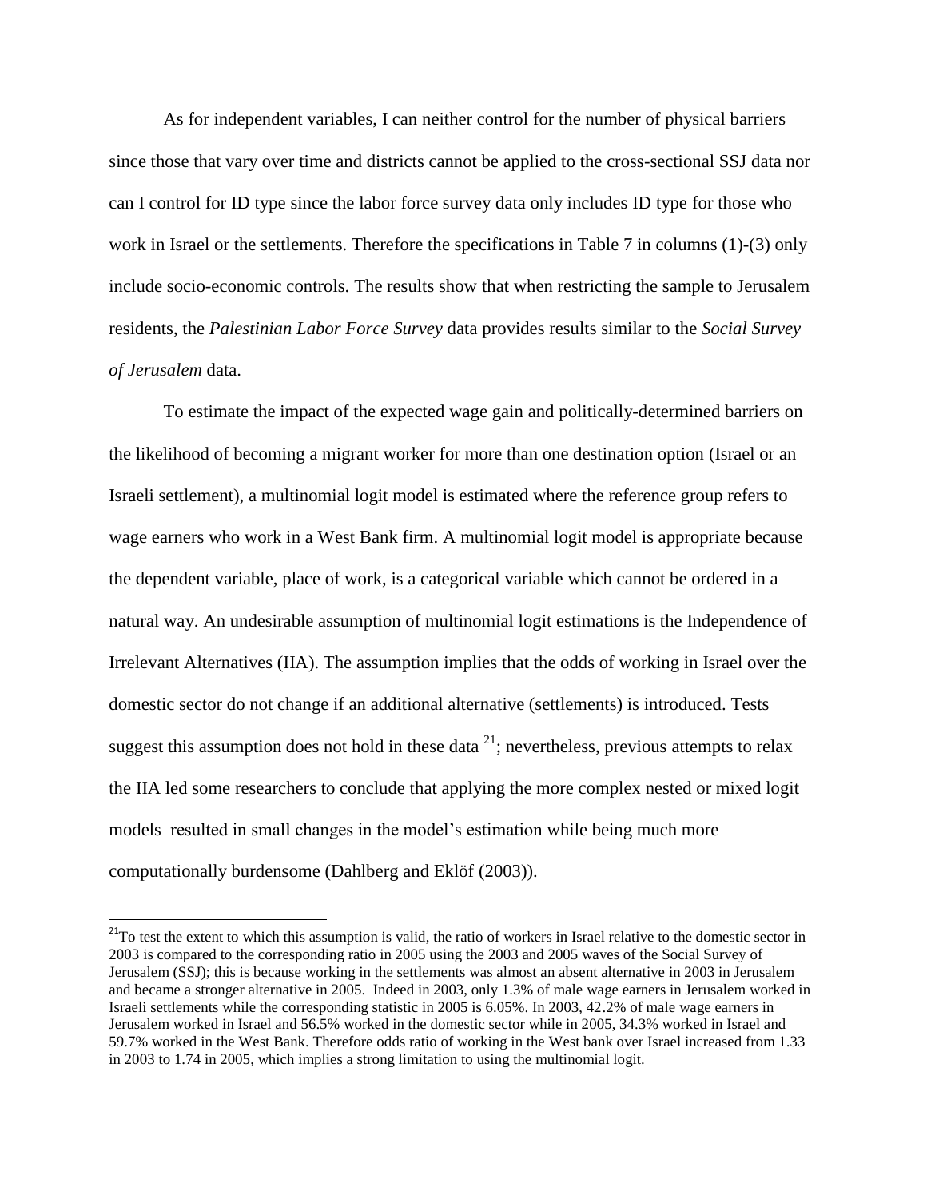As for independent variables, I can neither control for the number of physical barriers since those that vary over time and districts cannot be applied to the cross-sectional SSJ data nor can I control for ID type since the labor force survey data only includes ID type for those who work in Israel or the settlements. Therefore the specifications in Table 7 in columns (1)-(3) only include socio-economic controls. The results show that when restricting the sample to Jerusalem residents, the *Palestinian Labor Force Survey* data provides results similar to the *Social Survey of Jerusalem* data.

To estimate the impact of the expected wage gain and politically-determined barriers on the likelihood of becoming a migrant worker for more than one destination option (Israel or an Israeli settlement), a multinomial logit model is estimated where the reference group refers to wage earners who work in a West Bank firm. A multinomial logit model is appropriate because the dependent variable, place of work, is a categorical variable which cannot be ordered in a natural way. An undesirable assumption of multinomial logit estimations is the Independence of Irrelevant Alternatives (IIA). The assumption implies that the odds of working in Israel over the domestic sector do not change if an additional alternative (settlements) is introduced. Tests suggest this assumption does not hold in these data [21]; nevertheless, previous attempts to relax the IIA led some researchers to conclude that applying the more complex nested or mixed logit models resulted in small changes in the model's estimation while being much more computationally burdensome (Dahlberg and Eklöf (2003)).

---

[21] To test the extent to which this assumption is valid, the ratio of workers in Israel relative to the domestic sector in 2003 is compared to the corresponding ratio in 2005 using the 2003 and 2005 waves of the Social Survey of Jerusalem (SSJ); this is because working in the settlements was almost an absent alternative in 2003 in Jerusalem and became a stronger alternative in 2005. Indeed in 2003, only 1.3% of male wage earners in Jerusalem worked in Israeli settlements while the corresponding statistic in 2005 is 6.05%. In 2003, 42.2% of male wage earners in Jerusalem worked in Israel and 56.5% worked in the domestic sector while in 2005, 34.3% worked in Israel and 59.7% worked in the West Bank. Therefore odds ratio of working in the West bank over Israel increased from 1.33 in 2003 to 1.74 in 2005, which implies a strong limitation to using the multinomial logit.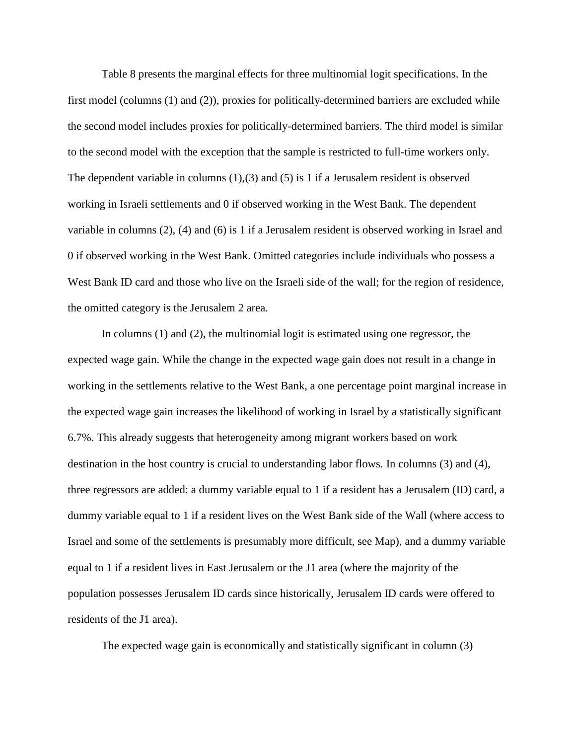Table 8 presents the marginal effects for three multinomial logit specifications. In the first model (columns (1) and (2)), proxies for politically-determined barriers are excluded while the second model includes proxies for politically-determined barriers. The third model is similar to the second model with the exception that the sample is restricted to full-time workers only. The dependent variable in columns (1),(3) and (5) is 1 if a Jerusalem resident is observed working in Israeli settlements and 0 if observed working in the West Bank. The dependent variable in columns (2), (4) and (6) is 1 if a Jerusalem resident is observed working in Israel and 0 if observed working in the West Bank. Omitted categories include individuals who possess a West Bank ID card and those who live on the Israeli side of the wall; for the region of residence, the omitted category is the Jerusalem 2 area.

In columns (1) and (2), the multinomial logit is estimated using one regressor, the expected wage gain. While the change in the expected wage gain does not result in a change in working in the settlements relative to the West Bank, a one percentage point marginal increase in the expected wage gain increases the likelihood of working in Israel by a statistically significant 6.7%. This already suggests that heterogeneity among migrant workers based on work destination in the host country is crucial to understanding labor flows. In columns (3) and (4), three regressors are added: a dummy variable equal to 1 if a resident has a Jerusalem (ID) card, a dummy variable equal to 1 if a resident lives on the West Bank side of the Wall (where access to Israel and some of the settlements is presumably more difficult, see Map), and a dummy variable equal to 1 if a resident lives in East Jerusalem or the J1 area (where the majority of the population possesses Jerusalem ID cards since historically, Jerusalem ID cards were offered to residents of the J1 area).

The expected wage gain is economically and statistically significant in column (3)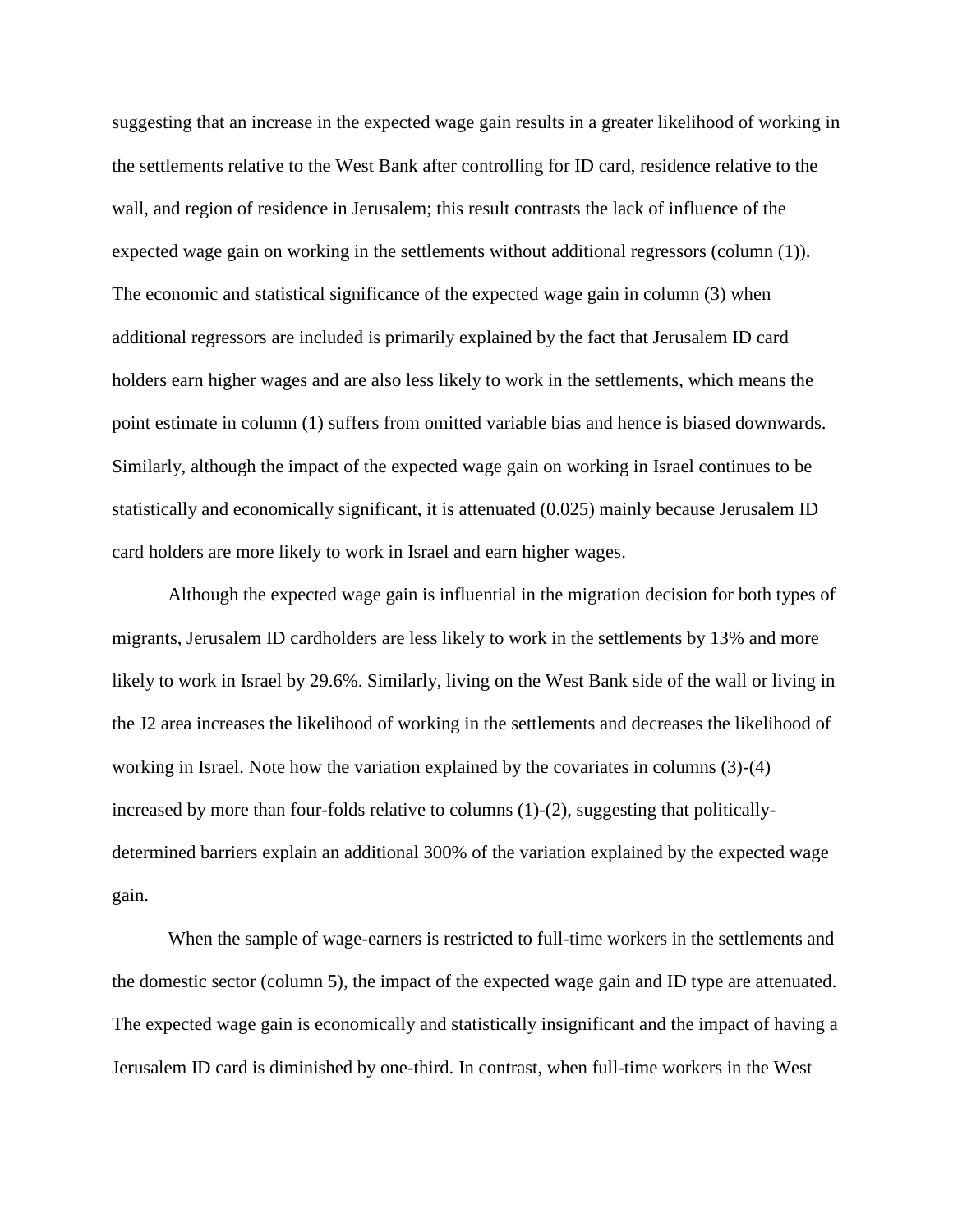suggesting that an increase in the expected wage gain results in a greater likelihood of working in the settlements relative to the West Bank after controlling for ID card, residence relative to the wall, and region of residence in Jerusalem; this result contrasts the lack of influence of the expected wage gain on working in the settlements without additional regressors (column (1)). The economic and statistical significance of the expected wage gain in column (3) when additional regressors are included is primarily explained by the fact that Jerusalem ID card holders earn higher wages and are also less likely to work in the settlements, which means the point estimate in column (1) suffers from omitted variable bias and hence is biased downwards. Similarly, although the impact of the expected wage gain on working in Israel continues to be statistically and economically significant, it is attenuated (0.025) mainly because Jerusalem ID card holders are more likely to work in Israel and earn higher wages.

Although the expected wage gain is influential in the migration decision for both types of migrants, Jerusalem ID cardholders are less likely to work in the settlements by 13% and more likely to work in Israel by 29.6%. Similarly, living on the West Bank side of the wall or living in the J2 area increases the likelihood of working in the settlements and decreases the likelihood of working in Israel. Note how the variation explained by the covariates in columns (3)-(4) increased by more than four-folds relative to columns (1)-(2), suggesting that politically-determined barriers explain an additional 300% of the variation explained by the expected wage gain.

When the sample of wage-earners is restricted to full-time workers in the settlements and the domestic sector (column 5), the impact of the expected wage gain and ID type are attenuated. The expected wage gain is economically and statistically insignificant and the impact of having a Jerusalem ID card is diminished by one-third. In contrast, when full-time workers in the West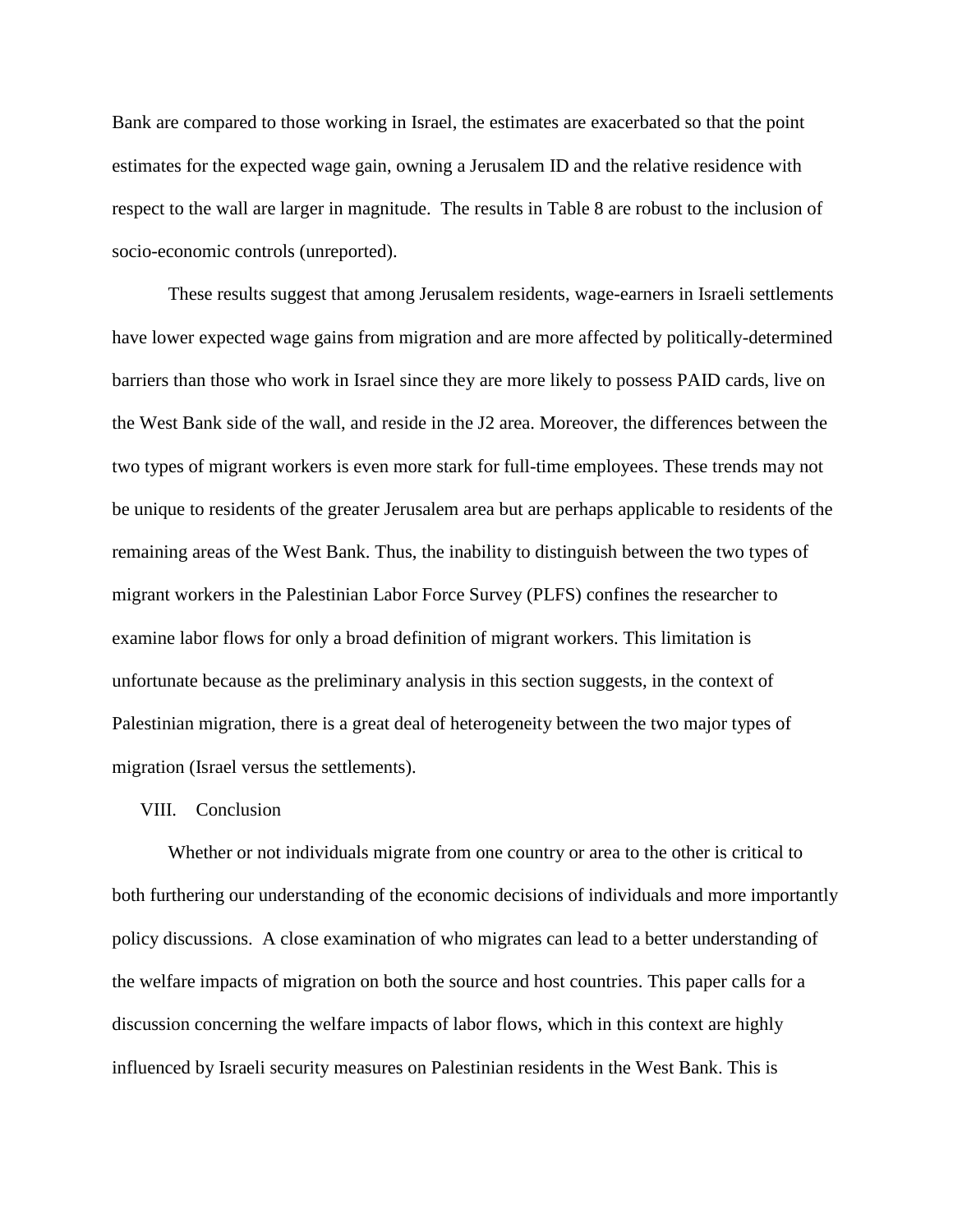Bank are compared to those working in Israel, the estimates are exacerbated so that the point estimates for the expected wage gain, owning a Jerusalem ID and the relative residence with respect to the wall are larger in magnitude. The results in Table 8 are robust to the inclusion of socio-economic controls (unreported).

These results suggest that among Jerusalem residents, wage-earners in Israeli settlements have lower expected wage gains from migration and are more affected by politically-determined barriers than those who work in Israel since they are more likely to possess PAID cards, live on the West Bank side of the wall, and reside in the J2 area. Moreover, the differences between the two types of migrant workers is even more stark for full-time employees. These trends may not be unique to residents of the greater Jerusalem area but are perhaps applicable to residents of the remaining areas of the West Bank. Thus, the inability to distinguish between the two types of migrant workers in the Palestinian Labor Force Survey (PLFS) confines the researcher to examine labor flows for only a broad definition of migrant workers. This limitation is unfortunate because as the preliminary analysis in this section suggests, in the context of Palestinian migration, there is a great deal of heterogeneity between the two major types of migration (Israel versus the settlements).

## VIII. Conclusion

Whether or not individuals migrate from one country or area to the other is critical to both furthering our understanding of the economic decisions of individuals and more importantly policy discussions. A close examination of who migrates can lead to a better understanding of the welfare impacts of migration on both the source and host countries. This paper calls for a discussion concerning the welfare impacts of labor flows, which in this context are highly influenced by Israeli security measures on Palestinian residents in the West Bank. This is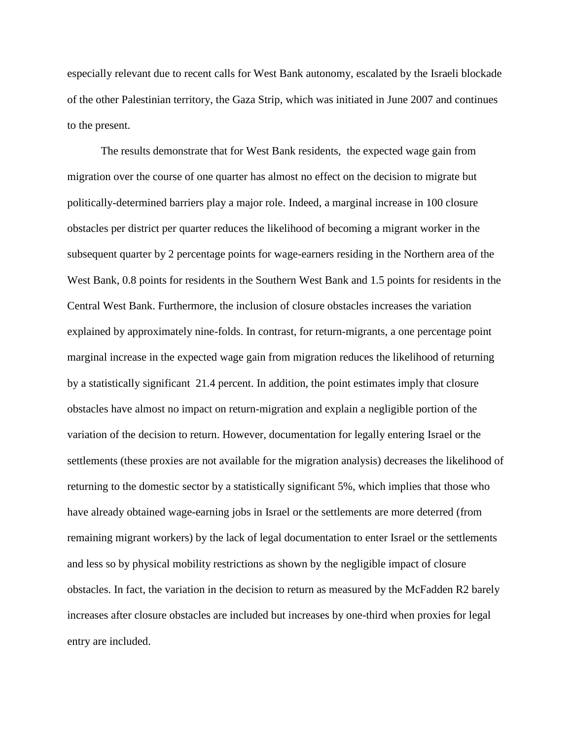especially relevant due to recent calls for West Bank autonomy, escalated by the Israeli blockade of the other Palestinian territory, the Gaza Strip, which was initiated in June 2007 and continues to the present.

The results demonstrate that for West Bank residents, the expected wage gain from migration over the course of one quarter has almost no effect on the decision to migrate but politically-determined barriers play a major role. Indeed, a marginal increase in 100 closure obstacles per district per quarter reduces the likelihood of becoming a migrant worker in the subsequent quarter by 2 percentage points for wage-earners residing in the Northern area of the West Bank, 0.8 points for residents in the Southern West Bank and 1.5 points for residents in the Central West Bank. Furthermore, the inclusion of closure obstacles increases the variation explained by approximately nine-folds. In contrast, for return-migrants, a one percentage point marginal increase in the expected wage gain from migration reduces the likelihood of returning by a statistically significant 21.4 percent. In addition, the point estimates imply that closure obstacles have almost no impact on return-migration and explain a negligible portion of the variation of the decision to return. However, documentation for legally entering Israel or the settlements (these proxies are not available for the migration analysis) decreases the likelihood of returning to the domestic sector by a statistically significant 5%, which implies that those who have already obtained wage-earning jobs in Israel or the settlements are more deterred (from remaining migrant workers) by the lack of legal documentation to enter Israel or the settlements and less so by physical mobility restrictions as shown by the negligible impact of closure obstacles. In fact, the variation in the decision to return as measured by the McFadden R2 barely increases after closure obstacles are included but increases by one-third when proxies for legal entry are included.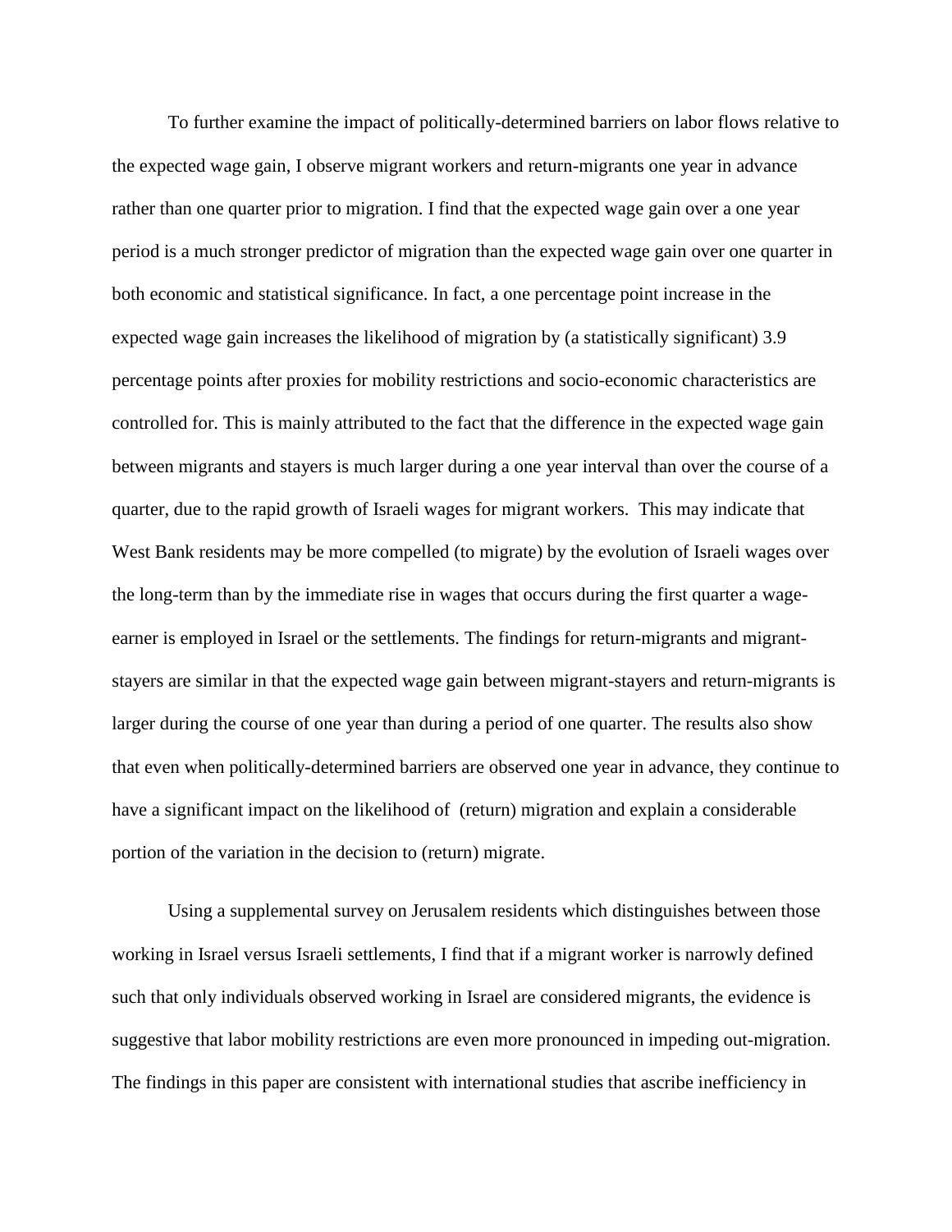To further examine the impact of politically-determined barriers on labor flows relative to the expected wage gain, I observe migrant workers and return-migrants one year in advance rather than one quarter prior to migration. I find that the expected wage gain over a one year period is a much stronger predictor of migration than the expected wage gain over one quarter in both economic and statistical significance. In fact, a one percentage point increase in the expected wage gain increases the likelihood of migration by (a statistically significant) 3.9 percentage points after proxies for mobility restrictions and socio-economic characteristics are controlled for. This is mainly attributed to the fact that the difference in the expected wage gain between migrants and stayers is much larger during a one year interval than over the course of a quarter, due to the rapid growth of Israeli wages for migrant workers. This may indicate that West Bank residents may be more compelled (to migrate) by the evolution of Israeli wages over the long-term than by the immediate rise in wages that occurs during the first quarter a wage-earner is employed in Israel or the settlements. The findings for return-migrants and migrant-stayers are similar in that the expected wage gain between migrant-stayers and return-migrants is larger during the course of one year than during a period of one quarter. The results also show that even when politically-determined barriers are observed one year in advance, they continue to have a significant impact on the likelihood of (return) migration and explain a considerable portion of the variation in the decision to (return) migrate.

Using a supplemental survey on Jerusalem residents which distinguishes between those working in Israel versus Israeli settlements, I find that if a migrant worker is narrowly defined such that only individuals observed working in Israel are considered migrants, the evidence is suggestive that labor mobility restrictions are even more pronounced in impeding out-migration. The findings in this paper are consistent with international studies that ascribe inefficiency in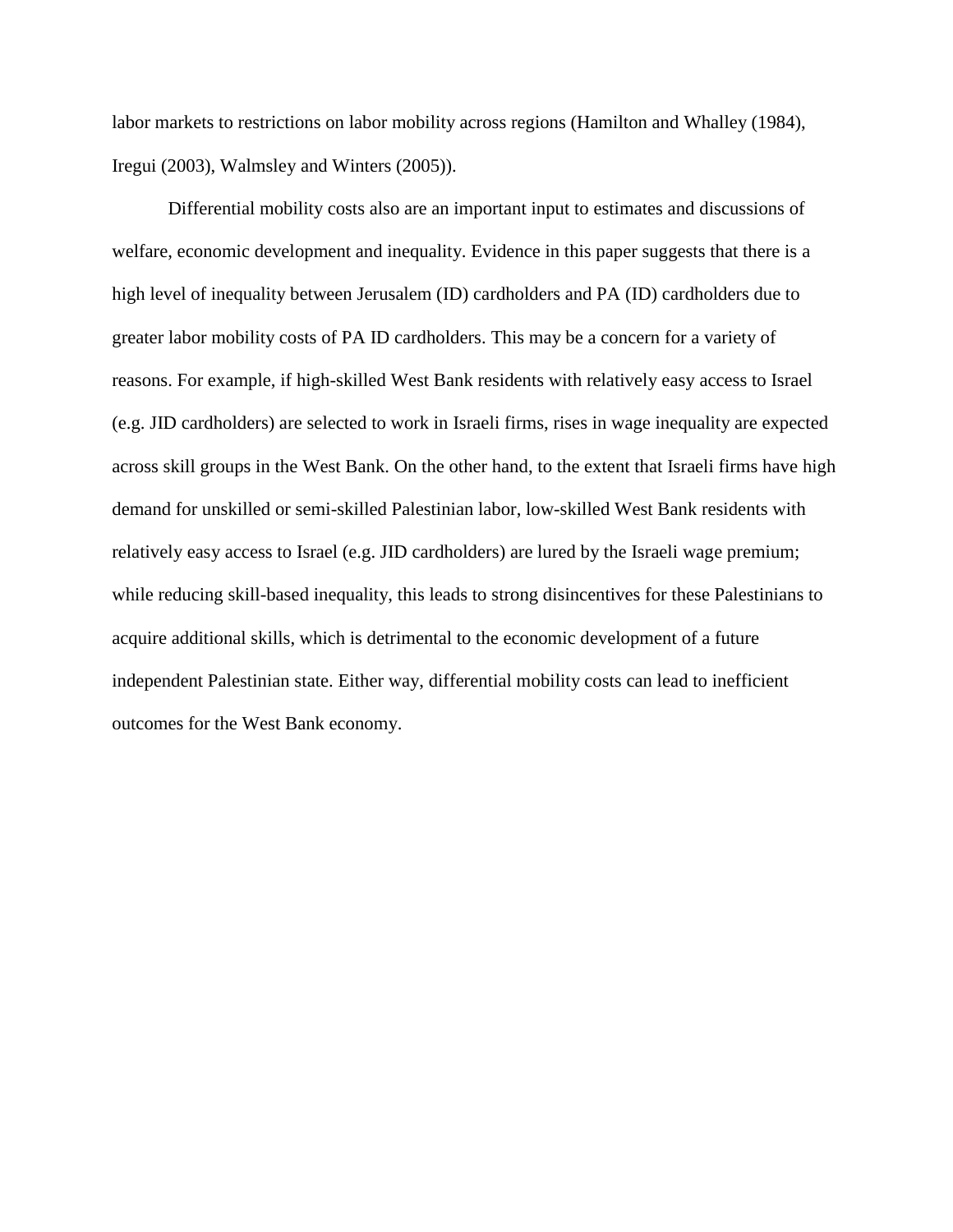labor markets to restrictions on labor mobility across regions (Hamilton and Whalley (1984), Iregui (2003), Walmsley and Winters (2005)).

Differential mobility costs also are an important input to estimates and discussions of welfare, economic development and inequality. Evidence in this paper suggests that there is a high level of inequality between Jerusalem (ID) cardholders and PA (ID) cardholders due to greater labor mobility costs of PA ID cardholders. This may be a concern for a variety of reasons. For example, if high-skilled West Bank residents with relatively easy access to Israel (e.g. JID cardholders) are selected to work in Israeli firms, rises in wage inequality are expected across skill groups in the West Bank. On the other hand, to the extent that Israeli firms have high demand for unskilled or semi-skilled Palestinian labor, low-skilled West Bank residents with relatively easy access to Israel (e.g. JID cardholders) are lured by the Israeli wage premium; while reducing skill-based inequality, this leads to strong disincentives for these Palestinians to acquire additional skills, which is detrimental to the economic development of a future independent Palestinian state. Either way, differential mobility costs can lead to inefficient outcomes for the West Bank economy.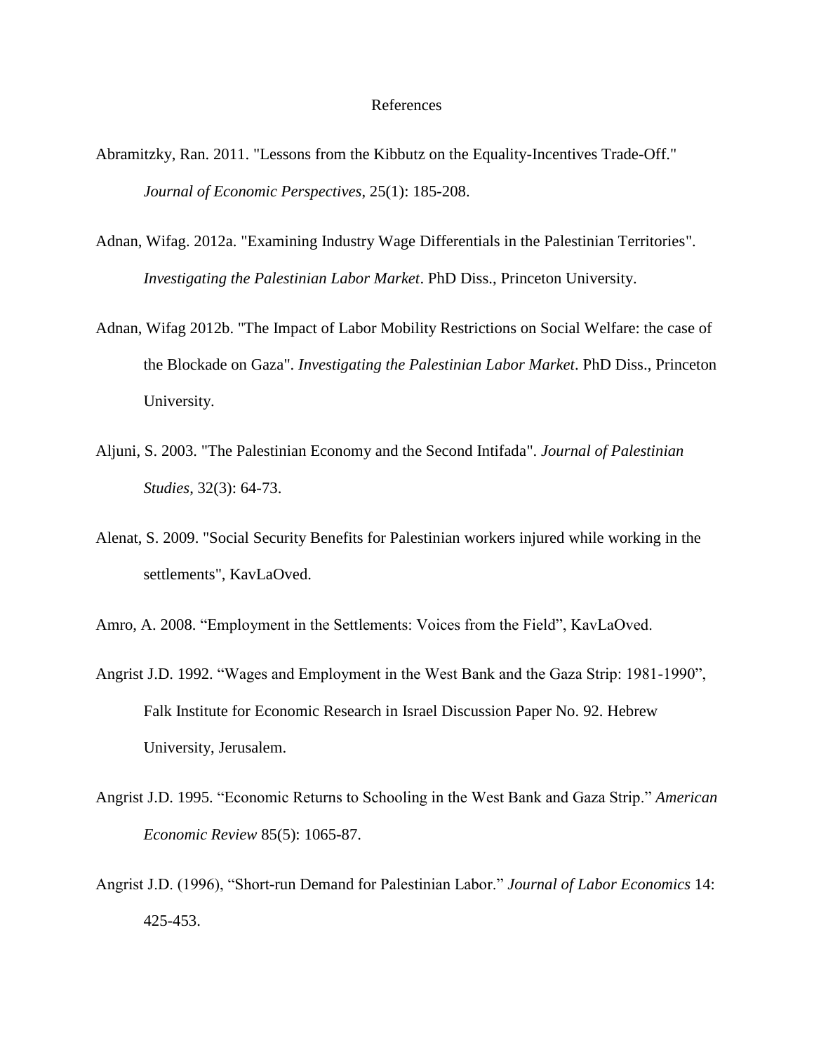# References

Abramitzky, Ran. 2011. "Lessons from the Kibbutz on the Equality-Incentives Trade-Off." *Journal of Economic Perspectives*, 25(1): 185-208.

Adnan, Wifag. 2012a. "Examining Industry Wage Differentials in the Palestinian Territories". *Investigating the Palestinian Labor Market*. PhD Diss., Princeton University.

Adnan, Wifag 2012b. "The Impact of Labor Mobility Restrictions on Social Welfare: the case of the Blockade on Gaza". *Investigating the Palestinian Labor Market*. PhD Diss., Princeton University.

Aljuni, S. 2003. "The Palestinian Economy and the Second Intifada". *Journal of Palestinian Studies*, 32(3): 64-73.

Alenat, S. 2009. "Social Security Benefits for Palestinian workers injured while working in the settlements", KavLaOved.

Amro, A. 2008. "Employment in the Settlements: Voices from the Field", KavLaOved.

Angrist J.D. 1992. "Wages and Employment in the West Bank and the Gaza Strip: 1981-1990", Falk Institute for Economic Research in Israel Discussion Paper No. 92. Hebrew University, Jerusalem.

Angrist J.D. 1995. "Economic Returns to Schooling in the West Bank and Gaza Strip." *American Economic Review* 85(5): 1065-87.

Angrist J.D. (1996), "Short-run Demand for Palestinian Labor." *Journal of Labor Economics* 14: 425-453.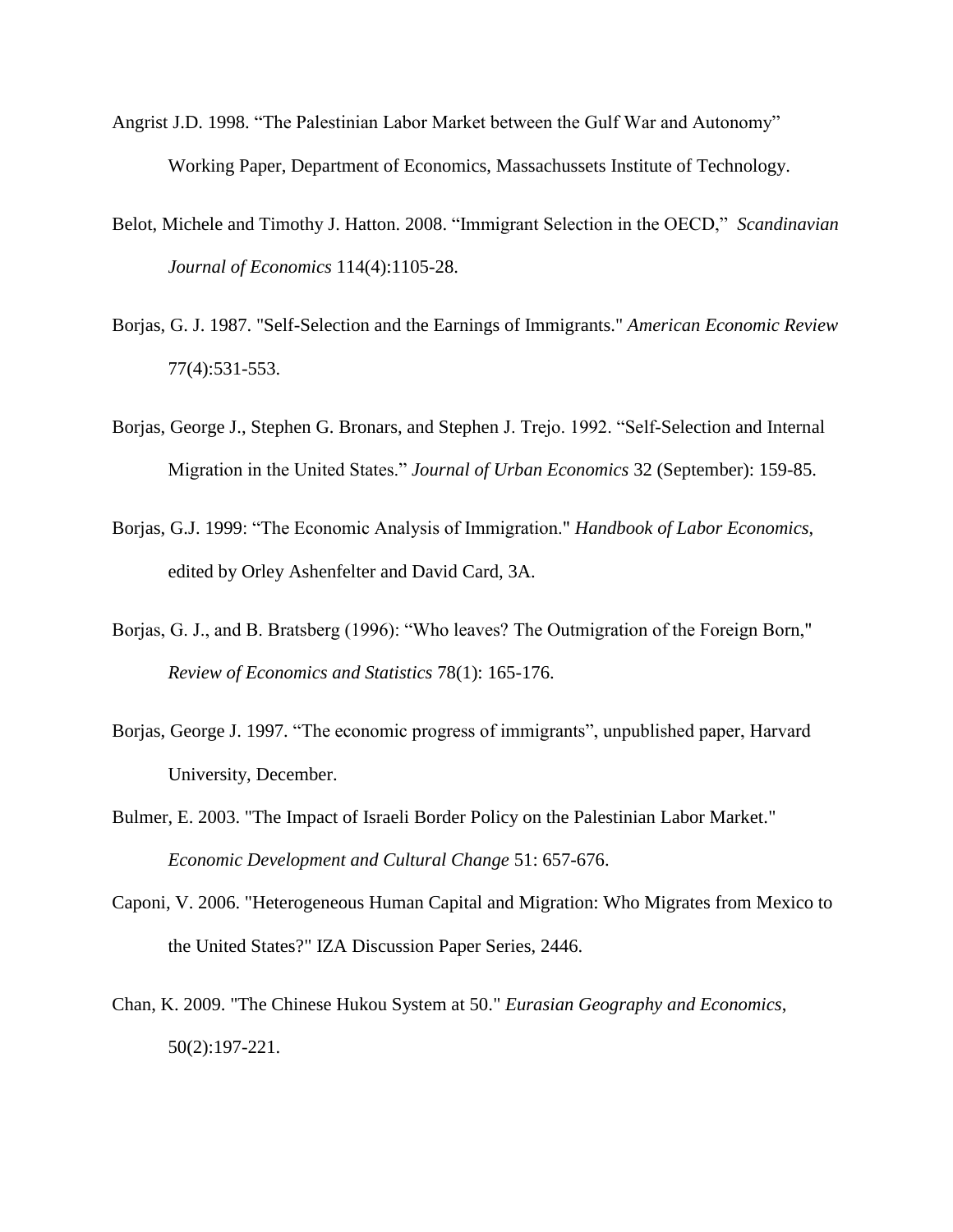Angrist J.D. 1998. “The Palestinian Labor Market between the Gulf War and Autonomy” Working Paper, Department of Economics, Massachussets Institute of Technology.

Belot, Michele and Timothy J. Hatton. 2008. “Immigrant Selection in the OECD,” *Scandinavian Journal of Economics* 114(4):1105-28.

Borjas, G. J. 1987. "Self-Selection and the Earnings of Immigrants." *American Economic Review* 77(4):531-553.

Borjas, George J., Stephen G. Bronars, and Stephen J. Trejo. 1992. “Self-Selection and Internal Migration in the United States.” *Journal of Urban Economics* 32 (September): 159-85.

Borjas, G.J. 1999: “The Economic Analysis of Immigration." *Handbook of Labor Economics*, edited by Orley Ashenfelter and David Card, 3A.

Borjas, G. J., and B. Bratsberg (1996): “Who leaves? The Outmigration of the Foreign Born," *Review of Economics and Statistics* 78(1): 165-176.

Borjas, George J. 1997. “The economic progress of immigrants”, unpublished paper, Harvard University, December.

Bulmer, E. 2003. "The Impact of Israeli Border Policy on the Palestinian Labor Market." *Economic Development and Cultural Change* 51: 657-676.

Caponi, V. 2006. "Heterogeneous Human Capital and Migration: Who Migrates from Mexico to the United States?" IZA Discussion Paper Series, 2446.

Chan, K. 2009. "The Chinese Hukou System at 50." *Eurasian Geography and Economics*, 50(2):197-221.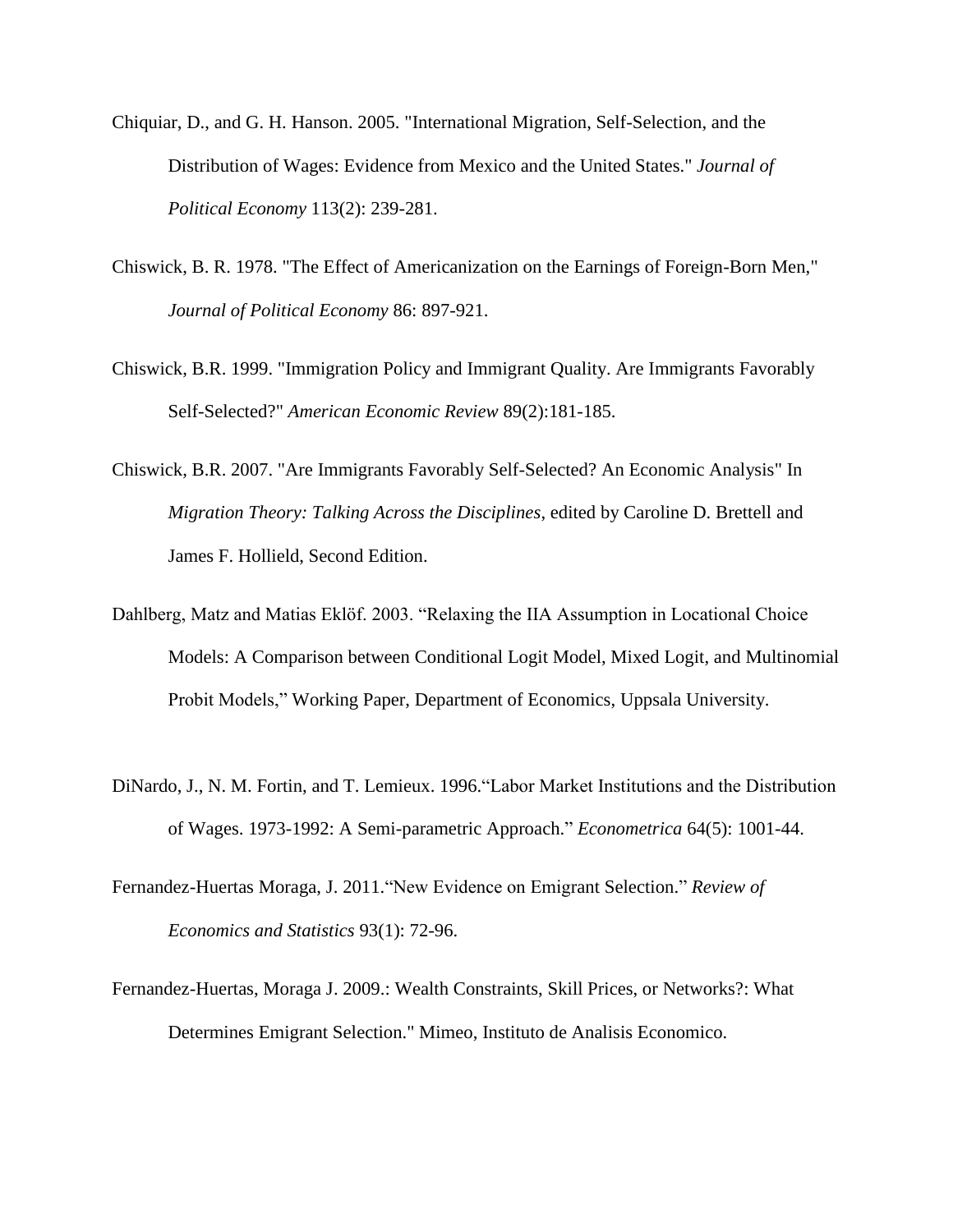Chiquiar, D., and G. H. Hanson. 2005. "International Migration, Self-Selection, and the Distribution of Wages: Evidence from Mexico and the United States." *Journal of Political Economy* 113(2): 239-281.

Chiswick, B. R. 1978. "The Effect of Americanization on the Earnings of Foreign-Born Men," *Journal of Political Economy* 86: 897-921.

Chiswick, B.R. 1999. "Immigration Policy and Immigrant Quality. Are Immigrants Favorably Self-Selected?" *American Economic Review* 89(2):181-185.

Chiswick, B.R. 2007. "Are Immigrants Favorably Self-Selected? An Economic Analysis" In *Migration Theory: Talking Across the Disciplines*, edited by Caroline D. Brettell and James F. Hollield, Second Edition.

Dahlberg, Matz and Matias Eklöf. 2003. "Relaxing the IIA Assumption in Locational Choice Models: A Comparison between Conditional Logit Model, Mixed Logit, and Multinomial Probit Models," Working Paper, Department of Economics, Uppsala University.

DiNardo, J., N. M. Fortin, and T. Lemieux. 1996."Labor Market Institutions and the Distribution of Wages. 1973-1992: A Semi-parametric Approach." *Econometrica* 64(5): 1001-44.

Fernandez-Huertas Moraga, J. 2011."New Evidence on Emigrant Selection." *Review of Economics and Statistics* 93(1): 72-96.

Fernandez-Huertas, Moraga J. 2009.: Wealth Constraints, Skill Prices, or Networks?: What Determines Emigrant Selection." Mimeo, Instituto de Analisis Economico.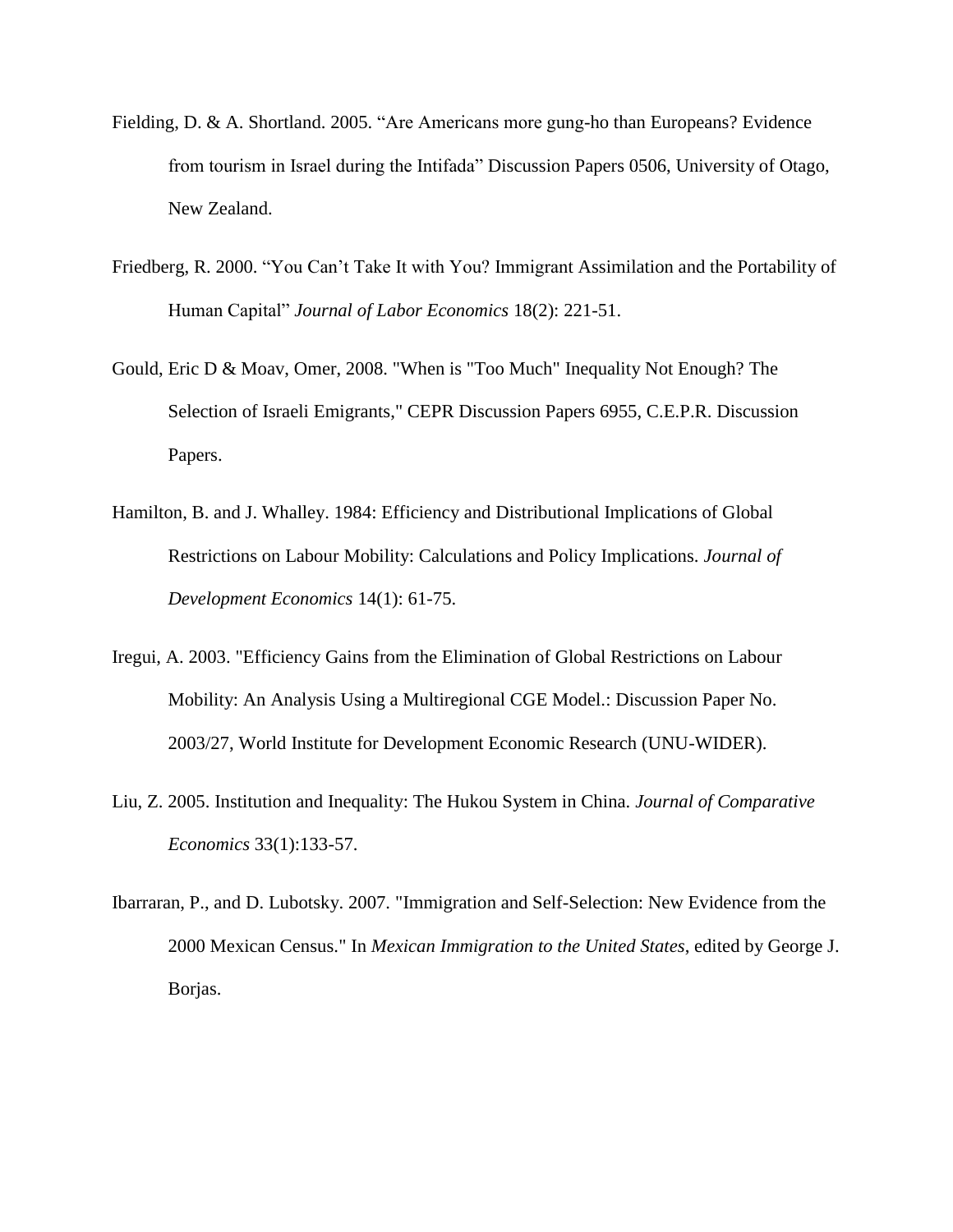Fielding, D. & A. Shortland. 2005. “Are Americans more gung-ho than Europeans? Evidence from tourism in Israel during the Intifada” Discussion Papers 0506, University of Otago, New Zealand.

Friedberg, R. 2000. “You Can’t Take It with You? Immigrant Assimilation and the Portability of Human Capital” *Journal of Labor Economics* 18(2): 221-51.

Gould, Eric D & Moav, Omer, 2008. "When is "Too Much" Inequality Not Enough? The Selection of Israeli Emigrants," CEPR Discussion Papers 6955, C.E.P.R. Discussion Papers.

Hamilton, B. and J. Whalley. 1984: Efficiency and Distributional Implications of Global Restrictions on Labour Mobility: Calculations and Policy Implications. *Journal of Development Economics* 14(1): 61-75.

Iregui, A. 2003. "Efficiency Gains from the Elimination of Global Restrictions on Labour Mobility: An Analysis Using a Multiregional CGE Model.: Discussion Paper No. 2003/27, World Institute for Development Economic Research (UNU-WIDER).

Liu, Z. 2005. Institution and Inequality: The Hukou System in China. *Journal of Comparative Economics* 33(1):133-57.

Ibarraran, P., and D. Lubotsky. 2007. "Immigration and Self-Selection: New Evidence from the 2000 Mexican Census." In *Mexican Immigration to the United States*, edited by George J. Borjas.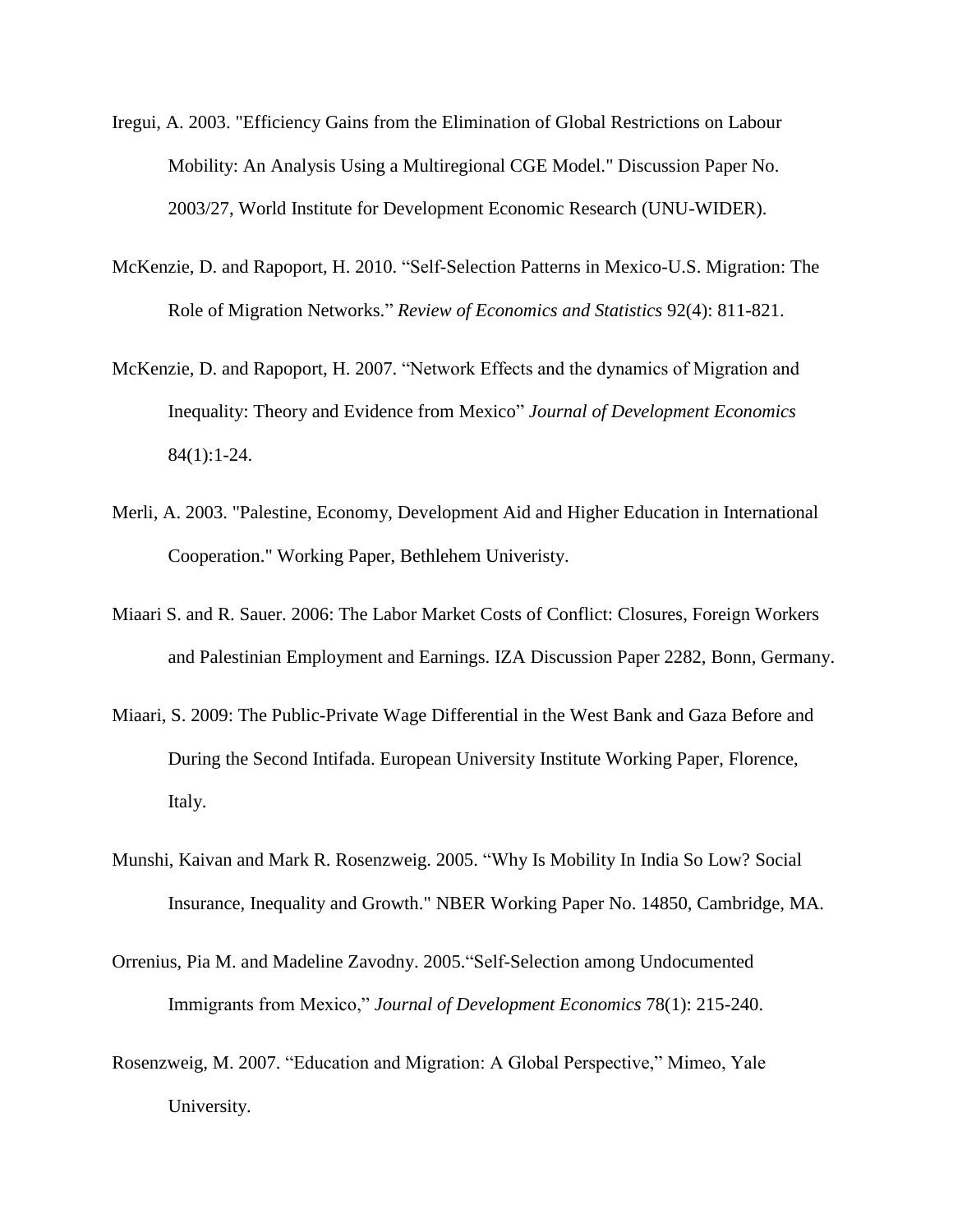Iregui, A. 2003. "Efficiency Gains from the Elimination of Global Restrictions on Labour Mobility: An Analysis Using a Multiregional CGE Model." Discussion Paper No. 2003/27, World Institute for Development Economic Research (UNU-WIDER).

McKenzie, D. and Rapoport, H. 2010. “Self-Selection Patterns in Mexico-U.S. Migration: The Role of Migration Networks.” *Review of Economics and Statistics* 92(4): 811-821.

McKenzie, D. and Rapoport, H. 2007. “Network Effects and the dynamics of Migration and Inequality: Theory and Evidence from Mexico” *Journal of Development Economics* 84(1):1-24.

Merli, A. 2003. "Palestine, Economy, Development Aid and Higher Education in International Cooperation." Working Paper, Bethlehem Univeristy.

Miaari S. and R. Sauer. 2006: The Labor Market Costs of Conflict: Closures, Foreign Workers and Palestinian Employment and Earnings. IZA Discussion Paper 2282, Bonn, Germany.

Miaari, S. 2009: The Public-Private Wage Differential in the West Bank and Gaza Before and During the Second Intifada. European University Institute Working Paper, Florence, Italy.

Munshi, Kaivan and Mark R. Rosenzweig. 2005. “Why Is Mobility In India So Low? Social Insurance, Inequality and Growth." NBER Working Paper No. 14850, Cambridge, MA.

Orrenius, Pia M. and Madeline Zavodny. 2005.“Self-Selection among Undocumented Immigrants from Mexico,” *Journal of Development Economics* 78(1): 215-240.

Rosenzweig, M. 2007. “Education and Migration: A Global Perspective,” Mimeo, Yale University.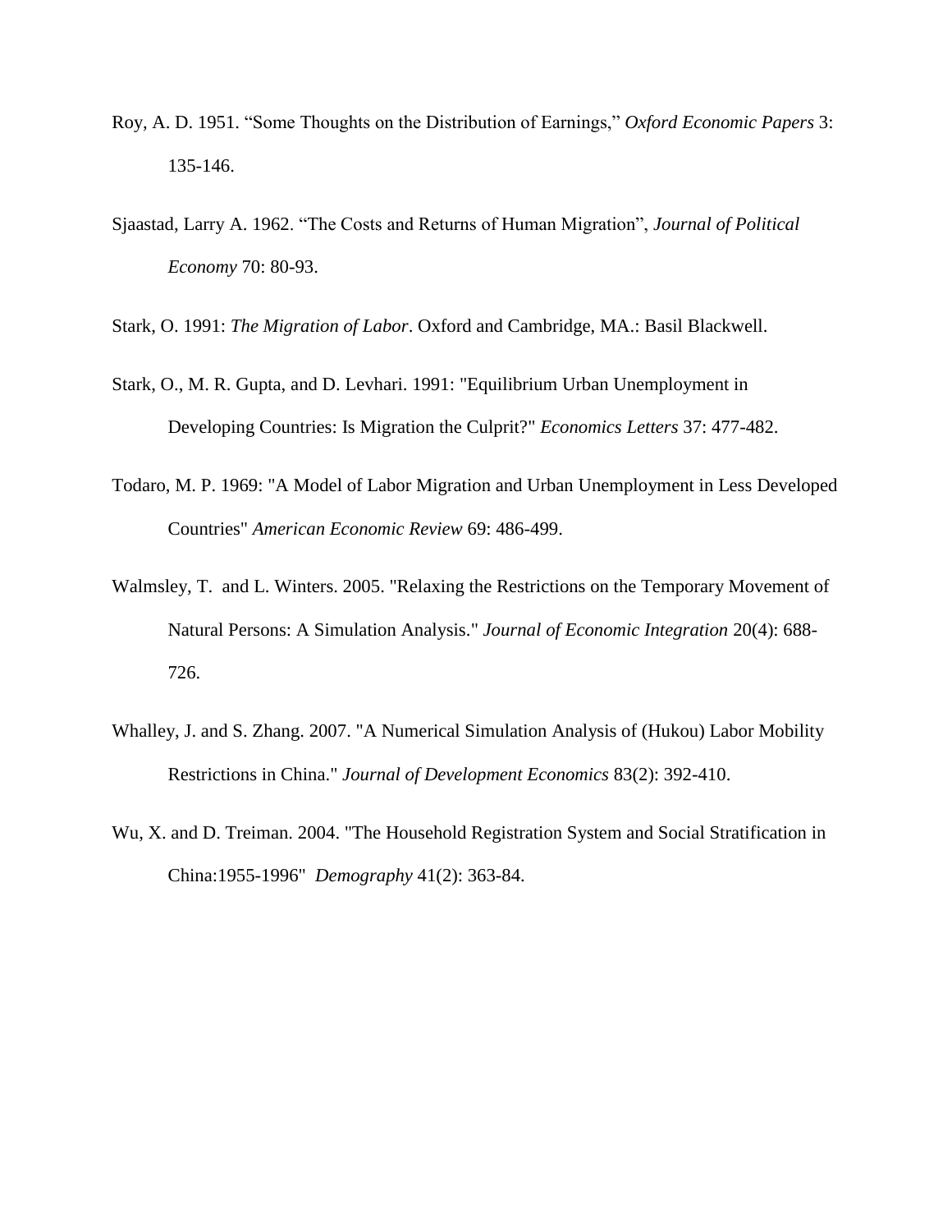Roy, A. D. 1951. “Some Thoughts on the Distribution of Earnings,” *Oxford Economic Papers* 3: 135-146.

Sjaastad, Larry A. 1962. “The Costs and Returns of Human Migration”, *Journal of Political Economy* 70: 80-93.

Stark, O. 1991: *The Migration of Labor*. Oxford and Cambridge, MA.: Basil Blackwell.

Stark, O., M. R. Gupta, and D. Levhari. 1991: "Equilibrium Urban Unemployment in Developing Countries: Is Migration the Culprit?" *Economics Letters* 37: 477-482.

Todaro, M. P. 1969: "A Model of Labor Migration and Urban Unemployment in Less Developed Countries" *American Economic Review* 69: 486-499.

Walmsley, T. and L. Winters. 2005. "Relaxing the Restrictions on the Temporary Movement of Natural Persons: A Simulation Analysis." *Journal of Economic Integration* 20(4): 688-726.

Whalley, J. and S. Zhang. 2007. "A Numerical Simulation Analysis of (Hukou) Labor Mobility Restrictions in China." *Journal of Development Economics* 83(2): 392-410.

Wu, X. and D. Treiman. 2004. "The Household Registration System and Social Stratification in China:1955-1996" *Demography* 41(2): 363-84.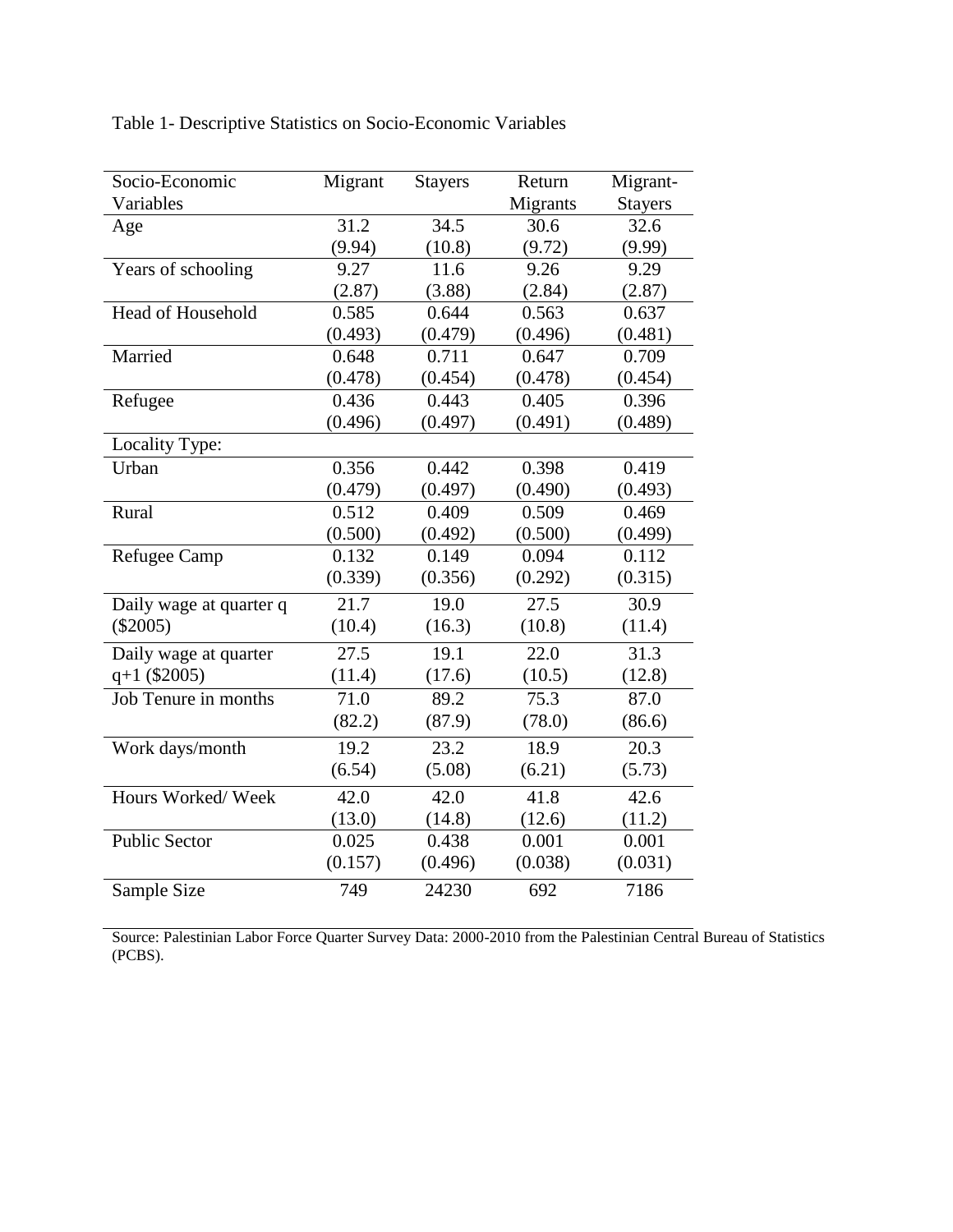Table 1- Descriptive Statistics on Socio-Economic Variables

| Socio-Economic Variables | Migrant | Stayers | Return Migrants | Migrant-Stayers |
|---|---|---|---|---|
| Age | 31.2 | 34.5 | 30.6 | 32.6 |
| | (9.94) | (10.8) | (9.72) | (9.99) |
| Years of schooling | 9.27 | 11.6 | 9.26 | 9.29 |
| | (2.87) | (3.88) | (2.84) | (2.87) |
| Head of Household | 0.585 | 0.644 | 0.563 | 0.637 |
| | (0.493) | (0.479) | (0.496) | (0.481) |
| Married | 0.648 | 0.711 | 0.647 | 0.709 |
| | (0.478) | (0.454) | (0.478) | (0.454) |
| Refugee | 0.436 | 0.443 | 0.405 | 0.396 |
| | (0.496) | (0.497) | (0.491) | (0.489) |
| Locality Type: | | | | |
| Urban | 0.356 | 0.442 | 0.398 | 0.419 |
| | (0.479) | (0.497) | (0.490) | (0.493) |
| Rural | 0.512 | 0.409 | 0.509 | 0.469 |
| | (0.500) | (0.492) | (0.500) | (0.499) |
| Refugee Camp | 0.132 | 0.149 | 0.094 | 0.112 |
| | (0.339) | (0.356) | (0.292) | (0.315) |
| Daily wage at quarter q ($2005) | 21.7 | 19.0 | 27.5 | 30.9 |
| | (10.4) | (16.3) | (10.8) | (11.4) |
| Daily wage at quarter q+1 ($2005) | 27.5 | 19.1 | 22.0 | 31.3 |
| | (11.4) | (17.6) | (10.5) | (12.8) |
| Job Tenure in months | 71.0 | 89.2 | 75.3 | 87.0 |
| | (82.2) | (87.9) | (78.0) | (86.6) |
| Work days/month | 19.2 | 23.2 | 18.9 | 20.3 |
| | (6.54) | (5.08) | (6.21) | (5.73) |
| Hours Worked/ Week | 42.0 | 42.0 | 41.8 | 42.6 |
| | (13.0) | (14.8) | (12.6) | (11.2) |
| Public Sector | 0.025 | 0.438 | 0.001 | 0.001 |
| | (0.157) | (0.496) | (0.038) | (0.031) |
| Sample Size | 749 | 24230 | 692 | 7186 |

Source: Palestinian Labor Force Quarter Survey Data: 2000-2010 from the Palestinian Central Bureau of Statistics (PCBS).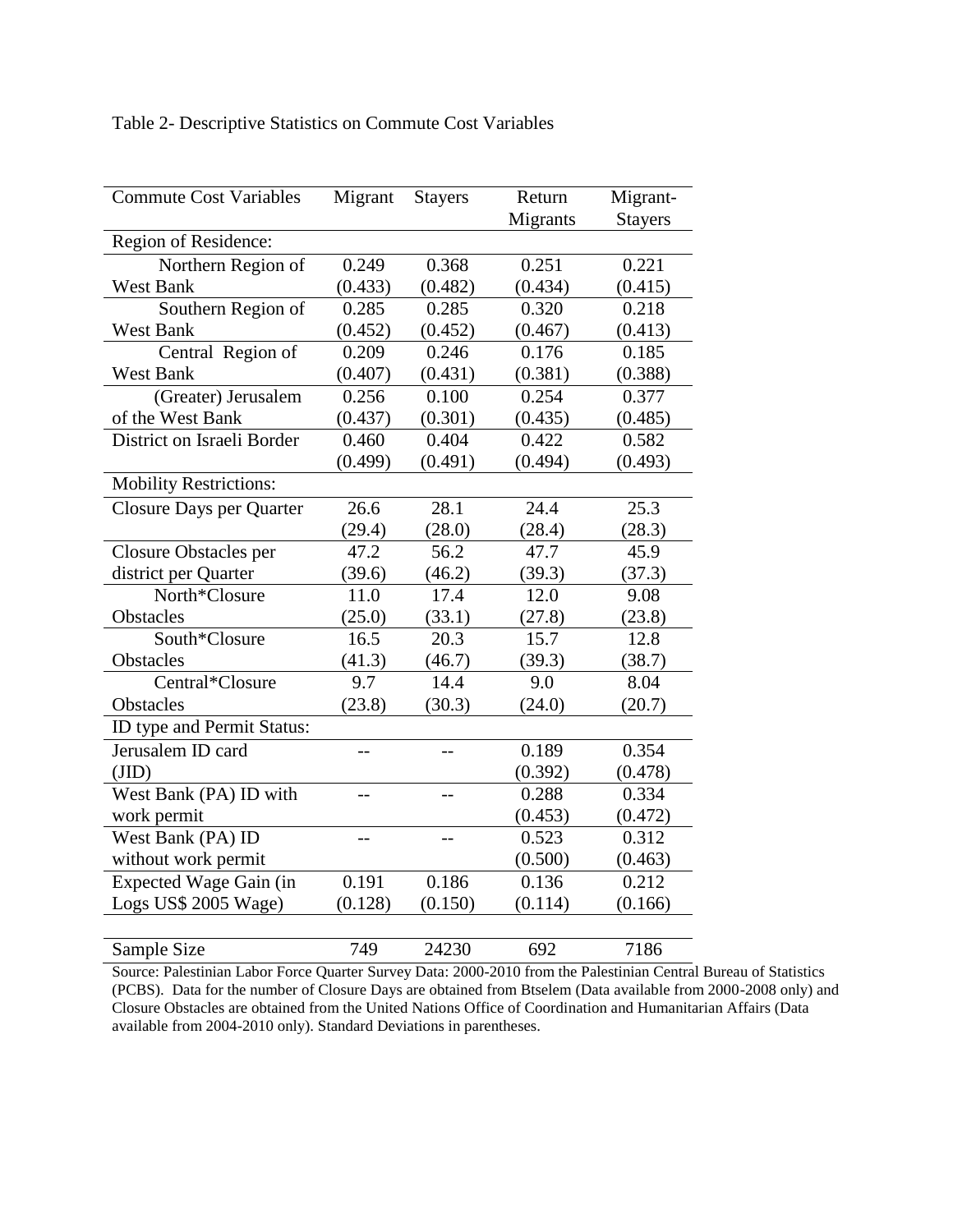Table 2- Descriptive Statistics on Commute Cost Variables

| Commute Cost Variables | Migrant | Stayers | Return Migrants | Migrant-Stayers |
|---|---|---|---|---|
| Region of Residence: | | | | |
| Northern Region of West Bank | 0.249<br>(0.433) | 0.368<br>(0.482) | 0.251<br>(0.434) | 0.221<br>(0.415) |
| Southern Region of West Bank | 0.285<br>(0.452) | 0.285<br>(0.452) | 0.320<br>(0.467) | 0.218<br>(0.413) |
| Central Region of West Bank | 0.209<br>(0.407) | 0.246<br>(0.431) | 0.176<br>(0.381) | 0.185<br>(0.388) |
| (Greater) Jerusalem of the West Bank | 0.256<br>(0.437) | 0.100<br>(0.301) | 0.254<br>(0.435) | 0.377<br>(0.485) |
| District on Israeli Border | 0.460<br>(0.499) | 0.404<br>(0.491) | 0.422<br>(0.494) | 0.582<br>(0.493) |
| Mobility Restrictions: | | | | |
| Closure Days per Quarter | 26.6<br>(29.4) | 28.1<br>(28.0) | 24.4<br>(28.4) | 25.3<br>(28.3) |
| Closure Obstacles per district per Quarter | 47.2<br>(39.6) | 56.2<br>(46.2) | 47.7<br>(39.3) | 45.9<br>(37.3) |
| North*Closure Obstacles | 11.0<br>(25.0) | 17.4<br>(33.1) | 12.0<br>(27.8) | 9.08<br>(23.8) |
| South*Closure Obstacles | 16.5<br>(41.3) | 20.3<br>(46.7) | 15.7<br>(39.3) | 12.8<br>(38.7) |
| Central*Closure Obstacles | 9.7<br>(23.8) | 14.4<br>(30.3) | 9.0<br>(24.0) | 8.04<br>(20.7) |
| ID type and Permit Status: | | | | |
| Jerusalem ID card (JID) | -- | -- | 0.189<br>(0.392) | 0.354<br>(0.478) |
| West Bank (PA) ID with work permit | -- | -- | 0.288<br>(0.453) | 0.334<br>(0.472) |
| West Bank (PA) ID without work permit | -- | -- | 0.523<br>(0.500) | 0.312<br>(0.463) |
| Expected Wage Gain (in Logs US$ 2005 Wage) | 0.191<br>(0.128) | 0.186<br>(0.150) | 0.136<br>(0.114) | 0.212<br>(0.166) |
| Sample Size | 749 | 24230 | 692 | 7186 |

Source: Palestinian Labor Force Quarter Survey Data: 2000-2010 from the Palestinian Central Bureau of Statistics (PCBS). Data for the number of Closure Days are obtained from Btselem (Data available from 2000-2008 only) and Closure Obstacles are obtained from the United Nations Office of Coordination and Humanitarian Affairs (Data available from 2004-2010 only). Standard Deviations in parentheses.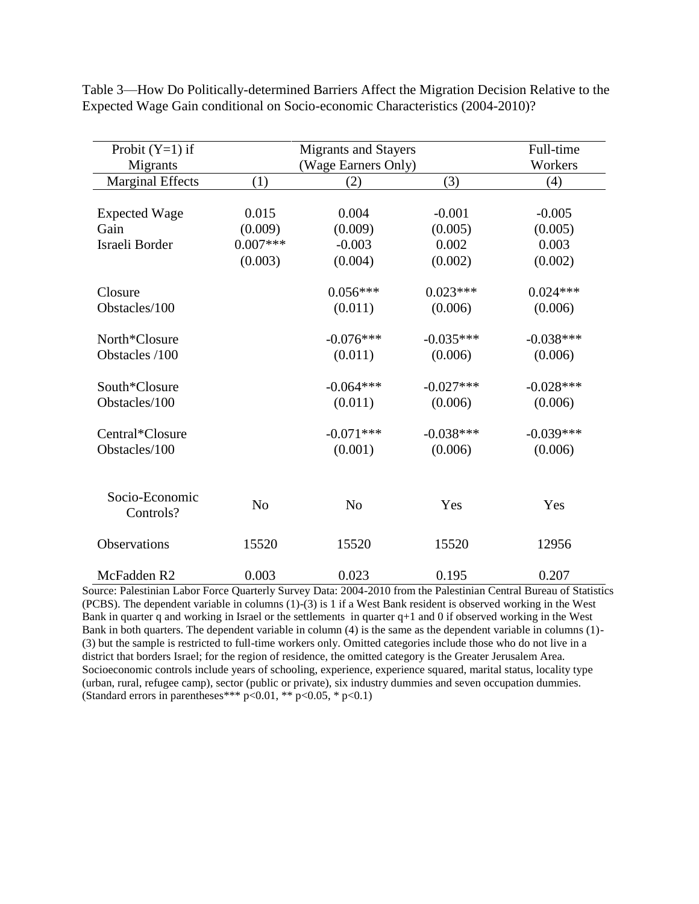Table 3—How Do Politically-determined Barriers Affect the Migration Decision Relative to the Expected Wage Gain conditional on Socio-economic Characteristics (2004-2010)?

| Probit (Y=1) if Migrants | Migrants and Stayers (Wage Earners Only) | | | Full-time Workers |
|---|---|---|---|---|
| Marginal Effects | (1) | (2) | (3) | (4) |
| Expected Wage Gain | 0.015 | 0.004 | -0.001 | -0.005 |
| | (0.009) | (0.009) | (0.005) | (0.005) |
| Israeli Border | 0.007*** | -0.003 | 0.002 | 0.003 |
| | (0.003) | (0.004) | (0.002) | (0.002) |
| Closure Obstacles/100 | | 0.056*** | 0.023*** | 0.024*** |
| | | (0.011) | (0.006) | (0.006) |
| North*Closure Obstacles /100 | | -0.076*** | -0.035*** | -0.038*** |
| | | (0.011) | (0.006) | (0.006) |
| South*Closure Obstacles/100 | | -0.064*** | -0.027*** | -0.028*** |
| | | (0.011) | (0.006) | (0.006) |
| Central*Closure Obstacles/100 | | -0.071*** | -0.038*** | -0.039*** |
| | | (0.001) | (0.006) | (0.006) |
| Socio-Economic Controls? | No | No | Yes | Yes |
| Observations | 15520 | 15520 | 15520 | 12956 |
| McFadden R2 | 0.003 | 0.023 | 0.195 | 0.207 |

Source: Palestinian Labor Force Quarterly Survey Data: 2004-2010 from the Palestinian Central Bureau of Statistics (PCBS). The dependent variable in columns (1)-(3) is 1 if a West Bank resident is observed working in the West Bank in quarter q and working in Israel or the settlements in quarter q+1 and 0 if observed working in the West Bank in both quarters. The dependent variable in column (4) is the same as the dependent variable in columns (1)-(3) but the sample is restricted to full-time workers only. Omitted categories include those who do not live in a district that borders Israel; for the region of residence, the omitted category is the Greater Jerusalem Area. Socioeconomic controls include years of schooling, experience, experience squared, marital status, locality type (urban, rural, refugee camp), sector (public or private), six industry dummies and seven occupation dummies. (Standard errors in parentheses*** p<0.01, ** p<0.05, * p<0.1)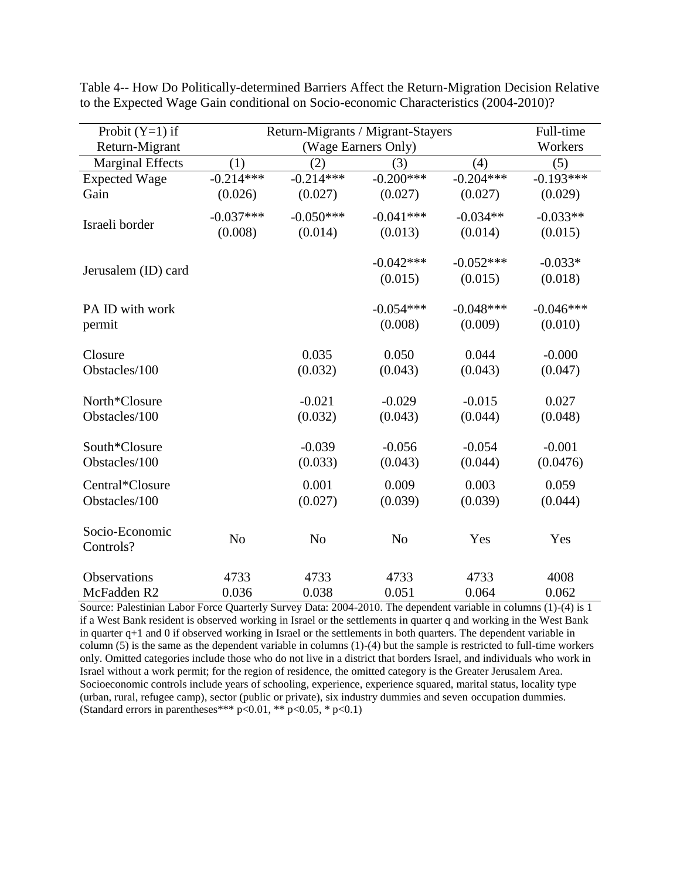Table 4-- How Do Politically-determined Barriers Affect the Return-Migration Decision Relative to the Expected Wage Gain conditional on Socio-economic Characteristics (2004-2010)?

| Probit (Y=1) if Return-Migrant | Return-Migrants / Migrant-Stayers (Wage Earners Only) | | | | Full-time Workers |
|---|---|---|---|---|---|
| Marginal Effects | (1) | (2) | (3) | (4) | (5) |
| Expected Wage Gain | -0.214*** | -0.214*** | -0.200*** | -0.204*** | -0.193*** |
| | (0.026) | (0.027) | (0.027) | (0.027) | (0.029) |
| Israeli border | -0.037*** | -0.050*** | -0.041*** | -0.034** | -0.033** |
| | (0.008) | (0.014) | (0.013) | (0.014) | (0.015) |
| Jerusalem (ID) card | | | -0.042*** | -0.052*** | -0.033* |
| | | | (0.015) | (0.015) | (0.018) |
| PA ID with work permit | | | -0.054*** | -0.048*** | -0.046*** |
| | | | (0.008) | (0.009) | (0.010) |
| Closure Obstacles/100 | | 0.035 | 0.050 | 0.044 | -0.000 |
| | | (0.032) | (0.043) | (0.043) | (0.047) |
| North*Closure Obstacles/100 | | -0.021 | -0.029 | -0.015 | 0.027 |
| | | (0.032) | (0.043) | (0.044) | (0.048) |
| South*Closure Obstacles/100 | | -0.039 | -0.056 | -0.054 | -0.001 |
| | | (0.033) | (0.043) | (0.044) | (0.0476) |
| Central*Closure Obstacles/100 | | 0.001 | 0.009 | 0.003 | 0.059 |
| | | (0.027) | (0.039) | (0.039) | (0.044) |
| Socio-Economic Controls? | No | No | No | Yes | Yes |
| Observations | 4733 | 4733 | 4733 | 4733 | 4008 |
| McFadden R2 | 0.036 | 0.038 | 0.051 | 0.064 | 0.062 |

Source: Palestinian Labor Force Quarterly Survey Data: 2004-2010. The dependent variable in columns (1)-(4) is 1 if a West Bank resident is observed working in Israel or the settlements in quarter q and working in the West Bank in quarter q+1 and 0 if observed working in Israel or the settlements in both quarters. The dependent variable in column (5) is the same as the dependent variable in columns (1)-(4) but the sample is restricted to full-time workers only. Omitted categories include those who do not live in a district that borders Israel, and individuals who work in Israel without a work permit; for the region of residence, the omitted category is the Greater Jerusalem Area. Socioeconomic controls include years of schooling, experience, experience squared, marital status, locality type (urban, rural, refugee camp), sector (public or private), six industry dummies and seven occupation dummies. (Standard errors in parentheses*** $p<0.01$, ** $p<0.05$, * $p<0.1$)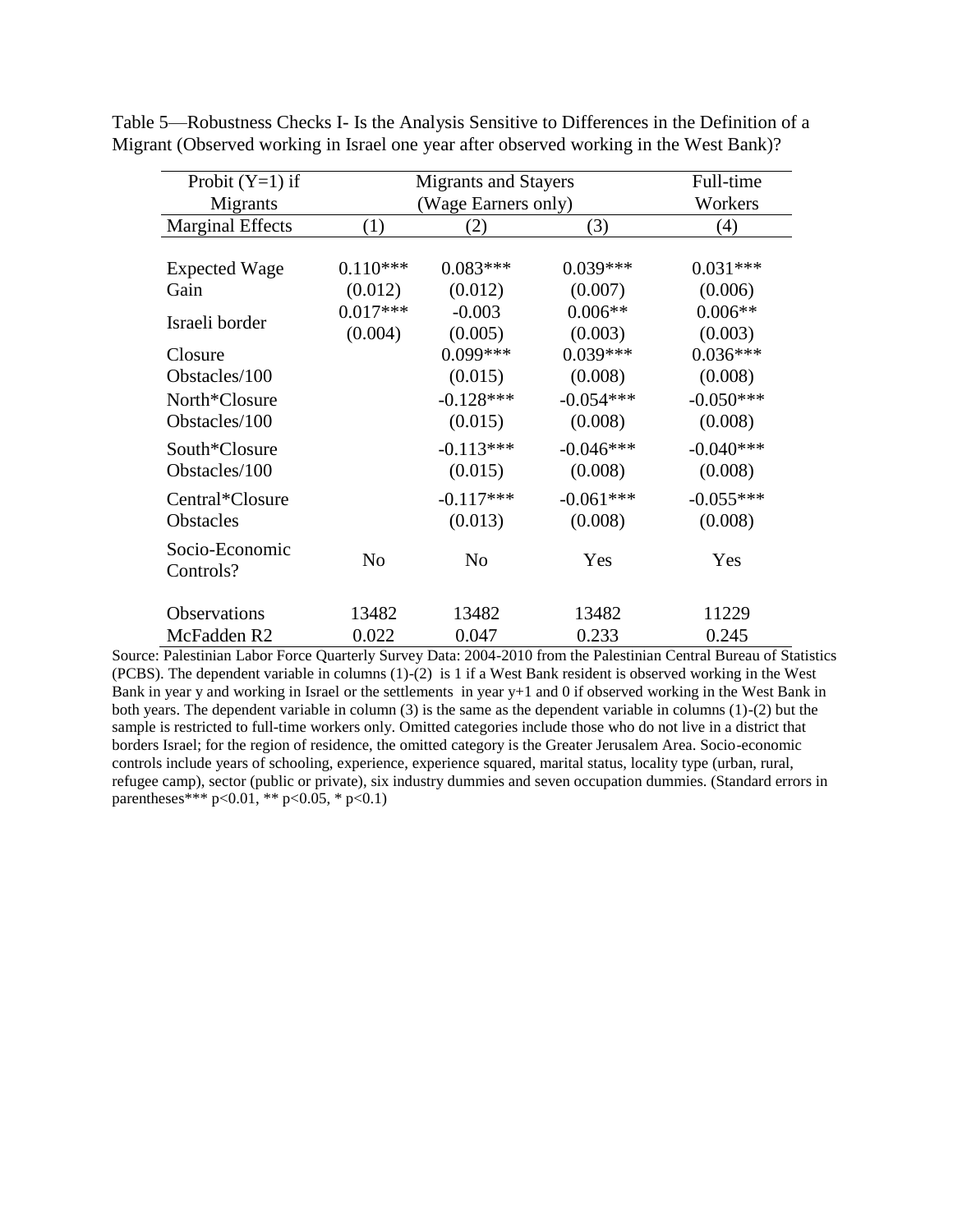Table 5—Robustness Checks I- Is the Analysis Sensitive to Differences in the Definition of a Migrant (Observed working in Israel one year after observed working in the West Bank)?

| Probit (Y=1) if Migrants | Migrants and Stayers (Wage Earners only) | | | Full-time Workers |
|---|---|---|---|---|
| Marginal Effects | (1) | (2) | (3) | (4) |
| Expected Wage Gain | 0.110*** | 0.083*** | 0.039*** | 0.031*** |
| | (0.012) | (0.012) | (0.007) | (0.006) |
| Israeli border | 0.017*** | -0.003 | 0.006** | 0.006** |
| | (0.004) | (0.005) | (0.003) | (0.003) |
| Closure Obstacles/100 | | 0.099*** | 0.039*** | 0.036*** |
| | | (0.015) | (0.008) | (0.008) |
| North*Closure Obstacles/100 | | -0.128*** | -0.054*** | -0.050*** |
| | | (0.015) | (0.008) | (0.008) |
| South*Closure Obstacles/100 | | -0.113*** | -0.046*** | -0.040*** |
| | | (0.015) | (0.008) | (0.008) |
| Central*Closure Obstacles | | -0.117*** | -0.061*** | -0.055*** |
| | | (0.013) | (0.008) | (0.008) |
| Socio-Economic Controls? | No | No | Yes | Yes |
| Observations | 13482 | 13482 | 13482 | 11229 |
| McFadden R2 | 0.022 | 0.047 | 0.233 | 0.245 |

Source: Palestinian Labor Force Quarterly Survey Data: 2004-2010 from the Palestinian Central Bureau of Statistics (PCBS). The dependent variable in columns (1)-(2) is 1 if a West Bank resident is observed working in the West Bank in year y and working in Israel or the settlements in year y+1 and 0 if observed working in the West Bank in both years. The dependent variable in column (3) is the same as the dependent variable in columns (1)-(2) but the sample is restricted to full-time workers only. Omitted categories include those who do not live in a district that borders Israel; for the region of residence, the omitted category is the Greater Jerusalem Area. Socio-economic controls include years of schooling, experience, experience squared, marital status, locality type (urban, rural, refugee camp), sector (public or private), six industry dummies and seven occupation dummies. (Standard errors in parentheses*** p<0.01, ** p<0.05, * p<0.1)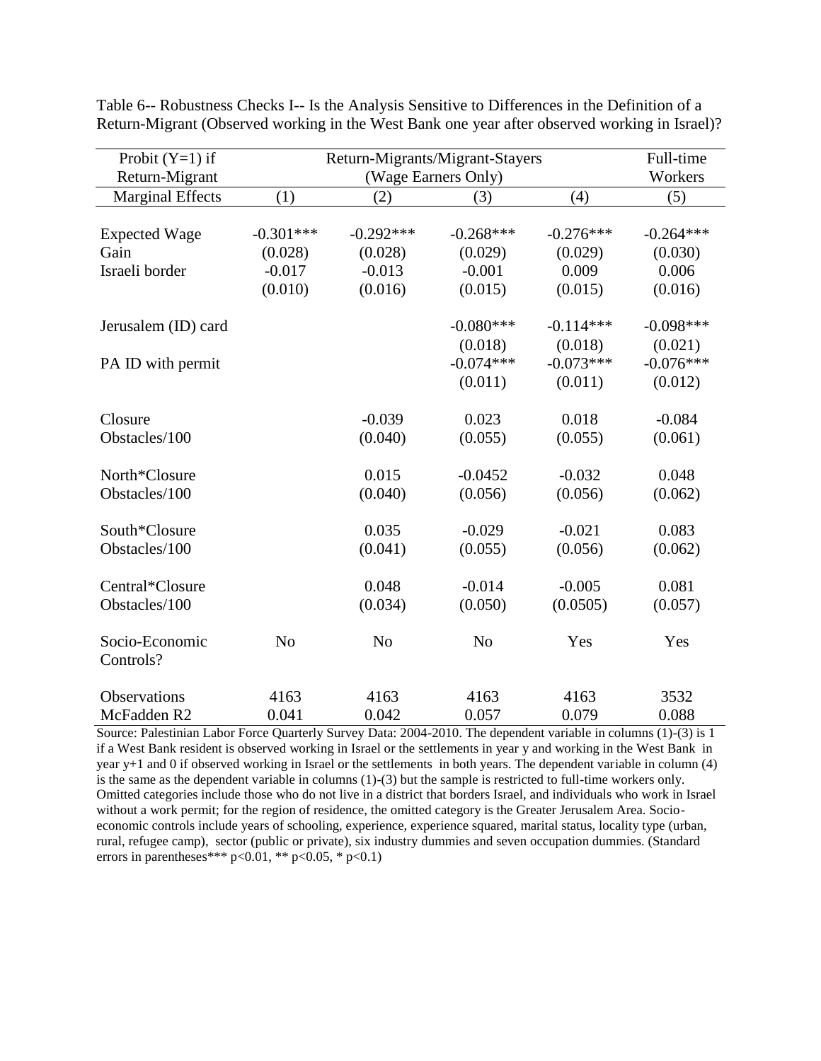Table 6-- Robustness Checks I-- Is the Analysis Sensitive to Differences in the Definition of a Return-Migrant (Observed working in the West Bank one year after observed working in Israel)?

| Probit (Y=1) if Return-Migrant | Return-Migrants/Migrant-Stayers (Wage Earners Only) | | | | Full-time Workers |
|---|---|---|---|---|---|
| Marginal Effects | (1) | (2) | (3) | (4) | (5) |
| Expected Wage Gain | -0.301*** | -0.292*** | -0.268*** | -0.276*** | -0.264*** |
| | (0.028) | (0.028) | (0.029) | (0.029) | (0.030) |
| Israeli border | -0.017 | -0.013 | -0.001 | 0.009 | 0.006 |
| | (0.010) | (0.016) | (0.015) | (0.015) | (0.016) |
| Jerusalem (ID) card | | | -0.080*** | -0.114*** | -0.098*** |
| | | | (0.018) | (0.018) | (0.021) |
| PA ID with permit | | | -0.074*** | -0.073*** | -0.076*** |
| | | | (0.011) | (0.011) | (0.012) |
| Closure Obstacles/100 | | -0.039 | 0.023 | 0.018 | -0.084 |
| | | (0.040) | (0.055) | (0.055) | (0.061) |
| North*Closure Obstacles/100 | | 0.015 | -0.0452 | -0.032 | 0.048 |
| | | (0.040) | (0.056) | (0.056) | (0.062) |
| South*Closure Obstacles/100 | | 0.035 | -0.029 | -0.021 | 0.083 |
| | | (0.041) | (0.055) | (0.056) | (0.062) |
| Central*Closure Obstacles/100 | | 0.048 | -0.014 | -0.005 | 0.081 |
| | | (0.034) | (0.050) | (0.0505) | (0.057) |
| Socio-Economic Controls? | No | No | No | Yes | Yes |
| Observations | 4163 | 4163 | 4163 | 4163 | 3532 |
| McFadden R2 | 0.041 | 0.042 | 0.057 | 0.079 | 0.088 |

Source: Palestinian Labor Force Quarterly Survey Data: 2004-2010. The dependent variable in columns (1)-(3) is 1 if a West Bank resident is observed working in Israel or the settlements in year y and working in the West Bank in year y+1 and 0 if observed working in Israel or the settlements in both years. The dependent variable in column (4) is the same as the dependent variable in columns (1)-(3) but the sample is restricted to full-time workers only. Omitted categories include those who do not live in a district that borders Israel, and individuals who work in Israel without a work permit; for the region of residence, the omitted category is the Greater Jerusalem Area. Socio-economic controls include years of schooling, experience, experience squared, marital status, locality type (urban, rural, refugee camp), sector (public or private), six industry dummies and seven occupation dummies. (Standard errors in parentheses*** $p<0.01$, ** $p<0.05$, * $p<0.1$)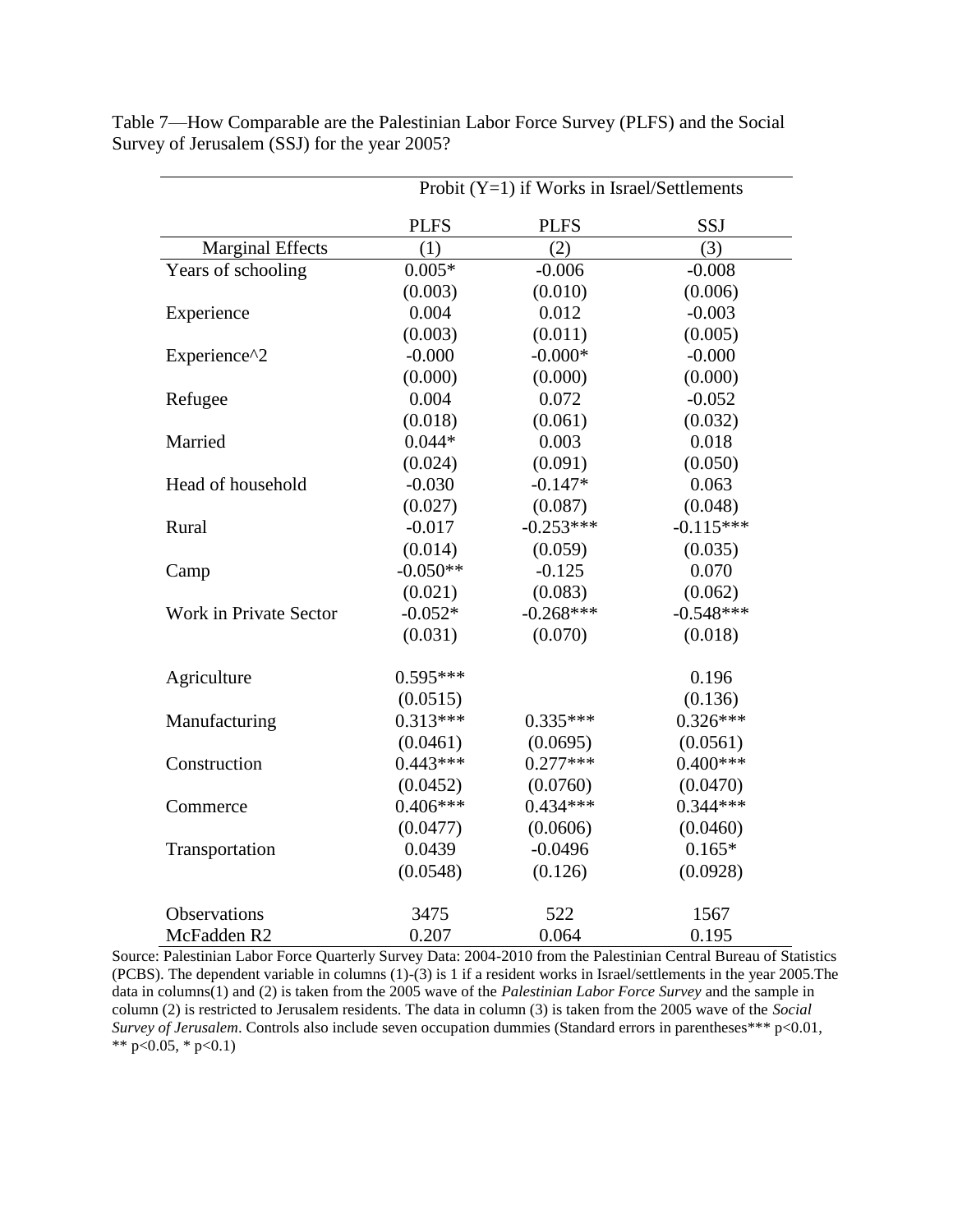Table 7—How Comparable are the Palestinian Labor Force Survey (PLFS) and the Social Survey of Jerusalem (SSJ) for the year 2005?

| | Probit (Y=1) if Works in Israel/Settlements | | |
|---|---|---|---|
| | PLFS | PLFS | SSJ |
| Marginal Effects | (1) | (2) | (3) |
| Years of schooling | 0.005* | -0.006 | -0.008 |
| | (0.003) | (0.010) | (0.006) |
| Experience | 0.004 | 0.012 | -0.003 |
| | (0.003) | (0.011) | (0.005) |
| Experience^2 | -0.000 | -0.000* | -0.000 |
| | (0.000) | (0.000) | (0.000) |
| Refugee | 0.004 | 0.072 | -0.052 |
| | (0.018) | (0.061) | (0.032) |
| Married | 0.044* | 0.003 | 0.018 |
| | (0.024) | (0.091) | (0.050) |
| Head of household | -0.030 | -0.147* | 0.063 |
| | (0.027) | (0.087) | (0.048) |
| Rural | -0.017 | -0.253*** | -0.115*** |
| | (0.014) | (0.059) | (0.035) |
| Camp | -0.050** | -0.125 | 0.070 |
| | (0.021) | (0.083) | (0.062) |
| Work in Private Sector | -0.052* | -0.268*** | -0.548*** |
| | (0.031) | (0.070) | (0.018) |
| Agriculture | 0.595*** | | 0.196 |
| | (0.0515) | | (0.136) |
| Manufacturing | 0.313*** | 0.335*** | 0.326*** |
| | (0.0461) | (0.0695) | (0.0561) |
| Construction | 0.443*** | 0.277*** | 0.400*** |
| | (0.0452) | (0.0760) | (0.0470) |
| Commerce | 0.406*** | 0.434*** | 0.344*** |
| | (0.0477) | (0.0606) | (0.0460) |
| Transportation | 0.0439 | -0.0496 | 0.165* |
| | (0.0548) | (0.126) | (0.0928) |
| Observations | 3475 | 522 | 1567 |
| McFadden R2 | 0.207 | 0.064 | 0.195 |

Source: Palestinian Labor Force Quarterly Survey Data: 2004-2010 from the Palestinian Central Bureau of Statistics (PCBS). The dependent variable in columns (1)-(3) is 1 if a resident works in Israel/settlements in the year 2005.The data in columns(1) and (2) is taken from the 2005 wave of the *Palestinian Labor Force Survey* and the sample in column (2) is restricted to Jerusalem residents. The data in column (3) is taken from the 2005 wave of the *Social Survey of Jerusalem*. Controls also include seven occupation dummies (Standard errors in parentheses*** p<0.01, ** p<0.05, * p<0.1)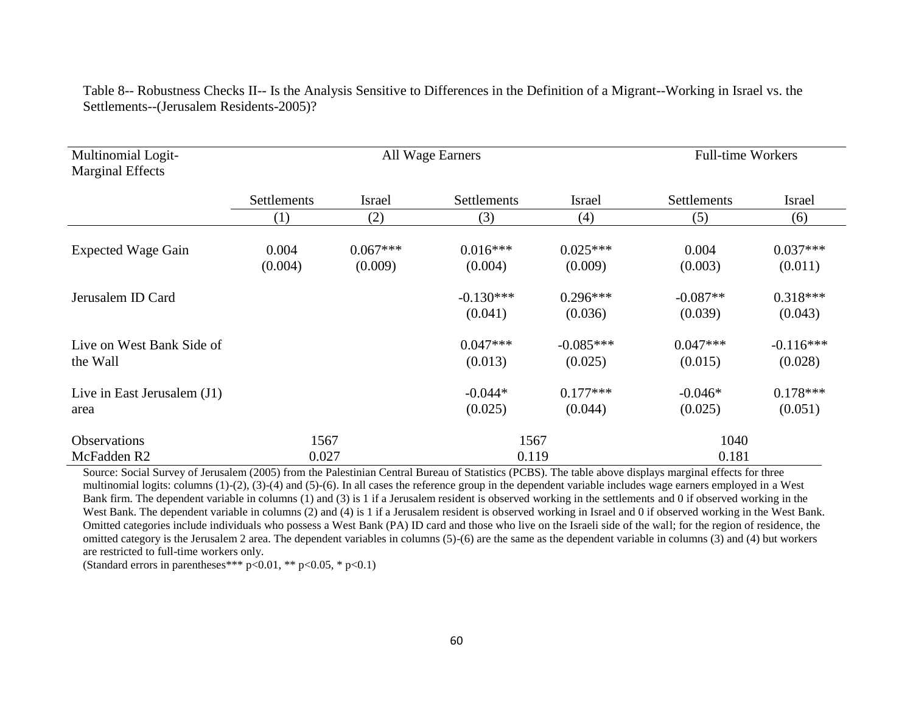Table 8-- Robustness Checks II-- Is the Analysis Sensitive to Differences in the Definition of a Migrant--Working in Israel vs. the Settlements--(Jerusalem Residents-2005)?

| Multinomial Logit-Marginal Effects | All Wage Earners | | | | Full-time Workers | |
|---|---|---|---|---|---|---|
| | Settlements | Israel | Settlements | Israel | Settlements | Israel |
| | (1) | (2) | (3) | (4) | (5) | (6) |
| Expected Wage Gain | 0.004 | 0.067*** | 0.016*** | 0.025*** | 0.004 | 0.037*** |
| | (0.004) | (0.009) | (0.004) | (0.009) | (0.003) | (0.011) |
| Jerusalem ID Card | | | -0.130*** | 0.296*** | -0.087** | 0.318*** |
| | | | (0.041) | (0.036) | (0.039) | (0.043) |
| Live on West Bank Side of the Wall | | | 0.047*** | -0.085*** | 0.047*** | -0.116*** |
| | | | (0.013) | (0.025) | (0.015) | (0.028) |
| Live in East Jerusalem (J1) area | | | -0.044* | 0.177*** | -0.046* | 0.178*** |
| | | | (0.025) | (0.044) | (0.025) | (0.051) |
| Observations | 1567 | | 1567 | | 1040 | |
| McFadden R2 | 0.027 | | 0.119 | | 0.181 | |

Source: Social Survey of Jerusalem (2005) from the Palestinian Central Bureau of Statistics (PCBS). The table above displays marginal effects for three multinomial logits: columns (1)-(2), (3)-(4) and (5)-(6). In all cases the reference group in the dependent variable includes wage earners employed in a West Bank firm. The dependent variable in columns (1) and (3) is 1 if a Jerusalem resident is observed working in the settlements and 0 if observed working in the West Bank. The dependent variable in columns (2) and (4) is 1 if a Jerusalem resident is observed working in Israel and 0 if observed working in the West Bank. Omitted categories include individuals who possess a West Bank (PA) ID card and those who live on the Israeli side of the wall; for the region of residence, the omitted category is the Jerusalem 2 area. The dependent variables in columns (5)-(6) are the same as the dependent variable in columns (3) and (4) but workers are restricted to full-time workers only.

(Standard errors in parentheses*** p<0.01, ** p<0.05, * p<0.1)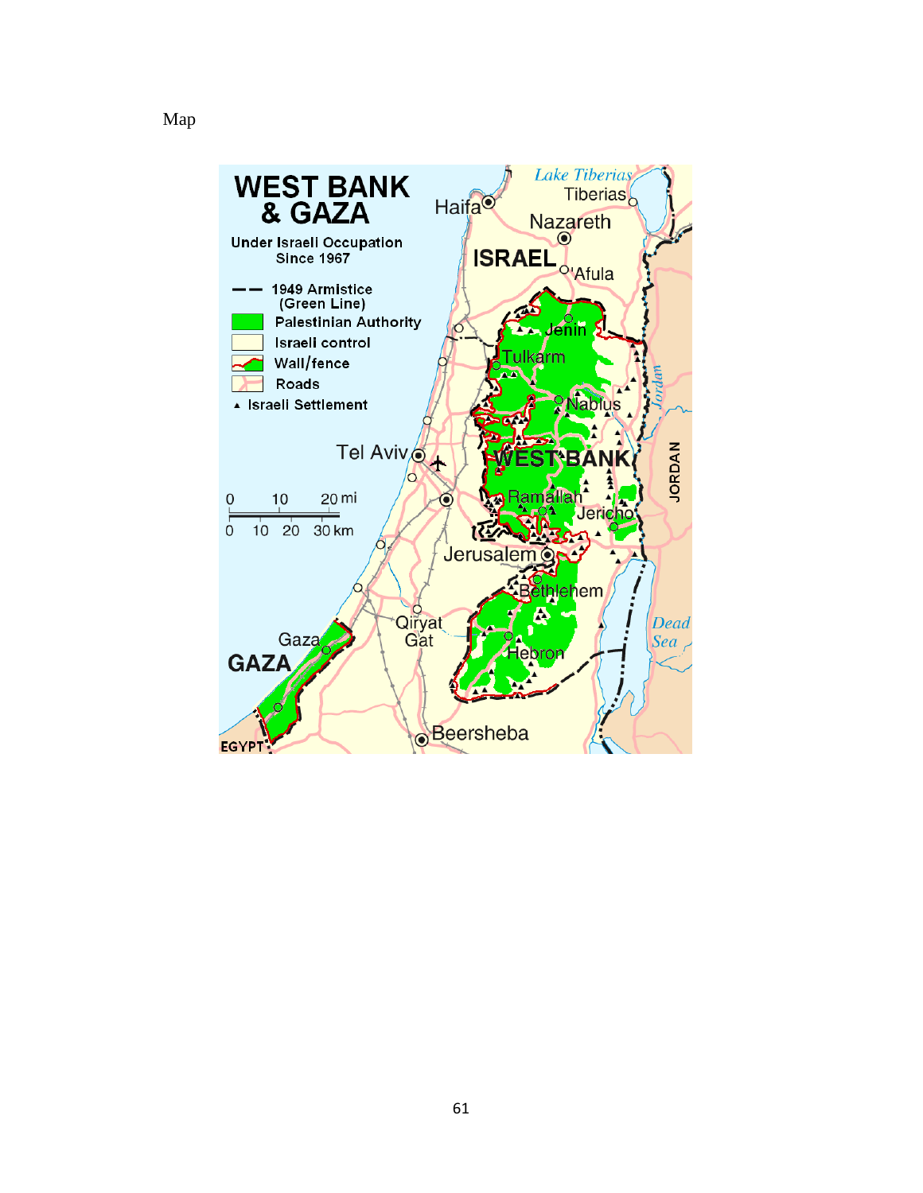Map

WEST BANK & GAZA

Under Israeli Occupation Since 1967

- 1949 Armistice (Green Line)
- Palestinian Authority
- Israeli control
- Wall/fence
- Roads
- ▲ Israeli Settlement

Lake Tiberias, Tiberias, Haifa, Nazareth, ISRAEL, Afula, Jenin, Tulkarm, Nablus, Jordan, Tel Aviv, WEST BANK, JORDAN, Ramallah, Jericho, Jerusalem, Bethlehem, Qiryat Gat, Dead Sea, Gaza, GAZA, Hebron, EGYPT, Beersheba

0 10 20 mi
0 10 20 30 km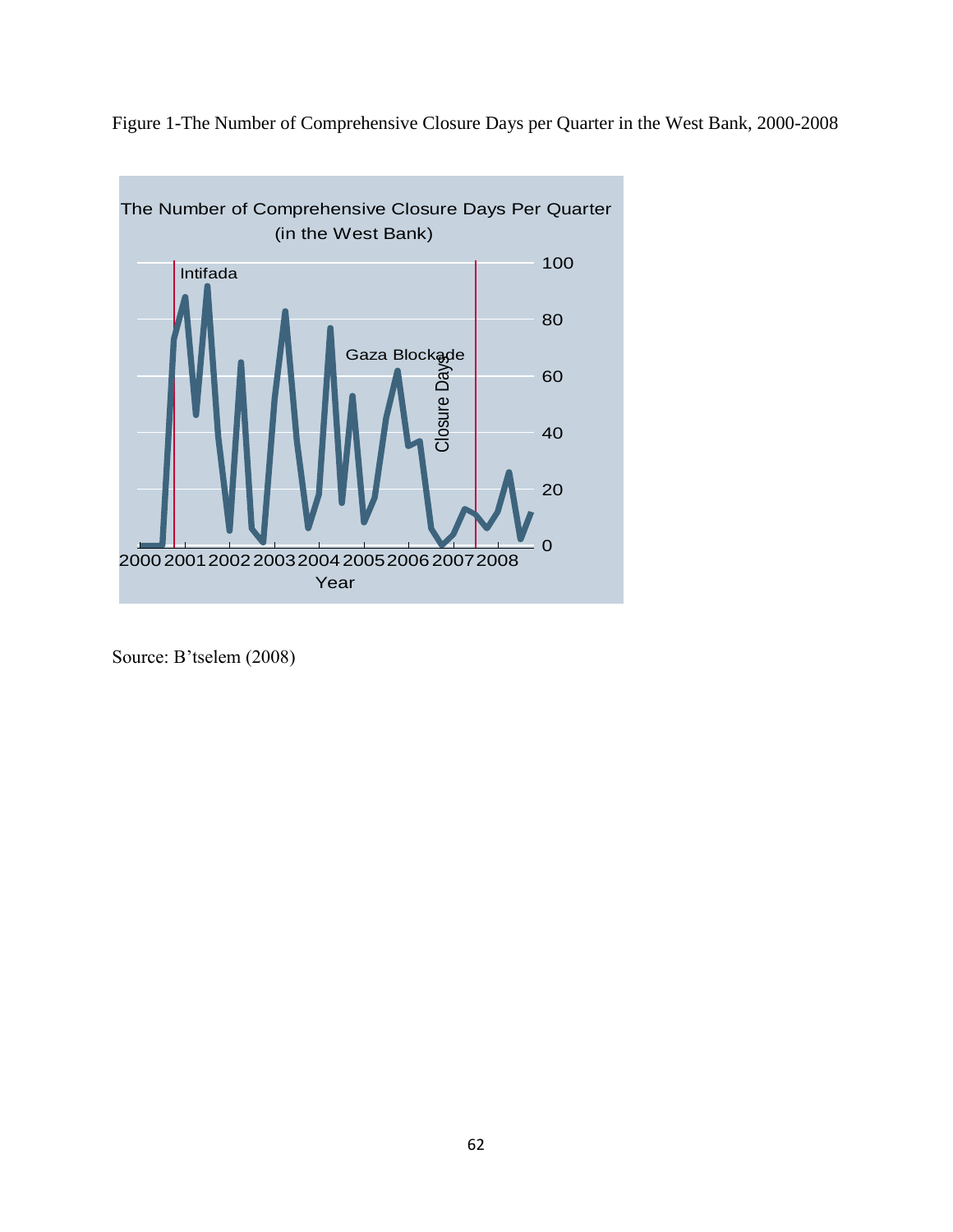Figure 1-The Number of Comprehensive Closure Days per Quarter in the West Bank, 2000-2008

Source: B'tselem (2008)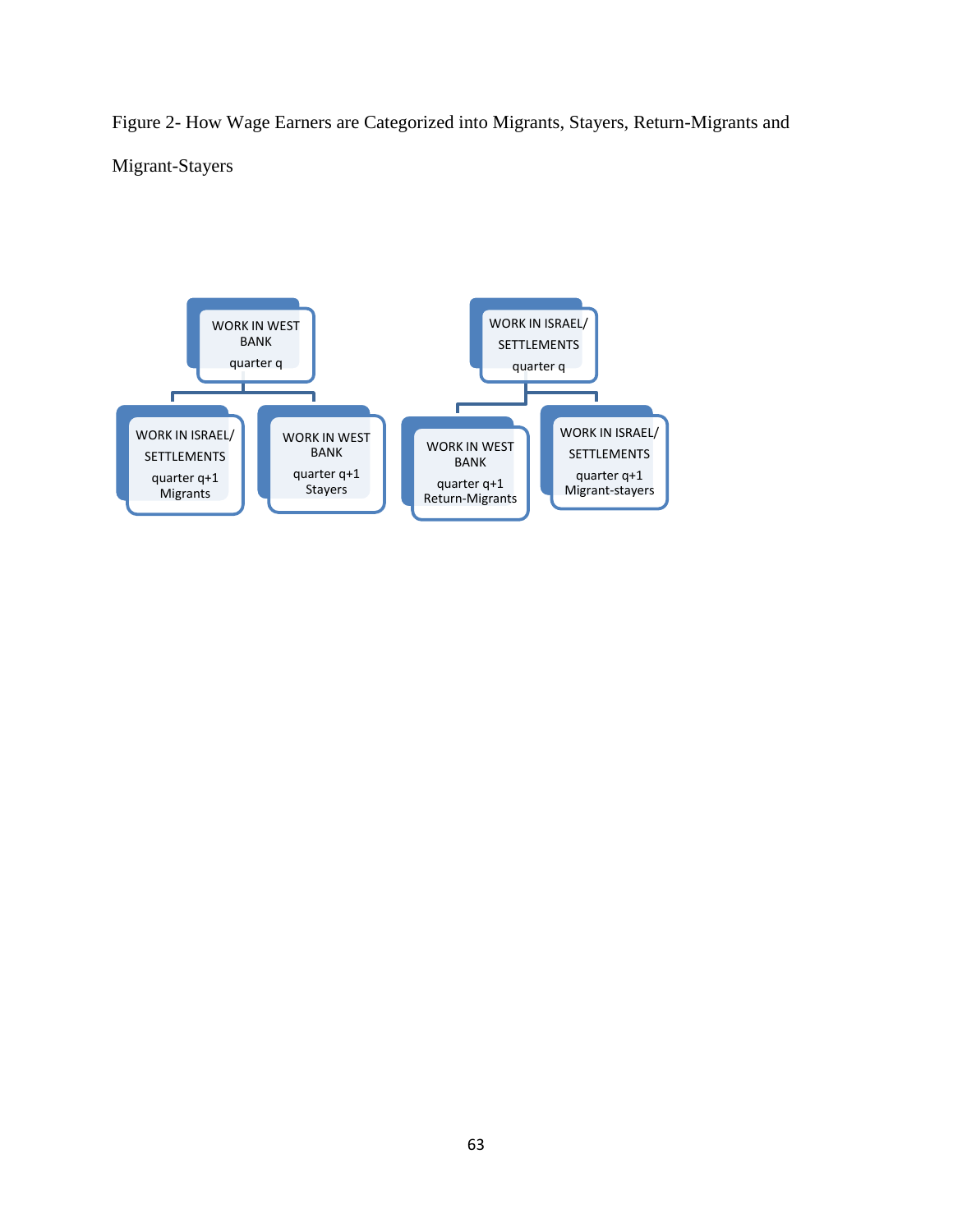Figure 2- How Wage Earners are Categorized into Migrants, Stayers, Return-Migrants and Migrant-Stayers

WORK IN WEST BANK
quarter q

WORK IN ISRAEL/ SETTLEMENTS
quarter q+1
Migrants

WORK IN WEST BANK
quarter q+1
Stayers

WORK IN ISRAEL/ SETTLEMENTS
quarter q

WORK IN WEST BANK
quarter q+1
Return-Migrants

WORK IN ISRAEL/ SETTLEMENTS
quarter q+1
Migrant-stayers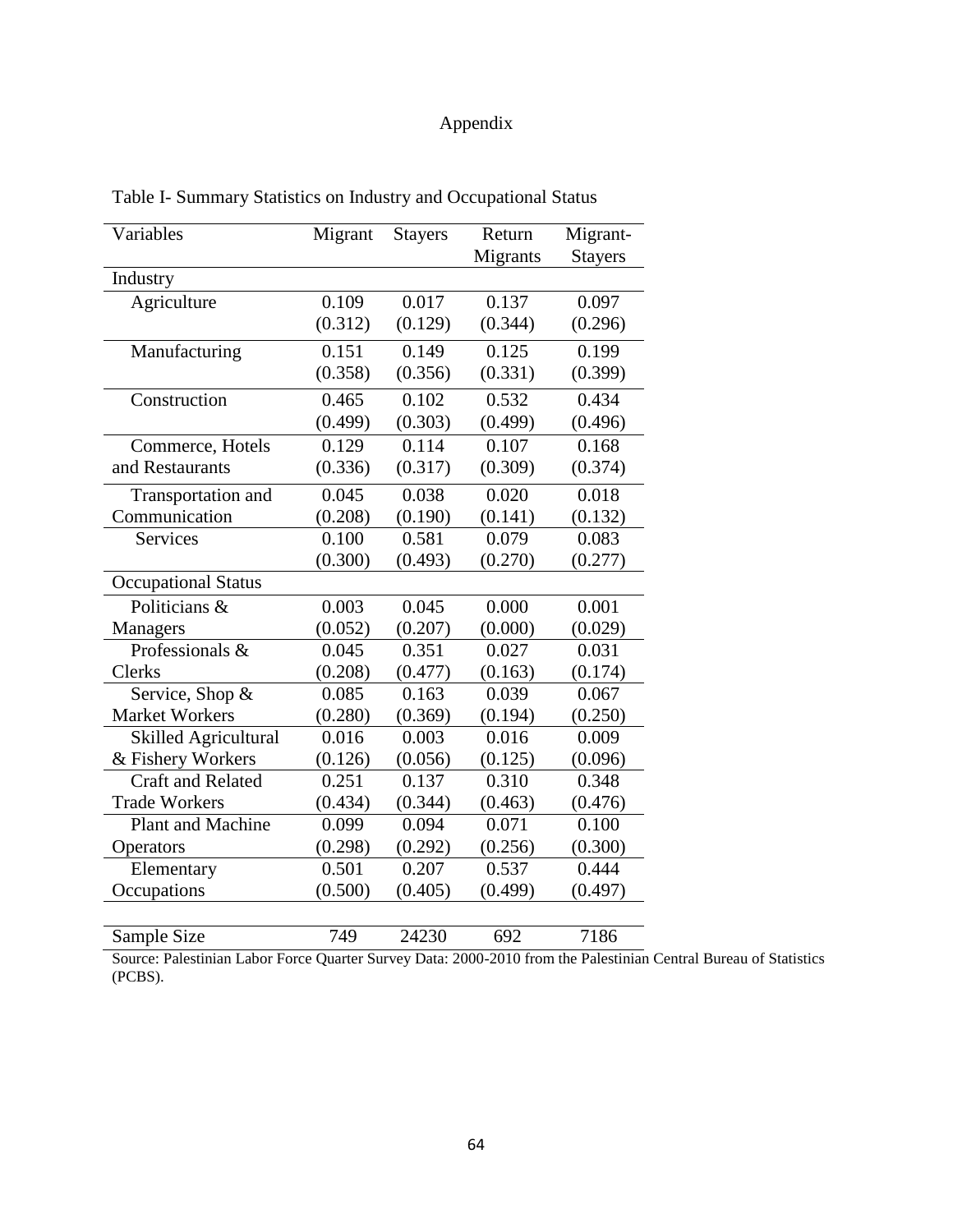# Appendix

Table I- Summary Statistics on Industry and Occupational Status

| Variables | Migrant | Stayers | Return Migrants | Migrant-Stayers |
|---|---|---|---|---|
| **Industry** | | | | |
| Agriculture | 0.109 | 0.017 | 0.137 | 0.097 |
| | (0.312) | (0.129) | (0.344) | (0.296) |
| Manufacturing | 0.151 | 0.149 | 0.125 | 0.199 |
| | (0.358) | (0.356) | (0.331) | (0.399) |
| Construction | 0.465 | 0.102 | 0.532 | 0.434 |
| | (0.499) | (0.303) | (0.499) | (0.496) |
| Commerce, Hotels and Restaurants | 0.129 | 0.114 | 0.107 | 0.168 |
| | (0.336) | (0.317) | (0.309) | (0.374) |
| Transportation and Communication | 0.045 | 0.038 | 0.020 | 0.018 |
| | (0.208) | (0.190) | (0.141) | (0.132) |
| Services | 0.100 | 0.581 | 0.079 | 0.083 |
| | (0.300) | (0.493) | (0.270) | (0.277) |
| **Occupational Status** | | | | |
| Politicians & Managers | 0.003 | 0.045 | 0.000 | 0.001 |
| | (0.052) | (0.207) | (0.000) | (0.029) |
| Professionals & Clerks | 0.045 | 0.351 | 0.027 | 0.031 |
| | (0.208) | (0.477) | (0.163) | (0.174) |
| Service, Shop & Market Workers | 0.085 | 0.163 | 0.039 | 0.067 |
| | (0.280) | (0.369) | (0.194) | (0.250) |
| Skilled Agricultural & Fishery Workers | 0.016 | 0.003 | 0.016 | 0.009 |
| | (0.126) | (0.056) | (0.125) | (0.096) |
| Craft and Related Trade Workers | 0.251 | 0.137 | 0.310 | 0.348 |
| | (0.434) | (0.344) | (0.463) | (0.476) |
| Plant and Machine Operators | 0.099 | 0.094 | 0.071 | 0.100 |
| | (0.298) | (0.292) | (0.256) | (0.300) |
| Elementary Occupations | 0.501 | 0.207 | 0.537 | 0.444 |
| | (0.500) | (0.405) | (0.499) | (0.497) |
| Sample Size | 749 | 24230 | 692 | 7186 |

Source: Palestinian Labor Force Quarter Survey Data: 2000-2010 from the Palestinian Central Bureau of Statistics (PCBS).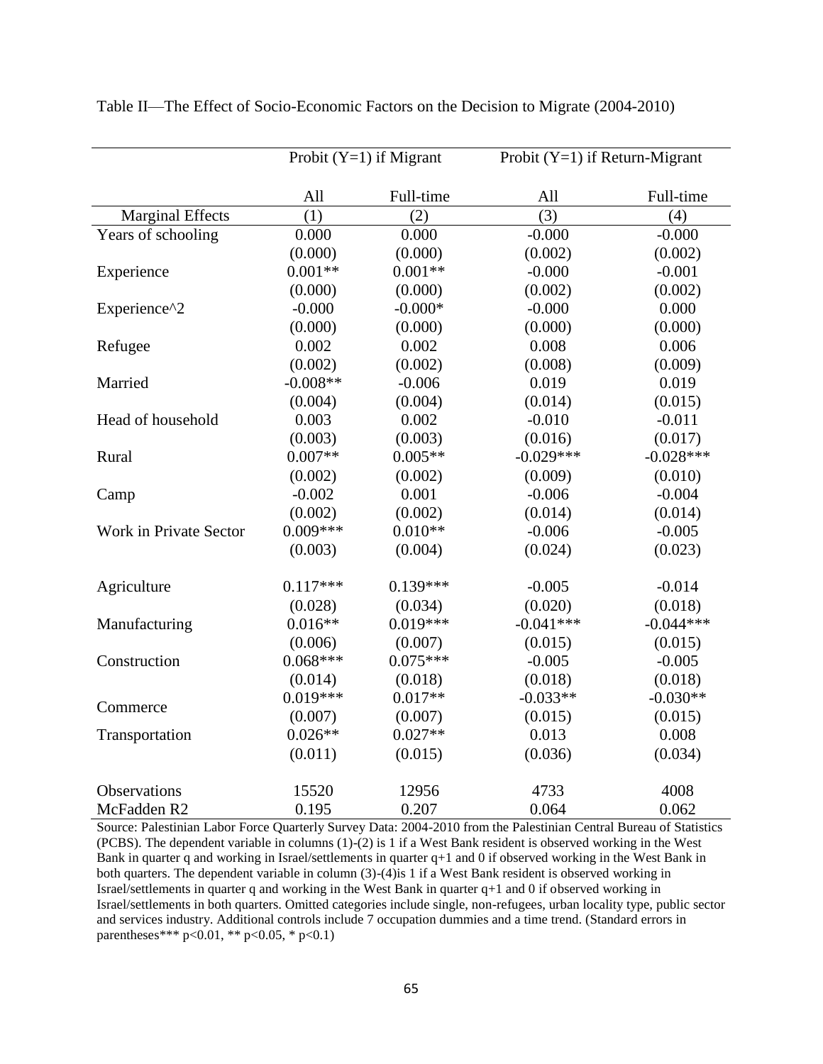Table II—The Effect of Socio-Economic Factors on the Decision to Migrate (2004-2010)

| | Probit (Y=1) if Migrant | | Probit (Y=1) if Return-Migrant | |
|---|---|---|---|---|
| | All | Full-time | All | Full-time |
| Marginal Effects | (1) | (2) | (3) | (4) |
| Years of schooling | 0.000 | 0.000 | -0.000 | -0.000 |
| | (0.000) | (0.000) | (0.002) | (0.002) |
| Experience | 0.001** | 0.001** | -0.000 | -0.001 |
| | (0.000) | (0.000) | (0.002) | (0.002) |
| Experience^2 | -0.000 | -0.000* | -0.000 | 0.000 |
| | (0.000) | (0.000) | (0.000) | (0.000) |
| Refugee | 0.002 | 0.002 | 0.008 | 0.006 |
| | (0.002) | (0.002) | (0.008) | (0.009) |
| Married | -0.008** | -0.006 | 0.019 | 0.019 |
| | (0.004) | (0.004) | (0.014) | (0.015) |
| Head of household | 0.003 | 0.002 | -0.010 | -0.011 |
| | (0.003) | (0.003) | (0.016) | (0.017) |
| Rural | 0.007** | 0.005** | -0.029*** | -0.028*** |
| | (0.002) | (0.002) | (0.009) | (0.010) |
| Camp | -0.002 | 0.001 | -0.006 | -0.004 |
| | (0.002) | (0.002) | (0.014) | (0.014) |
| Work in Private Sector | 0.009*** | 0.010** | -0.006 | -0.005 |
| | (0.003) | (0.004) | (0.024) | (0.023) |
| Agriculture | 0.117*** | 0.139*** | -0.005 | -0.014 |
| | (0.028) | (0.034) | (0.020) | (0.018) |
| Manufacturing | 0.016** | 0.019*** | -0.041*** | -0.044*** |
| | (0.006) | (0.007) | (0.015) | (0.015) |
| Construction | 0.068*** | 0.075*** | -0.005 | -0.005 |
| | (0.014) | (0.018) | (0.018) | (0.018) |
| Commerce | 0.019*** | 0.017** | -0.033** | -0.030** |
| | (0.007) | (0.007) | (0.015) | (0.015) |
| Transportation | 0.026** | 0.027** | 0.013 | 0.008 |
| | (0.011) | (0.015) | (0.036) | (0.034) |
| Observations | 15520 | 12956 | 4733 | 4008 |
| McFadden R2 | 0.195 | 0.207 | 0.064 | 0.062 |

Source: Palestinian Labor Force Quarterly Survey Data: 2004-2010 from the Palestinian Central Bureau of Statistics (PCBS). The dependent variable in columns (1)-(2) is 1 if a West Bank resident is observed working in the West Bank in quarter q and working in Israel/settlements in quarter q+1 and 0 if observed working in the West Bank in both quarters. The dependent variable in column (3)-(4)is 1 if a West Bank resident is observed working in Israel/settlements in quarter q and working in the West Bank in quarter q+1 and 0 if observed working in Israel/settlements in both quarters. Omitted categories include single, non-refugees, urban locality type, public sector and services industry. Additional controls include 7 occupation dummies and a time trend. (Standard errors in parentheses*** p<0.01, ** p<0.05, * p<0.1)